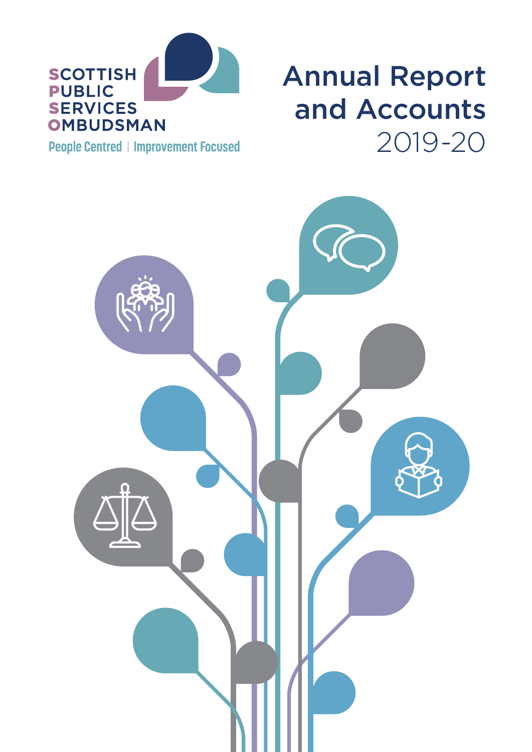SCOTTISH PUBLIC SERVICES OMBUDSMAN

People Centred | Improvement Focused

# Annual Report and Accounts

2019-20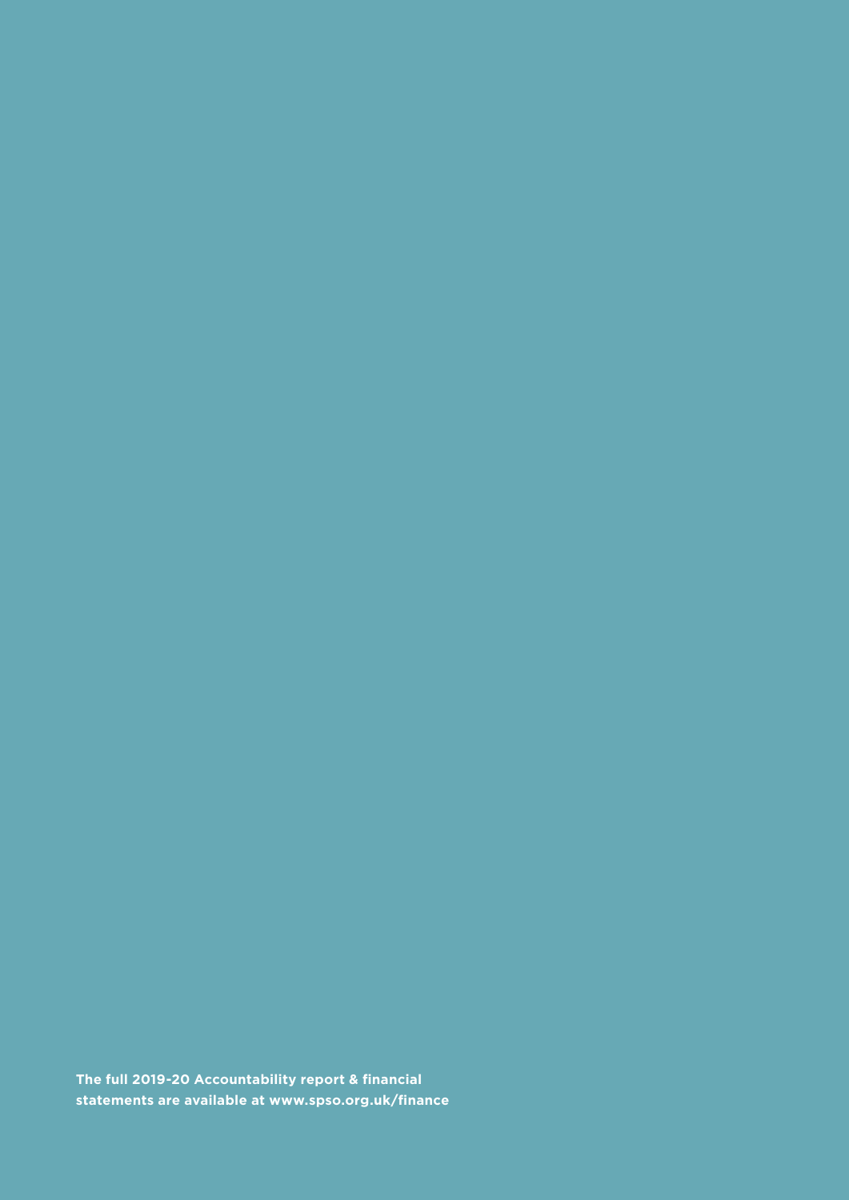**The full 2019-20 Accountability report & financial statements are available at www.spso.org.uk/finance**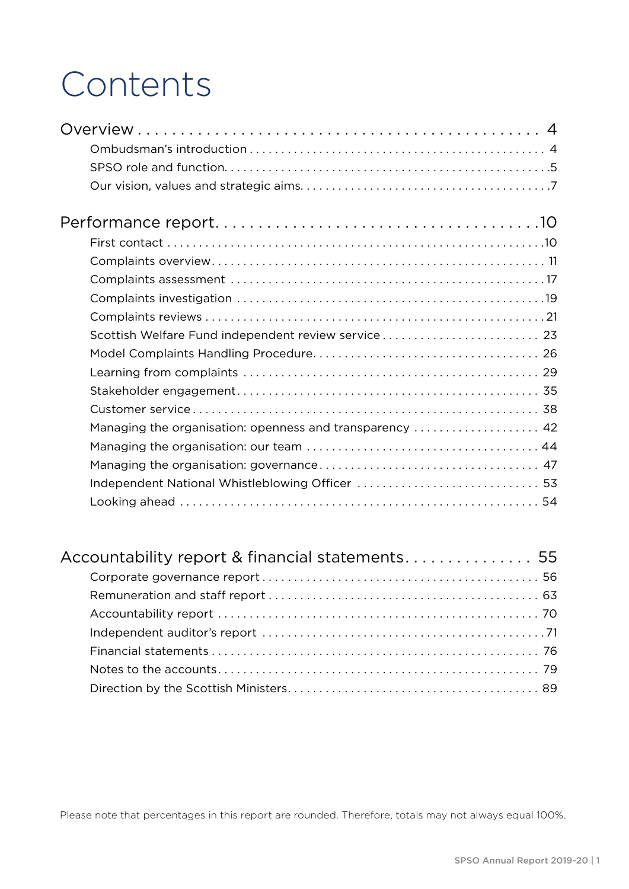# Contents

## Overview . . . . . . . . . . . . . . . . . . . . . . . . . . . . . . . . . . . . . . . . . . . . . 4

- Ombudsman's introduction . . . . . . . . . . . . . . . . . . . . . . . . . . . . . . . . . . . . . . . . . . . . . . 4
- SPSO role and function. . . . . . . . . . . . . . . . . . . . . . . . . . . . . . . . . . . . . . . . . . . . . . . . .5
- Our vision, values and strategic aims. . . . . . . . . . . . . . . . . . . . . . . . . . . . . . . . . . . . .7

## Performance report. . . . . . . . . . . . . . . . . . . . . . . . . . . . . . . . . . . . .10

- First contact . . . . . . . . . . . . . . . . . . . . . . . . . . . . . . . . . . . . . . . . . . . . . . . . . . . . . . . . .10
- Complaints overview. . . . . . . . . . . . . . . . . . . . . . . . . . . . . . . . . . . . . . . . . . . . . . . . . . 11
- Complaints assessment . . . . . . . . . . . . . . . . . . . . . . . . . . . . . . . . . . . . . . . . . . . . . . . .17
- Complaints investigation . . . . . . . . . . . . . . . . . . . . . . . . . . . . . . . . . . . . . . . . . . . . . . .19
- Complaints reviews . . . . . . . . . . . . . . . . . . . . . . . . . . . . . . . . . . . . . . . . . . . . . . . . . . . .21
- Scottish Welfare Fund independent review service . . . . . . . . . . . . . . . . . . . . . . . . . 23
- Model Complaints Handling Procedure. . . . . . . . . . . . . . . . . . . . . . . . . . . . . . . . . . . 26
- Learning from complaints . . . . . . . . . . . . . . . . . . . . . . . . . . . . . . . . . . . . . . . . . . . . . . 29
- Stakeholder engagement. . . . . . . . . . . . . . . . . . . . . . . . . . . . . . . . . . . . . . . . . . . . . . . 35
- Customer service . . . . . . . . . . . . . . . . . . . . . . . . . . . . . . . . . . . . . . . . . . . . . . . . . . . . . 38
- Managing the organisation: openness and transparency . . . . . . . . . . . . . . . . . . . . 42
- Managing the organisation: our team . . . . . . . . . . . . . . . . . . . . . . . . . . . . . . . . . . . . .44
- Managing the organisation: governance. . . . . . . . . . . . . . . . . . . . . . . . . . . . . . . . . . 47
- Independent National Whistleblowing Officer . . . . . . . . . . . . . . . . . . . . . . . . . . . . 53
- Looking ahead . . . . . . . . . . . . . . . . . . . . . . . . . . . . . . . . . . . . . . . . . . . . . . . . . . . . . . . 54

## Accountability report & financial statements. . . . . . . . . . . . . . . 55

- Corporate governance report . . . . . . . . . . . . . . . . . . . . . . . . . . . . . . . . . . . . . . . . . . . 56
- Remuneration and staff report . . . . . . . . . . . . . . . . . . . . . . . . . . . . . . . . . . . . . . . . . . 63
- Accountability report . . . . . . . . . . . . . . . . . . . . . . . . . . . . . . . . . . . . . . . . . . . . . . . . . . 70
- Independent auditor's report . . . . . . . . . . . . . . . . . . . . . . . . . . . . . . . . . . . . . . . . . . . .71
- Financial statements . . . . . . . . . . . . . . . . . . . . . . . . . . . . . . . . . . . . . . . . . . . . . . . . . . . 76
- Notes to the accounts. . . . . . . . . . . . . . . . . . . . . . . . . . . . . . . . . . . . . . . . . . . . . . . . . . 79
- Direction by the Scottish Ministers. . . . . . . . . . . . . . . . . . . . . . . . . . . . . . . . . . . . . . . 89

Please note that percentages in this report are rounded. Therefore, totals may not always equal 100%.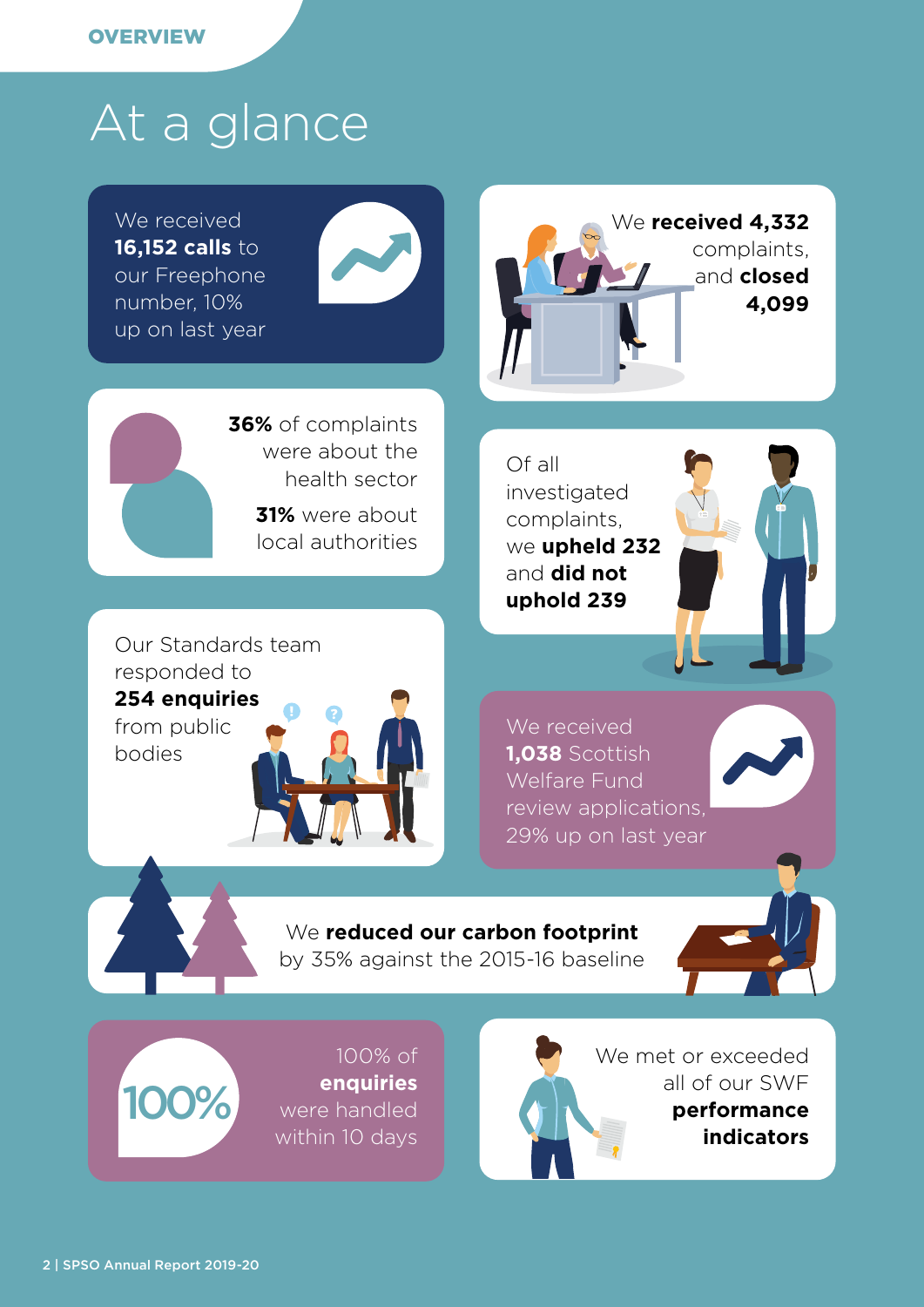OVERVIEW

# At a glance

We received **16,152 calls** to our Freephone number, 10% up on last year

We **received 4,332** complaints, and **closed 4,099**

**36%** of complaints were about the health sector

**31%** were about local authorities

Of all investigated complaints, we **upheld 232** and **did not uphold 239**

Our Standards team responded to **254 enquiries** from public bodies

We received **1,038** Scottish Welfare Fund review applications, 29% up on last year

We **reduced our carbon footprint** by 35% against the 2015-16 baseline

100%

100% of **enquiries** were handled within 10 days

We met or exceeded all of our SWF **performance indicators**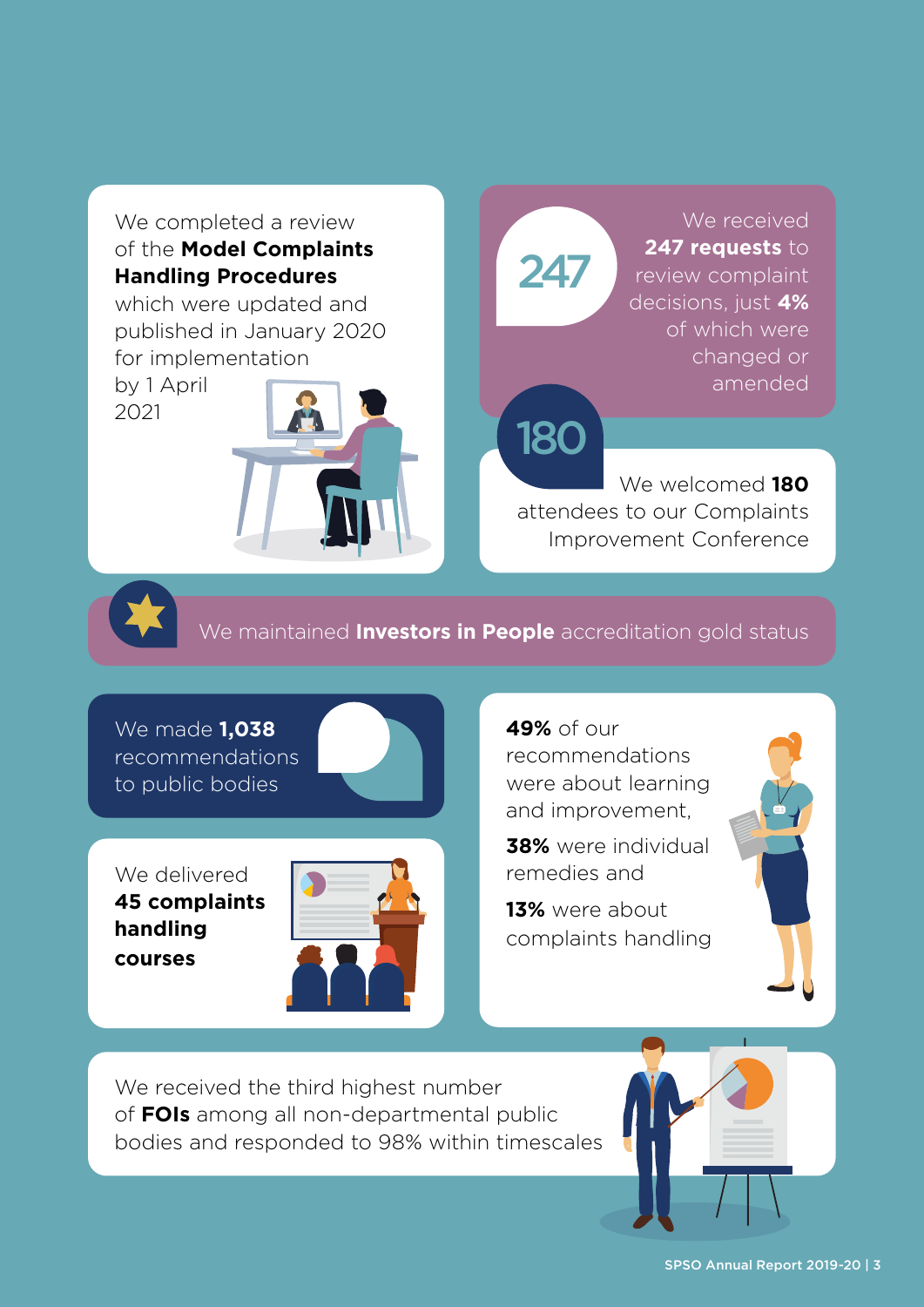We completed a review of the **Model Complaints Handling Procedures** which were updated and published in January 2020 for implementation by 1 April 2021

247

We received **247 requests** to review complaint decisions, just **4%** of which were changed or amended

180

We welcomed **180** attendees to our Complaints Improvement Conference

We maintained **Investors in People** accreditation gold status

We made **1,038** recommendations to public bodies

We delivered **45 complaints handling courses**

**49%** of our recommendations were about learning and improvement,

**38%** were individual remedies and

**13%** were about complaints handling

We received the third highest number of **FOIs** among all non-departmental public bodies and responded to 98% within timescales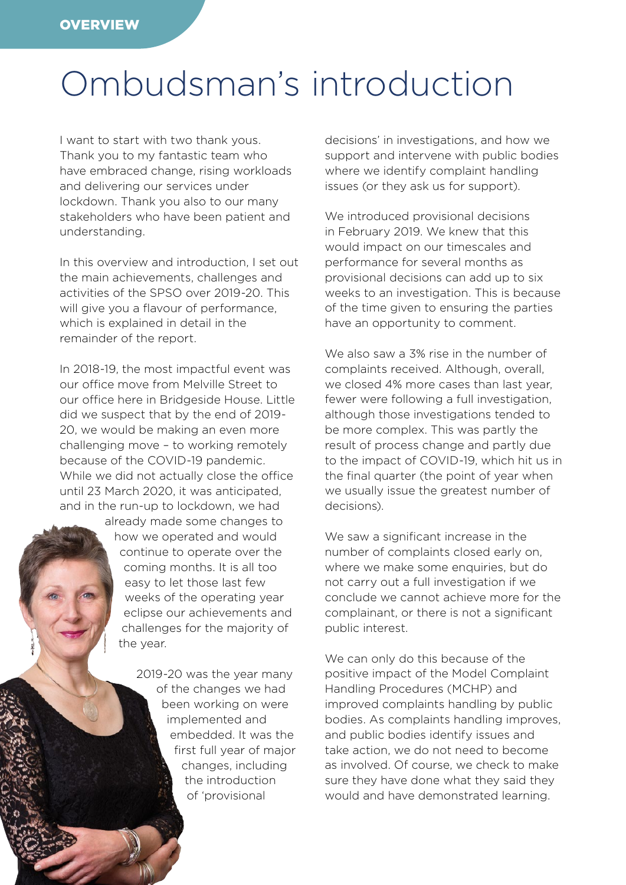# Ombudsman's introduction

I want to start with two thank yous. Thank you to my fantastic team who have embraced change, rising workloads and delivering our services under lockdown. Thank you also to our many stakeholders who have been patient and understanding.

In this overview and introduction, I set out the main achievements, challenges and activities of the SPSO over 2019-20. This will give you a flavour of performance, which is explained in detail in the remainder of the report.

In 2018-19, the most impactful event was our office move from Melville Street to our office here in Bridgeside House. Little did we suspect that by the end of 2019-20, we would be making an even more challenging move – to working remotely because of the COVID-19 pandemic. While we did not actually close the office until 23 March 2020, it was anticipated, and in the run-up to lockdown, we had already made some changes to how we operated and would continue to operate over the coming months. It is all too easy to let those last few weeks of the operating year eclipse our achievements and challenges for the majority of the year.

2019-20 was the year many of the changes we had been working on were implemented and embedded. It was the first full year of major changes, including the introduction of 'provisional decisions' in investigations, and how we support and intervene with public bodies where we identify complaint handling issues (or they ask us for support).

We introduced provisional decisions in February 2019. We knew that this would impact on our timescales and performance for several months as provisional decisions can add up to six weeks to an investigation. This is because of the time given to ensuring the parties have an opportunity to comment.

We also saw a 3% rise in the number of complaints received. Although, overall, we closed 4% more cases than last year, fewer were following a full investigation, although those investigations tended to be more complex. This was partly the result of process change and partly due to the impact of COVID-19, which hit us in the final quarter (the point of year when we usually issue the greatest number of decisions).

We saw a significant increase in the number of complaints closed early on, where we make some enquiries, but do not carry out a full investigation if we conclude we cannot achieve more for the complainant, or there is not a significant public interest.

We can only do this because of the positive impact of the Model Complaint Handling Procedures (MCHP) and improved complaints handling by public bodies. As complaints handling improves, and public bodies identify issues and take action, we do not need to become as involved. Of course, we check to make sure they have done what they said they would and have demonstrated learning.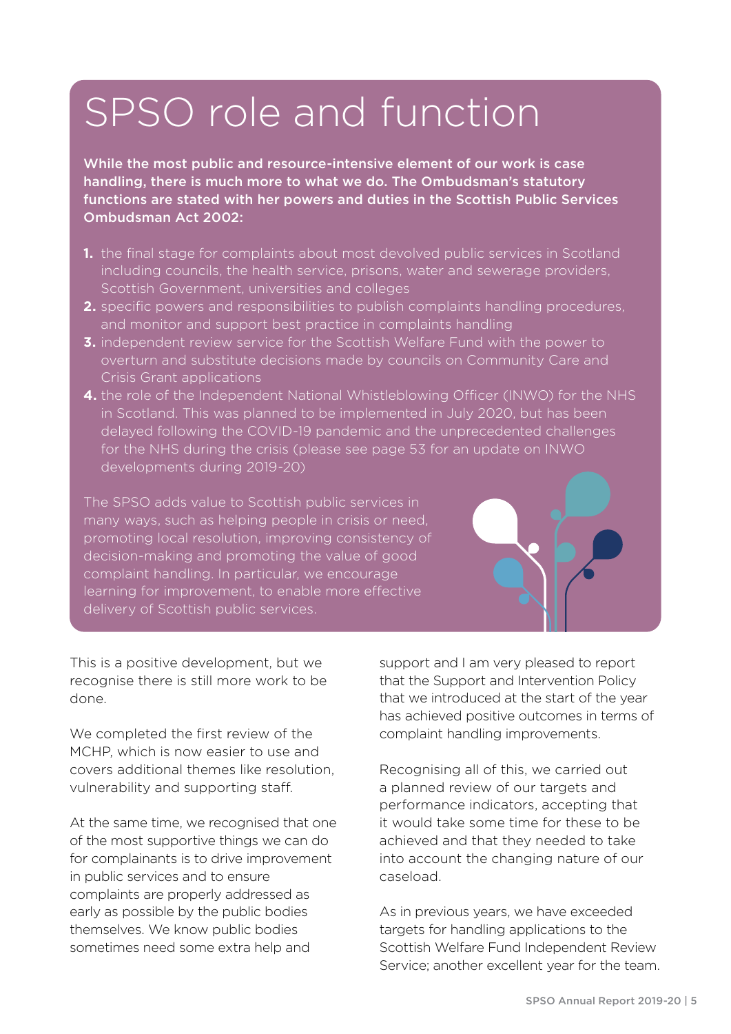# SPSO role and function

**While the most public and resource-intensive element of our work is case handling, there is much more to what we do. The Ombudsman's statutory functions are stated with her powers and duties in the Scottish Public Services Ombudsman Act 2002:**

1. the final stage for complaints about most devolved public services in Scotland including councils, the health service, prisons, water and sewerage providers, Scottish Government, universities and colleges
2. specific powers and responsibilities to publish complaints handling procedures, and monitor and support best practice in complaints handling
3. independent review service for the Scottish Welfare Fund with the power to overturn and substitute decisions made by councils on Community Care and Crisis Grant applications
4. the role of the Independent National Whistleblowing Officer (INWO) for the NHS in Scotland. This was planned to be implemented in July 2020, but has been delayed following the COVID-19 pandemic and the unprecedented challenges for the NHS during the crisis (please see page 53 for an update on INWO developments during 2019-20)

The SPSO adds value to Scottish public services in many ways, such as helping people in crisis or need, promoting local resolution, improving consistency of decision-making and promoting the value of good complaint handling. In particular, we encourage learning for improvement, to enable more effective delivery of Scottish public services.

This is a positive development, but we recognise there is still more work to be done.

We completed the first review of the MCHP, which is now easier to use and covers additional themes like resolution, vulnerability and supporting staff.

At the same time, we recognised that one of the most supportive things we can do for complainants is to drive improvement in public services and to ensure complaints are properly addressed as early as possible by the public bodies themselves. We know public bodies sometimes need some extra help and support and I am very pleased to report that the Support and Intervention Policy that we introduced at the start of the year has achieved positive outcomes in terms of complaint handling improvements.

Recognising all of this, we carried out a planned review of our targets and performance indicators, accepting that it would take some time for these to be achieved and that they needed to take into account the changing nature of our caseload.

As in previous years, we have exceeded targets for handling applications to the Scottish Welfare Fund Independent Review Service; another excellent year for the team.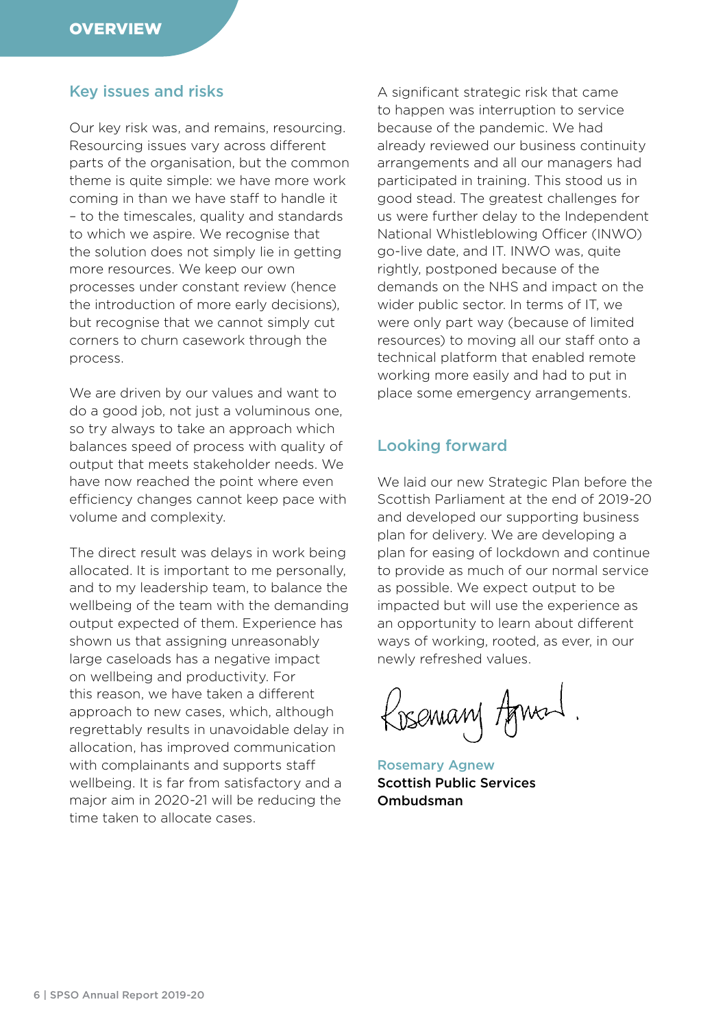## Key issues and risks

Our key risk was, and remains, resourcing. Resourcing issues vary across different parts of the organisation, but the common theme is quite simple: we have more work coming in than we have staff to handle it – to the timescales, quality and standards to which we aspire. We recognise that the solution does not simply lie in getting more resources. We keep our own processes under constant review (hence the introduction of more early decisions), but recognise that we cannot simply cut corners to churn casework through the process.

We are driven by our values and want to do a good job, not just a voluminous one, so try always to take an approach which balances speed of process with quality of output that meets stakeholder needs. We have now reached the point where even efficiency changes cannot keep pace with volume and complexity.

The direct result was delays in work being allocated. It is important to me personally, and to my leadership team, to balance the wellbeing of the team with the demanding output expected of them. Experience has shown us that assigning unreasonably large caseloads has a negative impact on wellbeing and productivity. For this reason, we have taken a different approach to new cases, which, although regrettably results in unavoidable delay in allocation, has improved communication with complainants and supports staff wellbeing. It is far from satisfactory and a major aim in 2020-21 will be reducing the time taken to allocate cases.

A significant strategic risk that came to happen was interruption to service because of the pandemic. We had already reviewed our business continuity arrangements and all our managers had participated in training. This stood us in good stead. The greatest challenges for us were further delay to the Independent National Whistleblowing Officer (INWO) go-live date, and IT. INWO was, quite rightly, postponed because of the demands on the NHS and impact on the wider public sector. In terms of IT, we were only part way (because of limited resources) to moving all our staff onto a technical platform that enabled remote working more easily and had to put in place some emergency arrangements.

## Looking forward

We laid our new Strategic Plan before the Scottish Parliament at the end of 2019-20 and developed our supporting business plan for delivery. We are developing a plan for easing of lockdown and continue to provide as much of our normal service as possible. We expect output to be impacted but will use the experience as an opportunity to learn about different ways of working, rooted, as ever, in our newly refreshed values.

Rosemary Agnew
**Scottish Public Services Ombudsman**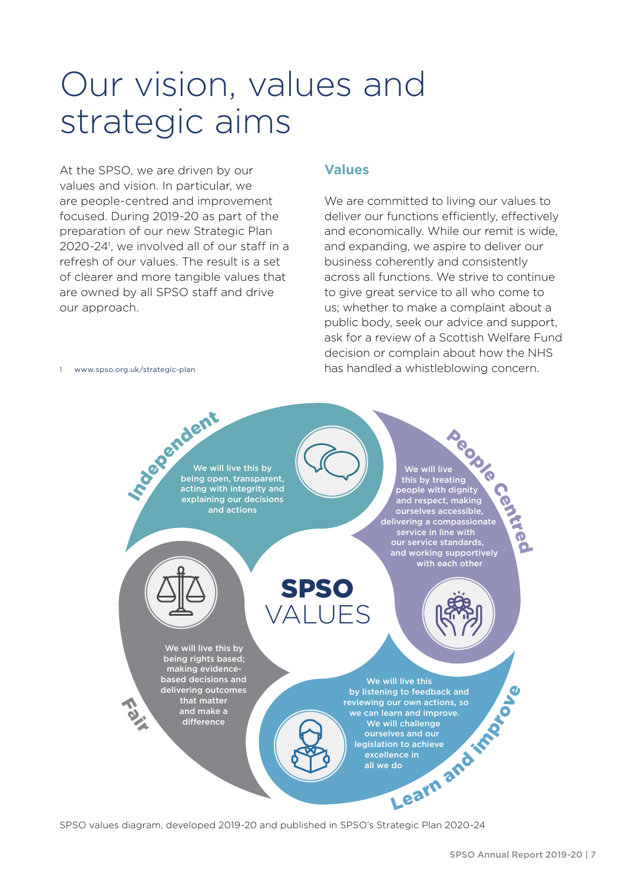# Our vision, values and strategic aims

At the SPSO, we are driven by our values and vision. In particular, we are people-centred and improvement focused. During 2019-20 as part of the preparation of our new Strategic Plan 2020-24[1], we involved all of our staff in a refresh of our values. The result is a set of clearer and more tangible values that are owned by all SPSO staff and drive our approach.

1 www.spso.org.uk/strategic-plan

## Values

We are committed to living our values to deliver our functions efficiently, effectively and economically. While our remit is wide, and expanding, we aspire to deliver our business coherently and consistently across all functions. We strive to continue to give great service to all who come to us; whether to make a complaint about a public body, seek our advice and support, ask for a review of a Scottish Welfare Fund decision or complain about how the NHS has handled a whistleblowing concern.

**SPSO VALUES**

**Independent**
We will live this by being open, transparent, acting with integrity and explaining our decisions and actions

**People Centred**
We will live this by treating people with dignity and respect, making ourselves accessible, delivering a compassionate service in line with our service standards, and working supportively with each other

**Learn and improve**
We will live this by listening to feedback and reviewing our own actions, so we can learn and improve. We will challenge ourselves and our legislation to achieve excellence in all we do

**Fair**
We will live this by being rights based; making evidence-based decisions and delivering outcomes that matter and make a difference

SPSO values diagram, developed 2019-20 and published in SPSO's Strategic Plan 2020-24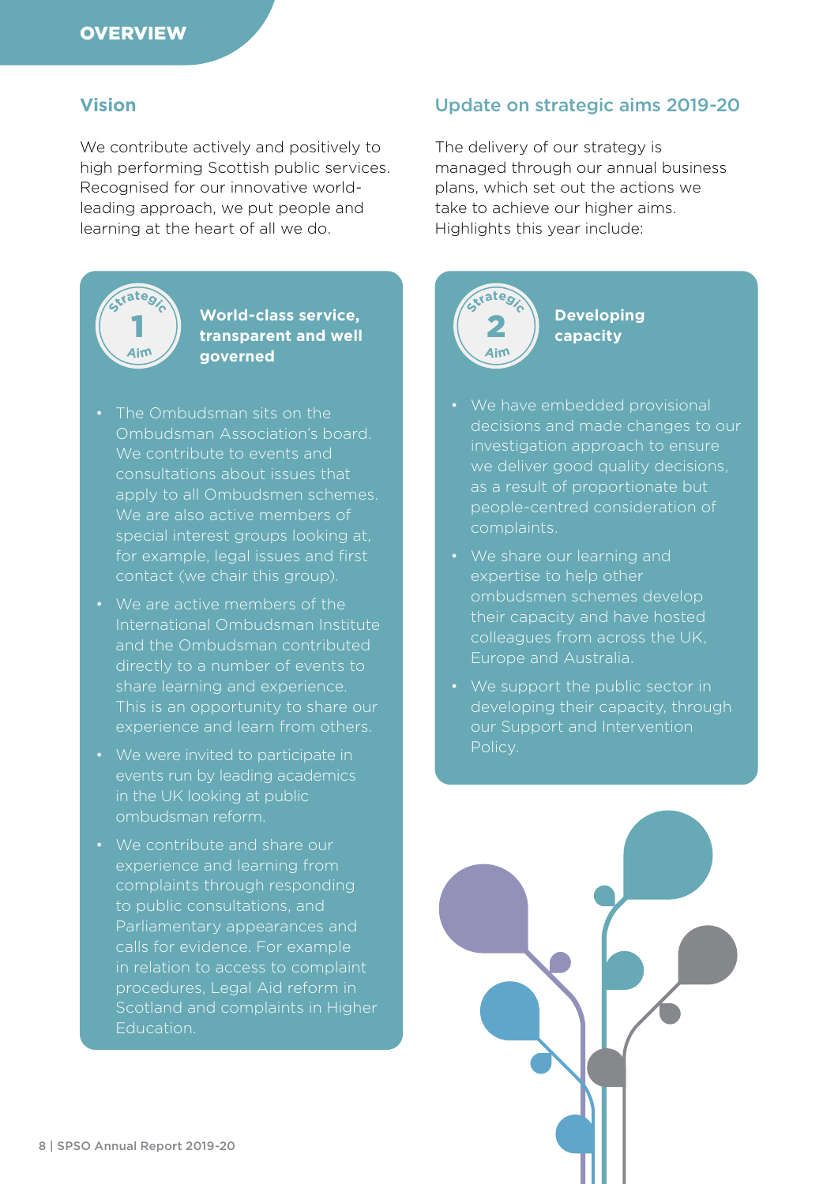# OVERVIEW

## Vision

We contribute actively and positively to high performing Scottish public services. Recognised for our innovative world-leading approach, we put people and learning at the heart of all we do.

## Update on strategic aims 2019-20

The delivery of our strategy is managed through our annual business plans, which set out the actions we take to achieve our higher aims. Highlights this year include:

### Strategic Aim 1: World-class service, transparent and well governed

- The Ombudsman sits on the Ombudsman Association's board. We contribute to events and consultations about issues that apply to all Ombudsmen schemes. We are also active members of special interest groups looking at, for example, legal issues and first contact (we chair this group).
- We are active members of the International Ombudsman Institute and the Ombudsman contributed directly to a number of events to share learning and experience. This is an opportunity to share our experience and learn from others.
- We were invited to participate in events run by leading academics in the UK looking at public ombudsman reform.
- We contribute and share our experience and learning from complaints through responding to public consultations, and Parliamentary appearances and calls for evidence. For example in relation to access to complaint procedures, Legal Aid reform in Scotland and complaints in Higher Education.

### Strategic Aim 2: Developing capacity

- We have embedded provisional decisions and made changes to our investigation approach to ensure we deliver good quality decisions, as a result of proportionate but people-centred consideration of complaints.
- We share our learning and expertise to help other ombudsmen schemes develop their capacity and have hosted colleagues from across the UK, Europe and Australia.
- We support the public sector in developing their capacity, through our Support and Intervention Policy.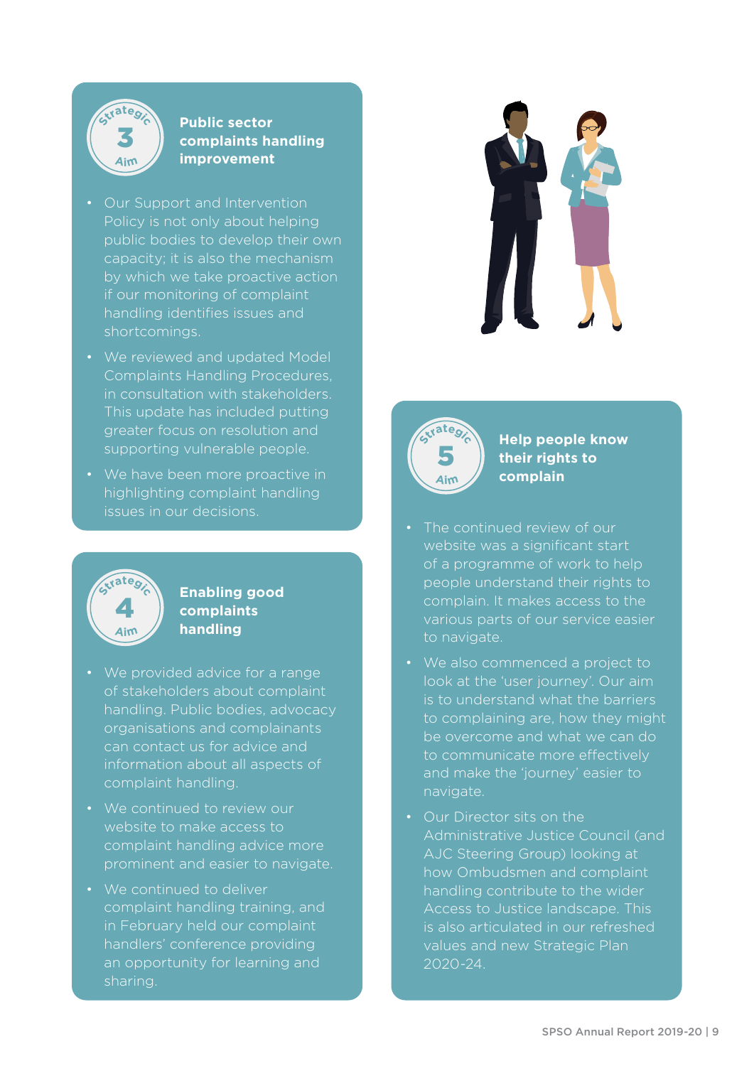## Strategic Aim 3: Public sector complaints handling improvement

- Our Support and Intervention Policy is not only about helping public bodies to develop their own capacity; it is also the mechanism by which we take proactive action if our monitoring of complaint handling identifies issues and shortcomings.
- We reviewed and updated Model Complaints Handling Procedures, in consultation with stakeholders. This update has included putting greater focus on resolution and supporting vulnerable people.
- We have been more proactive in highlighting complaint handling issues in our decisions.

## Strategic Aim 4: Enabling good complaints handling

- We provided advice for a range of stakeholders about complaint handling. Public bodies, advocacy organisations and complainants can contact us for advice and information about all aspects of complaint handling.
- We continued to review our website to make access to complaint handling advice more prominent and easier to navigate.
- We continued to deliver complaint handling training, and in February held our complaint handlers' conference providing an opportunity for learning and sharing.

## Strategic Aim 5: Help people know their rights to complain

- The continued review of our website was a significant start of a programme of work to help people understand their rights to complain. It makes access to the various parts of our service easier to navigate.
- We also commenced a project to look at the 'user journey'. Our aim is to understand what the barriers to complaining are, how they might be overcome and what we can do to communicate more effectively and make the 'journey' easier to navigate.
- Our Director sits on the Administrative Justice Council (and AJC Steering Group) looking at how Ombudsmen and complaint handling contribute to the wider Access to Justice landscape. This is also articulated in our refreshed values and new Strategic Plan 2020-24.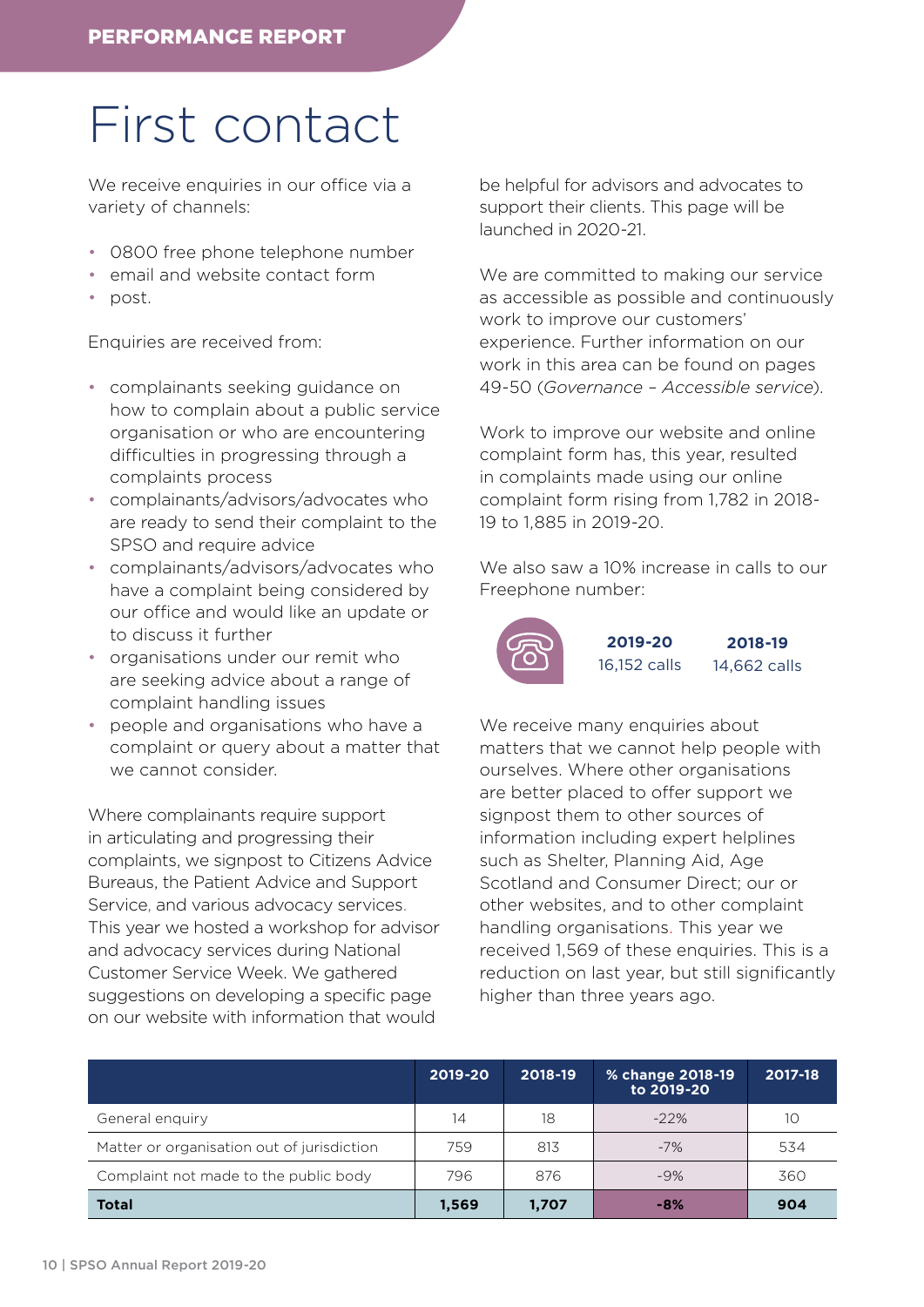# First contact

We receive enquiries in our office via a variety of channels:

- 0800 free phone telephone number
- email and website contact form
- post.

Enquiries are received from:

- complainants seeking guidance on how to complain about a public service organisation or who are encountering difficulties in progressing through a complaints process
- complainants/advisors/advocates who are ready to send their complaint to the SPSO and require advice
- complainants/advisors/advocates who have a complaint being considered by our office and would like an update or to discuss it further
- organisations under our remit who are seeking advice about a range of complaint handling issues
- people and organisations who have a complaint or query about a matter that we cannot consider.

Where complainants require support in articulating and progressing their complaints, we signpost to Citizens Advice Bureaus, the Patient Advice and Support Service, and various advocacy services. This year we hosted a workshop for advisor and advocacy services during National Customer Service Week. We gathered suggestions on developing a specific page on our website with information that would be helpful for advisors and advocates to support their clients. This page will be launched in 2020-21.

We are committed to making our service as accessible as possible and continuously work to improve our customers' experience. Further information on our work in this area can be found on pages 49-50 (*Governance – Accessible service*).

Work to improve our website and online complaint form has, this year, resulted in complaints made using our online complaint form rising from 1,782 in 2018-19 to 1,885 in 2019-20.

We also saw a 10% increase in calls to our Freephone number:

| **2019-20** | **2018-19** |
|---|---|
| 16,152 calls | 14,662 calls |

We receive many enquiries about matters that we cannot help people with ourselves. Where other organisations are better placed to offer support we signpost them to other sources of information including expert helplines such as Shelter, Planning Aid, Age Scotland and Consumer Direct; our or other websites, and to other complaint handling organisations. This year we received 1,569 of these enquiries. This is a reduction on last year, but still significantly higher than three years ago.

| | 2019-20 | 2018-19 | % change 2018-19 to 2019-20 | 2017-18 |
|---|---|---|---|---|
| General enquiry | 14 | 18 | -22% | 10 |
| Matter or organisation out of jurisdiction | 759 | 813 | -7% | 534 |
| Complaint not made to the public body | 796 | 876 | -9% | 360 |
| **Total** | **1,569** | **1,707** | **-8%** | **904** |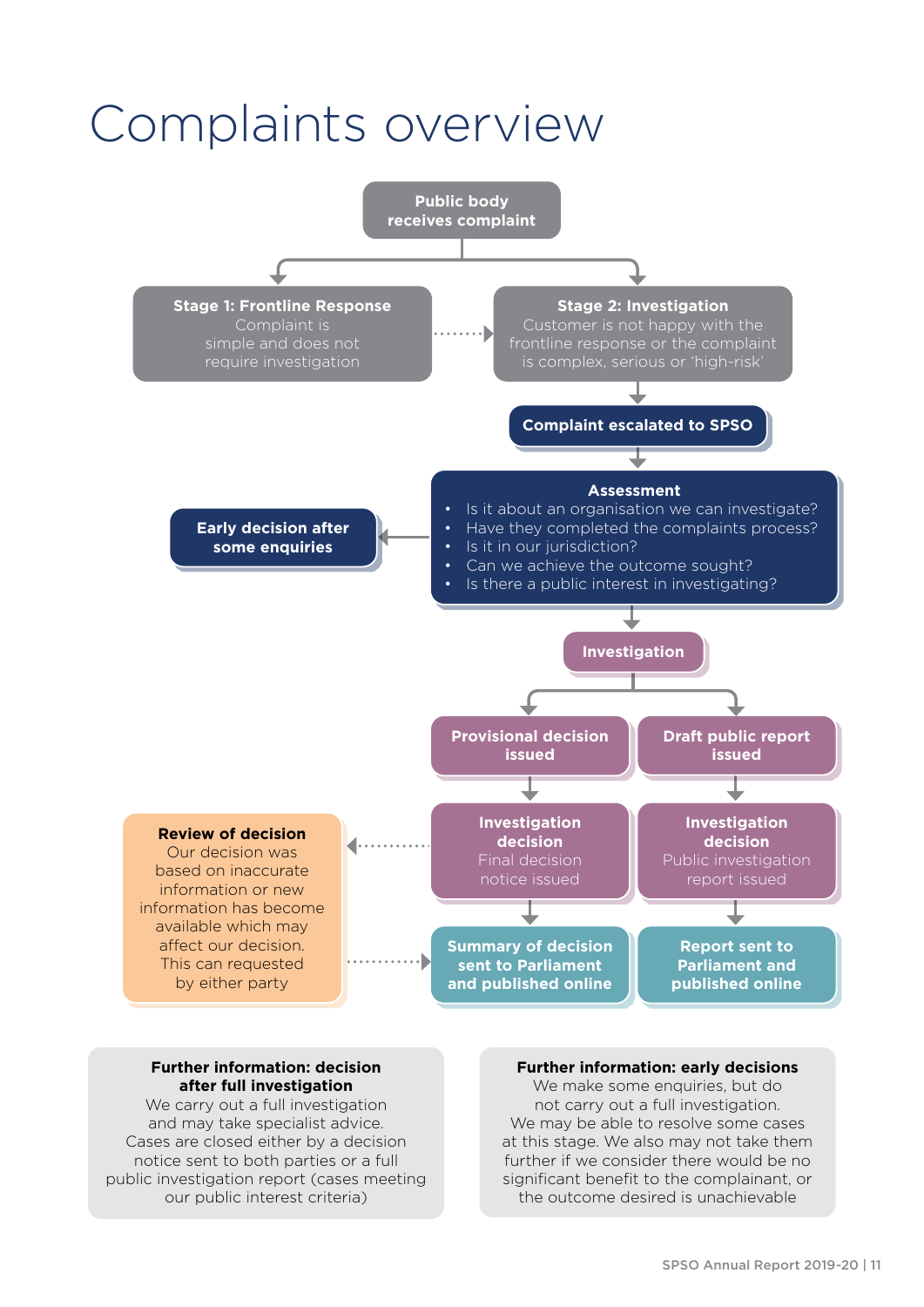# Complaints overview

**Public body receives complaint**

**Stage 1: Frontline Response**
Complaint is simple and does not require investigation

**Stage 2: Investigation**
Customer is not happy with the frontline response or the complaint is complex, serious or 'high-risk'

**Complaint escalated to SPSO**

**Assessment**

- Is it about an organisation we can investigate?
- Have they completed the complaints process?
- Is it in our jurisdiction?
- Can we achieve the outcome sought?
- Is there a public interest in investigating?

**Early decision after some enquiries**

**Investigation**

**Provisional decision issued**

**Draft public report issued**

**Investigation decision**
Final decision notice issued

**Investigation decision**
Public investigation report issued

**Summary of decision sent to Parliament and published online**

**Report sent to Parliament and published online**

**Review of decision**
Our decision was based on inaccurate information or new information has become available which may affect our decision. This can requested by either party

**Further information: decision after full investigation**
We carry out a full investigation and may take specialist advice. Cases are closed either by a decision notice sent to both parties or a full public investigation report (cases meeting our public interest criteria)

**Further information: early decisions**
We make some enquiries, but do not carry out a full investigation. We may be able to resolve some cases at this stage. We also may not take them further if we consider there would be no significant benefit to the complainant, or the outcome desired is unachievable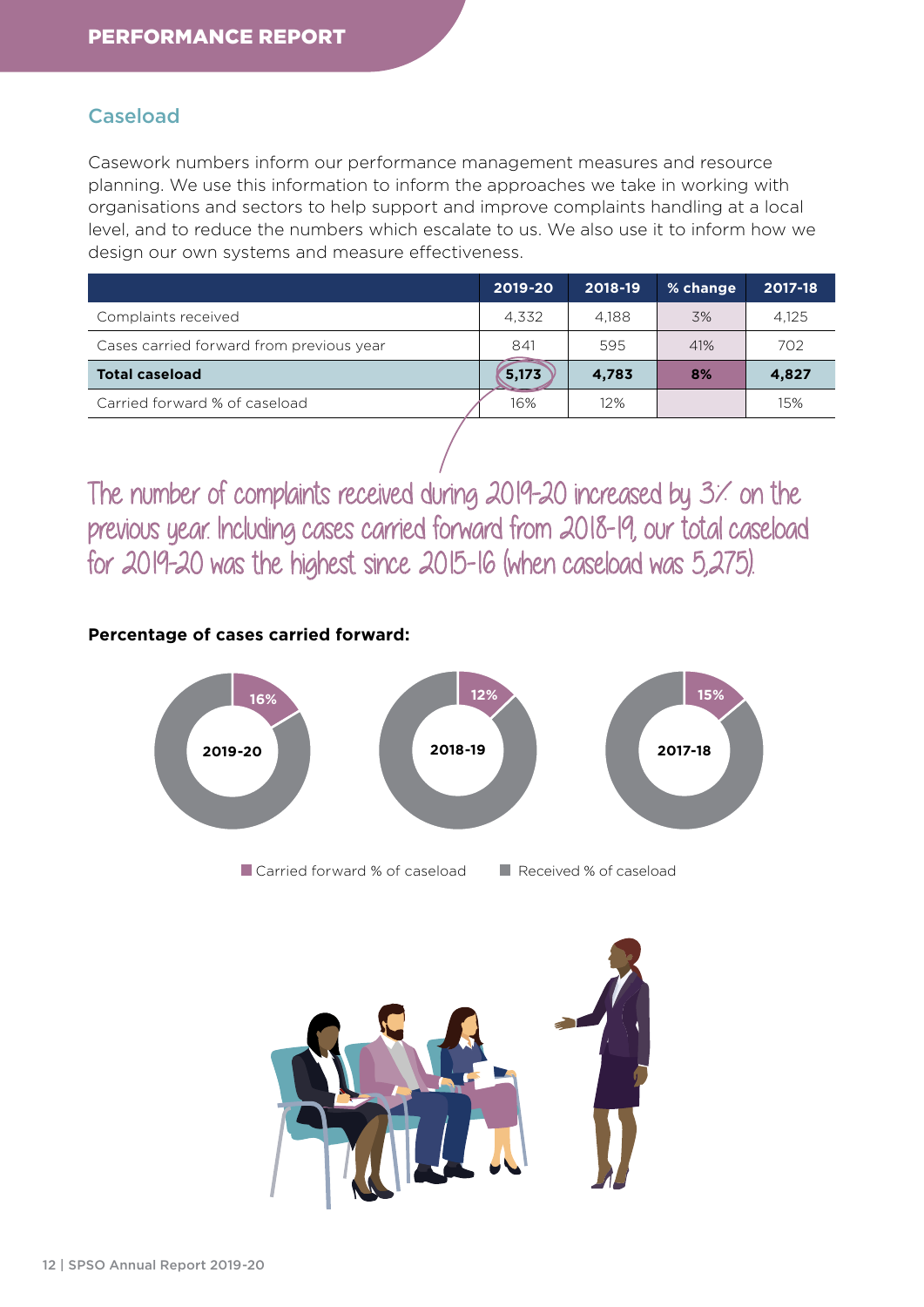## Caseload

Casework numbers inform our performance management measures and resource planning. We use this information to inform the approaches we take in working with organisations and sectors to help support and improve complaints handling at a local level, and to reduce the numbers which escalate to us. We also use it to inform how we design our own systems and measure effectiveness.

| | 2019-20 | 2018-19 | % change | 2017-18 |
|---|---|---|---|---|
| Complaints received | 4,332 | 4,188 | 3% | 4,125 |
| Cases carried forward from previous year | 841 | 595 | 41% | 702 |
| **Total caseload** | **5,173** | **4,783** | **8%** | **4,827** |
| Carried forward % of caseload | 16% | 12% | | 15% |

The number of complaints received during 2019-20 increased by 3% on the previous year. Including cases carried forward from 2018-19, our total caseload for 2019-20 was the highest since 2015-16 (when caseload was 5,275).

**Percentage of cases carried forward:**

2019-20: 16%

2018-19: 12%

2017-18: 15%

Carried forward % of caseload | Received % of caseload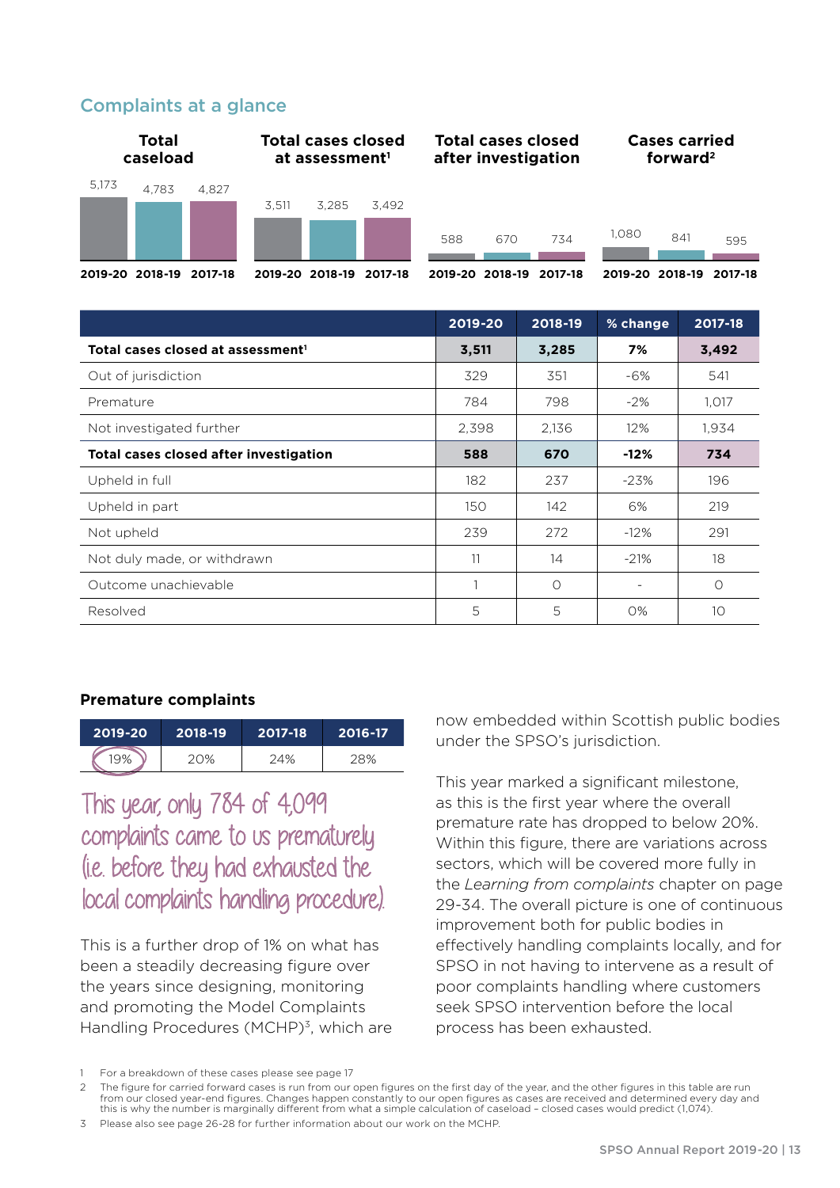## Complaints at a glance

| | Total caseload | Total cases closed at assessment[1] | Total cases closed after investigation | Cases carried forward[2] |
|---|---|---|---|---|
| 2019-20 | 5,173 | 3,511 | 588 | 1,080 |
| 2018-19 | 4,783 | 3,285 | 670 | 841 |
| 2017-18 | 4,827 | 3,492 | 734 | 595 |

| | 2019-20 | 2018-19 | % change | 2017-18 |
|---|---|---|---|---|
| **Total cases closed at assessment[1]** | **3,511** | **3,285** | **7%** | **3,492** |
| Out of jurisdiction | 329 | 351 | -6% | 541 |
| Premature | 784 | 798 | -2% | 1,017 |
| Not investigated further | 2,398 | 2,136 | 12% | 1,934 |
| **Total cases closed after investigation** | **588** | **670** | **-12%** | **734** |
| Upheld in full | 182 | 237 | -23% | 196 |
| Upheld in part | 150 | 142 | 6% | 219 |
| Not upheld | 239 | 272 | -12% | 291 |
| Not duly made, or withdrawn | 11 | 14 | -21% | 18 |
| Outcome unachievable | 1 | 0 | - | 0 |
| Resolved | 5 | 5 | 0% | 10 |

### Premature complaints

| 2019-20 | 2018-19 | 2017-18 | 2016-17 |
|---|---|---|---|
| 19% | 20% | 24% | 28% |

This year, only 784 of 4,099 complaints came to us prematurely (i.e. before they had exhausted the local complaints handling procedure).

This is a further drop of 1% on what has been a steadily decreasing figure over the years since designing, monitoring and promoting the Model Complaints Handling Procedures (MCHP)[3], which are now embedded within Scottish public bodies under the SPSO's jurisdiction.

This year marked a significant milestone, as this is the first year where the overall premature rate has dropped to below 20%. Within this figure, there are variations across sectors, which will be covered more fully in the *Learning from complaints* chapter on page 29-34. The overall picture is one of continuous improvement both for public bodies in effectively handling complaints locally, and for SPSO in not having to intervene as a result of poor complaints handling where customers seek SPSO intervention before the local process has been exhausted.

1 For a breakdown of these cases please see page 17

2 The figure for carried forward cases is run from our open figures on the first day of the year, and the other figures in this table are run from our closed year-end figures. Changes happen constantly to our open figures as cases are received and determined every day and this is why the number is marginally different from what a simple calculation of caseload – closed cases would predict (1,074).

3 Please also see page 26-28 for further information about our work on the MCHP.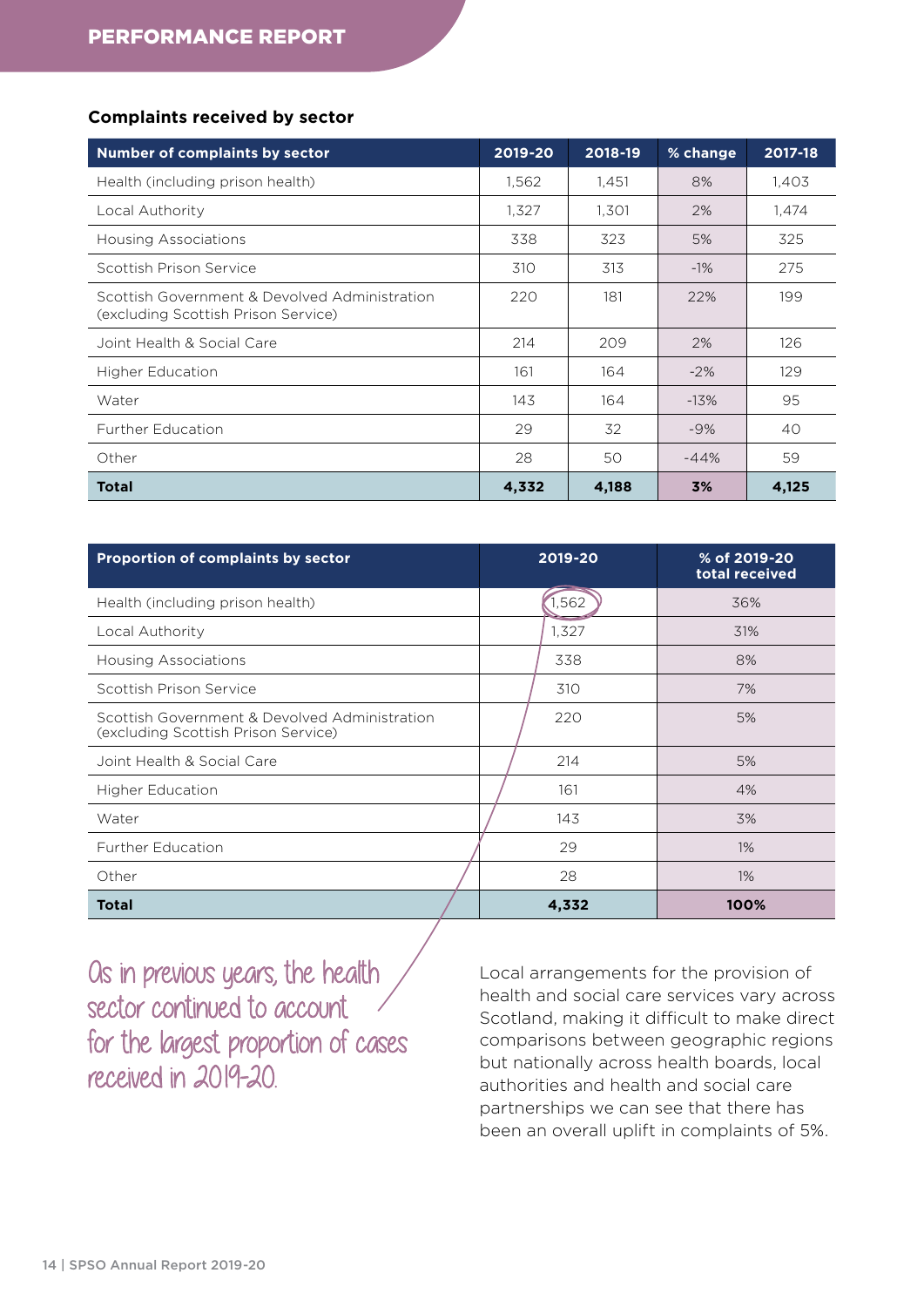### Complaints received by sector

| Number of complaints by sector | 2019-20 | 2018-19 | % change | 2017-18 |
|---|---|---|---|---|
| Health (including prison health) | 1,562 | 1,451 | 8% | 1,403 |
| Local Authority | 1,327 | 1,301 | 2% | 1,474 |
| Housing Associations | 338 | 323 | 5% | 325 |
| Scottish Prison Service | 310 | 313 | -1% | 275 |
| Scottish Government & Devolved Administration (excluding Scottish Prison Service) | 220 | 181 | 22% | 199 |
| Joint Health & Social Care | 214 | 209 | 2% | 126 |
| Higher Education | 161 | 164 | -2% | 129 |
| Water | 143 | 164 | -13% | 95 |
| Further Education | 29 | 32 | -9% | 40 |
| Other | 28 | 50 | -44% | 59 |
| **Total** | **4,332** | **4,188** | **3%** | **4,125** |

| Proportion of complaints by sector | 2019-20 | % of 2019-20 total received |
|---|---|---|
| Health (including prison health) | 1,562 | 36% |
| Local Authority | 1,327 | 31% |
| Housing Associations | 338 | 8% |
| Scottish Prison Service | 310 | 7% |
| Scottish Government & Devolved Administration (excluding Scottish Prison Service) | 220 | 5% |
| Joint Health & Social Care | 214 | 5% |
| Higher Education | 161 | 4% |
| Water | 143 | 3% |
| Further Education | 29 | 1% |
| Other | 28 | 1% |
| **Total** | **4,332** | **100%** |

As in previous years, the health sector continued to account for the largest proportion of cases received in 2019-20.

Local arrangements for the provision of health and social care services vary across Scotland, making it difficult to make direct comparisons between geographic regions but nationally across health boards, local authorities and health and social care partnerships we can see that there has been an overall uplift in complaints of 5%.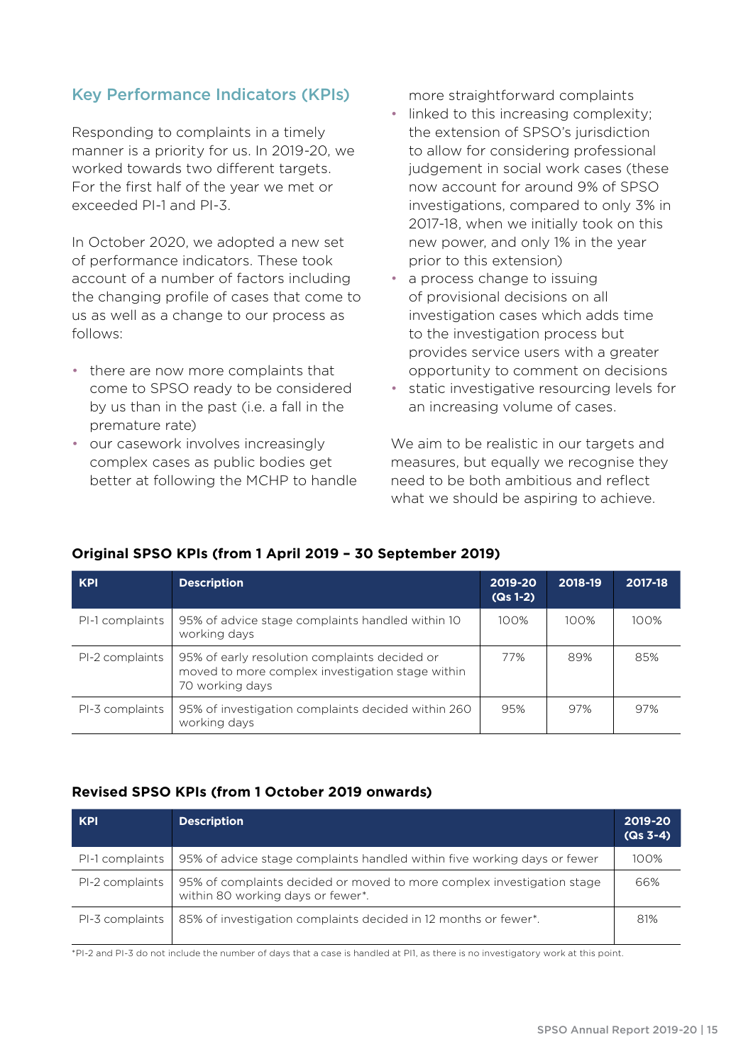## Key Performance Indicators (KPIs)

Responding to complaints in a timely manner is a priority for us. In 2019-20, we worked towards two different targets. For the first half of the year we met or exceeded PI-1 and PI-3.

In October 2020, we adopted a new set of performance indicators. These took account of a number of factors including the changing profile of cases that come to us as well as a change to our process as follows:

- there are now more complaints that come to SPSO ready to be considered by us than in the past (i.e. a fall in the premature rate)
- our casework involves increasingly complex cases as public bodies get better at following the MCHP to handle more straightforward complaints
- linked to this increasing complexity; the extension of SPSO's jurisdiction to allow for considering professional judgement in social work cases (these now account for around 9% of SPSO investigations, compared to only 3% in 2017-18, when we initially took on this new power, and only 1% in the year prior to this extension)
- a process change to issuing of provisional decisions on all investigation cases which adds time to the investigation process but provides service users with a greater opportunity to comment on decisions
- static investigative resourcing levels for an increasing volume of cases.

We aim to be realistic in our targets and measures, but equally we recognise they need to be both ambitious and reflect what we should be aspiring to achieve.

### Original SPSO KPIs (from 1 April 2019 – 30 September 2019)

| KPI | Description | 2019-20 (Qs 1-2) | 2018-19 | 2017-18 |
|---|---|---|---|---|
| PI-1 complaints | 95% of advice stage complaints handled within 10 working days | 100% | 100% | 100% |
| PI-2 complaints | 95% of early resolution complaints decided or moved to more complex investigation stage within 70 working days | 77% | 89% | 85% |
| PI-3 complaints | 95% of investigation complaints decided within 260 working days | 95% | 97% | 97% |

### Revised SPSO KPIs (from 1 October 2019 onwards)

| KPI | Description | 2019-20 (Qs 3-4) |
|---|---|---|
| PI-1 complaints | 95% of advice stage complaints handled within five working days or fewer | 100% |
| PI-2 complaints | 95% of complaints decided or moved to more complex investigation stage within 80 working days or fewer*. | 66% |
| PI-3 complaints | 85% of investigation complaints decided in 12 months or fewer*. | 81% |

*PI-2 and PI-3 do not include the number of days that a case is handled at PI1, as there is no investigatory work at this point.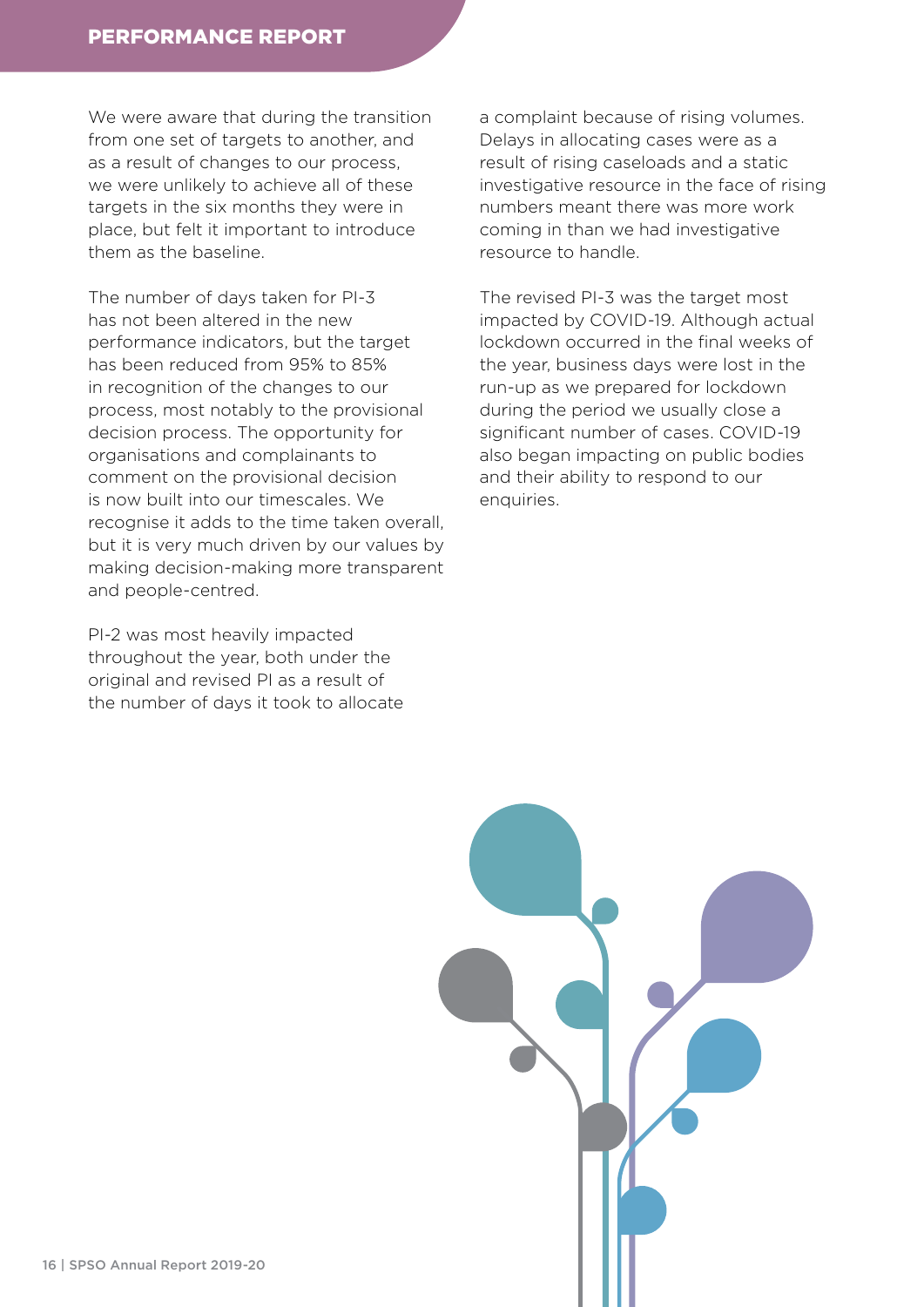We were aware that during the transition from one set of targets to another, and as a result of changes to our process, we were unlikely to achieve all of these targets in the six months they were in place, but felt it important to introduce them as the baseline.

The number of days taken for PI-3 has not been altered in the new performance indicators, but the target has been reduced from 95% to 85% in recognition of the changes to our process, most notably to the provisional decision process. The opportunity for organisations and complainants to comment on the provisional decision is now built into our timescales. We recognise it adds to the time taken overall, but it is very much driven by our values by making decision-making more transparent and people-centred.

PI-2 was most heavily impacted throughout the year, both under the original and revised PI as a result of the number of days it took to allocate a complaint because of rising volumes. Delays in allocating cases were as a result of rising caseloads and a static investigative resource in the face of rising numbers meant there was more work coming in than we had investigative resource to handle.

The revised PI-3 was the target most impacted by COVID-19. Although actual lockdown occurred in the final weeks of the year, business days were lost in the run-up as we prepared for lockdown during the period we usually close a significant number of cases. COVID-19 also began impacting on public bodies and their ability to respond to our enquiries.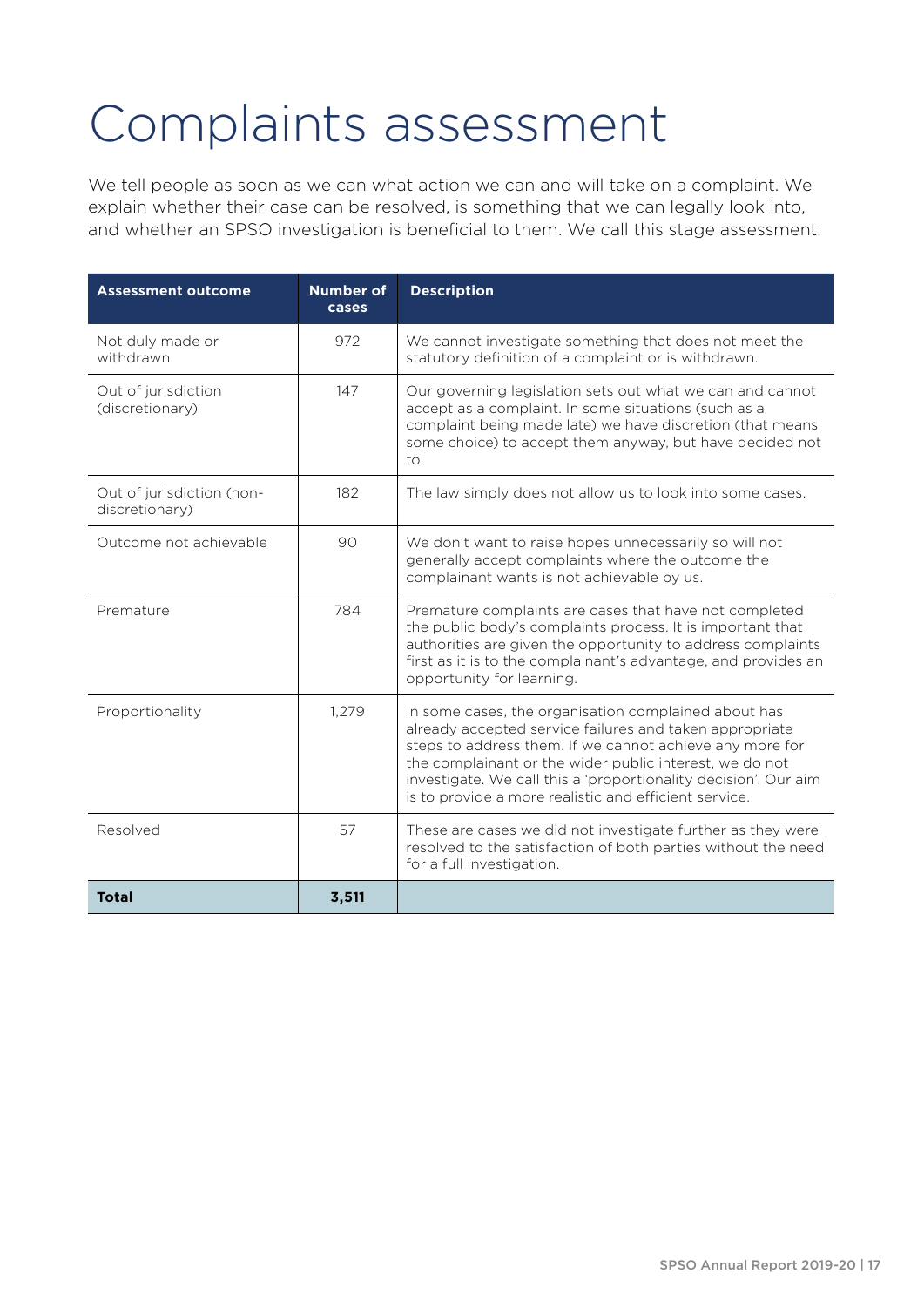# Complaints assessment

We tell people as soon as we can what action we can and will take on a complaint. We explain whether their case can be resolved, is something that we can legally look into, and whether an SPSO investigation is beneficial to them. We call this stage assessment.

| Assessment outcome | Number of cases | Description |
|---|---|---|
| Not duly made or withdrawn | 972 | We cannot investigate something that does not meet the statutory definition of a complaint or is withdrawn. |
| Out of jurisdiction (discretionary) | 147 | Our governing legislation sets out what we can and cannot accept as a complaint. In some situations (such as a complaint being made late) we have discretion (that means some choice) to accept them anyway, but have decided not to. |
| Out of jurisdiction (non-discretionary) | 182 | The law simply does not allow us to look into some cases. |
| Outcome not achievable | 90 | We don't want to raise hopes unnecessarily so will not generally accept complaints where the outcome the complainant wants is not achievable by us. |
| Premature | 784 | Premature complaints are cases that have not completed the public body's complaints process. It is important that authorities are given the opportunity to address complaints first as it is to the complainant's advantage, and provides an opportunity for learning. |
| Proportionality | 1,279 | In some cases, the organisation complained about has already accepted service failures and taken appropriate steps to address them. If we cannot achieve any more for the complainant or the wider public interest, we do not investigate. We call this a 'proportionality decision'. Our aim is to provide a more realistic and efficient service. |
| Resolved | 57 | These are cases we did not investigate further as they were resolved to the satisfaction of both parties without the need for a full investigation. |
| **Total** | **3,511** | |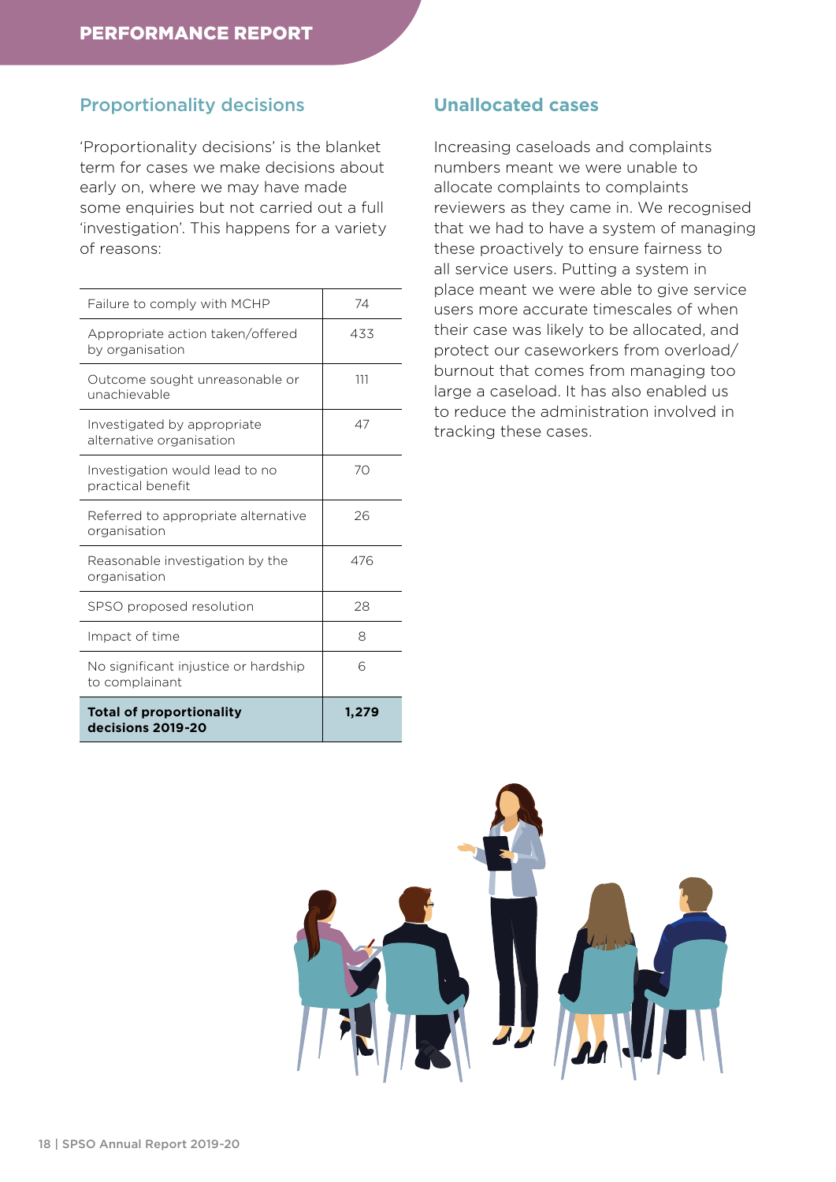## Proportionality decisions

'Proportionality decisions' is the blanket term for cases we make decisions about early on, where we may have made some enquiries but not carried out a full 'investigation'. This happens for a variety of reasons:

| | |
|---|---|
| Failure to comply with MCHP | 74 |
| Appropriate action taken/offered by organisation | 433 |
| Outcome sought unreasonable or unachievable | 111 |
| Investigated by appropriate alternative organisation | 47 |
| Investigation would lead to no practical benefit | 70 |
| Referred to appropriate alternative organisation | 26 |
| Reasonable investigation by the organisation | 476 |
| SPSO proposed resolution | 28 |
| Impact of time | 8 |
| No significant injustice or hardship to complainant | 6 |
| **Total of proportionality decisions 2019-20** | **1,279** |

## Unallocated cases

Increasing caseloads and complaints numbers meant we were unable to allocate complaints to complaints reviewers as they came in. We recognised that we had to have a system of managing these proactively to ensure fairness to all service users. Putting a system in place meant we were able to give service users more accurate timescales of when their case was likely to be allocated, and protect our caseworkers from overload/burnout that comes from managing too large a caseload. It has also enabled us to reduce the administration involved in tracking these cases.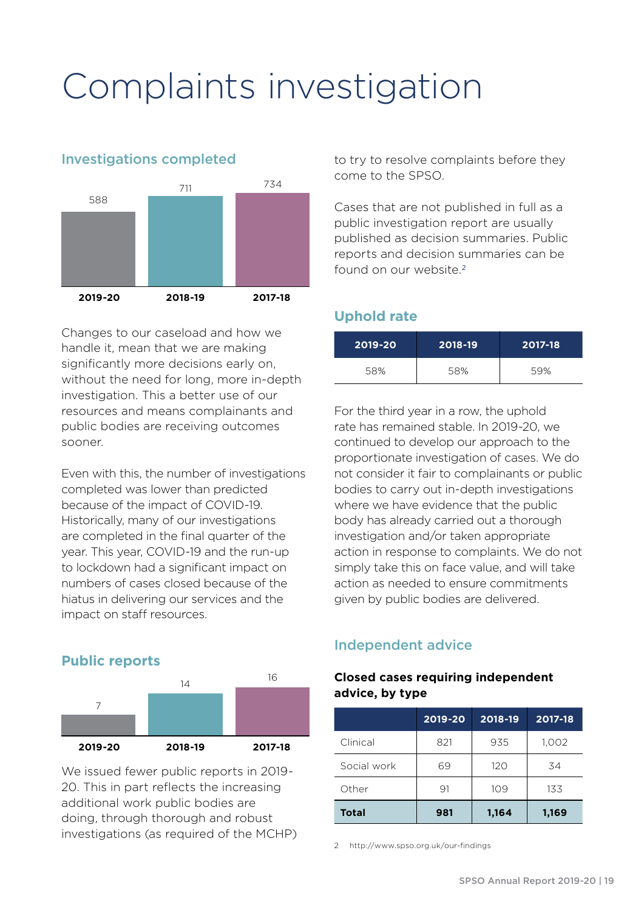# Complaints investigation

## Investigations completed

| 2019-20 | 2018-19 | 2017-18 |
|---|---|---|
| 588 | 711 | 734 |

Changes to our caseload and how we handle it, mean that we are making significantly more decisions early on, without the need for long, more in-depth investigation. This a better use of our resources and means complainants and public bodies are receiving outcomes sooner.

Even with this, the number of investigations completed was lower than predicted because of the impact of COVID-19. Historically, many of our investigations are completed in the final quarter of the year. This year, COVID-19 and the run-up to lockdown had a significant impact on numbers of cases closed because of the hiatus in delivering our services and the impact on staff resources.

## Public reports

| 2019-20 | 2018-19 | 2017-18 |
|---|---|---|
| 7 | 14 | 16 |

We issued fewer public reports in 2019-20. This in part reflects the increasing additional work public bodies are doing, through thorough and robust investigations (as required of the MCHP) to try to resolve complaints before they come to the SPSO.

Cases that are not published in full as a public investigation report are usually published as decision summaries. Public reports and decision summaries can be found on our website.[2]

## Uphold rate

| 2019-20 | 2018-19 | 2017-18 |
|---|---|---|
| 58% | 58% | 59% |

For the third year in a row, the uphold rate has remained stable. In 2019-20, we continued to develop our approach to the proportionate investigation of cases. We do not consider it fair to complainants or public bodies to carry out in-depth investigations where we have evidence that the public body has already carried out a thorough investigation and/or taken appropriate action in response to complaints. We do not simply take this on face value, and will take action as needed to ensure commitments given by public bodies are delivered.

## Independent advice

**Closed cases requiring independent advice, by type**

| | 2019-20 | 2018-19 | 2017-18 |
|---|---|---|---|
| Clinical | 821 | 935 | 1,002 |
| Social work | 69 | 120 | 34 |
| Other | 91 | 109 | 133 |
| **Total** | **981** | **1,164** | **1,169** |

2 http://www.spso.org.uk/our-findings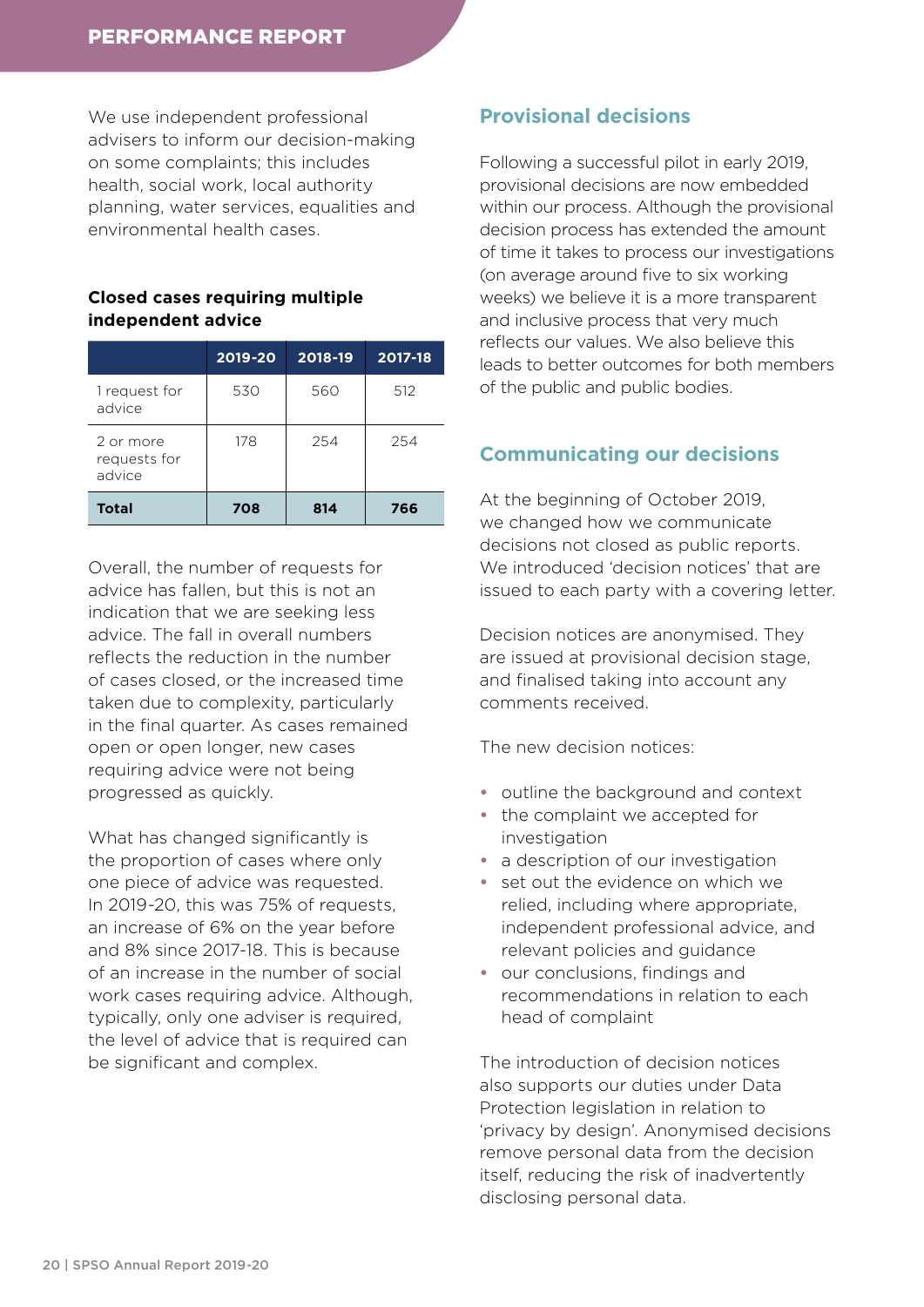We use independent professional advisers to inform our decision-making on some complaints; this includes health, social work, local authority planning, water services, equalities and environmental health cases.

**Closed cases requiring multiple independent advice**

| | 2019-20 | 2018-19 | 2017-18 |
|---|---|---|---|
| 1 request for advice | 530 | 560 | 512 |
| 2 or more requests for advice | 178 | 254 | 254 |
| **Total** | **708** | **814** | **766** |

Overall, the number of requests for advice has fallen, but this is not an indication that we are seeking less advice. The fall in overall numbers reflects the reduction in the number of cases closed, or the increased time taken due to complexity, particularly in the final quarter. As cases remained open or open longer, new cases requiring advice were not being progressed as quickly.

What has changed significantly is the proportion of cases where only one piece of advice was requested. In 2019-20, this was 75% of requests, an increase of 6% on the year before and 8% since 2017-18. This is because of an increase in the number of social work cases requiring advice. Although, typically, only one adviser is required, the level of advice that is required can be significant and complex.

## Provisional decisions

Following a successful pilot in early 2019, provisional decisions are now embedded within our process. Although the provisional decision process has extended the amount of time it takes to process our investigations (on average around five to six working weeks) we believe it is a more transparent and inclusive process that very much reflects our values. We also believe this leads to better outcomes for both members of the public and public bodies.

## Communicating our decisions

At the beginning of October 2019, we changed how we communicate decisions not closed as public reports. We introduced 'decision notices' that are issued to each party with a covering letter.

Decision notices are anonymised. They are issued at provisional decision stage, and finalised taking into account any comments received.

The new decision notices:

- outline the background and context
- the complaint we accepted for investigation
- a description of our investigation
- set out the evidence on which we relied, including where appropriate, independent professional advice, and relevant policies and guidance
- our conclusions, findings and recommendations in relation to each head of complaint

The introduction of decision notices also supports our duties under Data Protection legislation in relation to 'privacy by design'. Anonymised decisions remove personal data from the decision itself, reducing the risk of inadvertently disclosing personal data.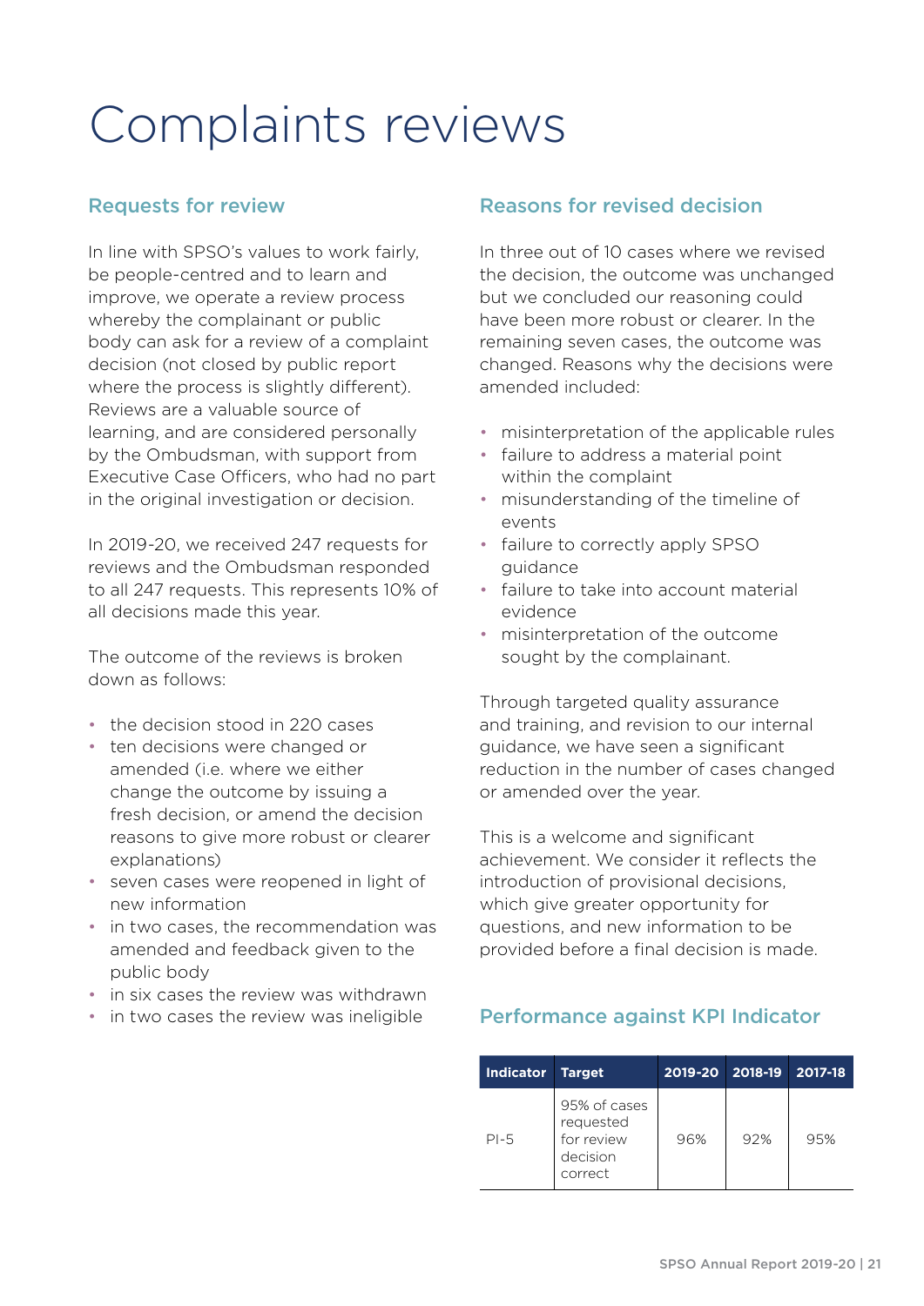# Complaints reviews

## Requests for review

In line with SPSO's values to work fairly, be people-centred and to learn and improve, we operate a review process whereby the complainant or public body can ask for a review of a complaint decision (not closed by public report where the process is slightly different). Reviews are a valuable source of learning, and are considered personally by the Ombudsman, with support from Executive Case Officers, who had no part in the original investigation or decision.

In 2019-20, we received 247 requests for reviews and the Ombudsman responded to all 247 requests. This represents 10% of all decisions made this year.

The outcome of the reviews is broken down as follows:

- the decision stood in 220 cases
- ten decisions were changed or amended (i.e. where we either change the outcome by issuing a fresh decision, or amend the decision reasons to give more robust or clearer explanations)
- seven cases were reopened in light of new information
- in two cases, the recommendation was amended and feedback given to the public body
- in six cases the review was withdrawn
- in two cases the review was ineligible

## Reasons for revised decision

In three out of 10 cases where we revised the decision, the outcome was unchanged but we concluded our reasoning could have been more robust or clearer. In the remaining seven cases, the outcome was changed. Reasons why the decisions were amended included:

- misinterpretation of the applicable rules
- failure to address a material point within the complaint
- misunderstanding of the timeline of events
- failure to correctly apply SPSO guidance
- failure to take into account material evidence
- misinterpretation of the outcome sought by the complainant.

Through targeted quality assurance and training, and revision to our internal guidance, we have seen a significant reduction in the number of cases changed or amended over the year.

This is a welcome and significant achievement. We consider it reflects the introduction of provisional decisions, which give greater opportunity for questions, and new information to be provided before a final decision is made.

## Performance against KPI Indicator

| Indicator | Target | 2019-20 | 2018-19 | 2017-18 |
|---|---|---|---|---|
| PI-5 | 95% of cases requested for review decision correct | 96% | 92% | 95% |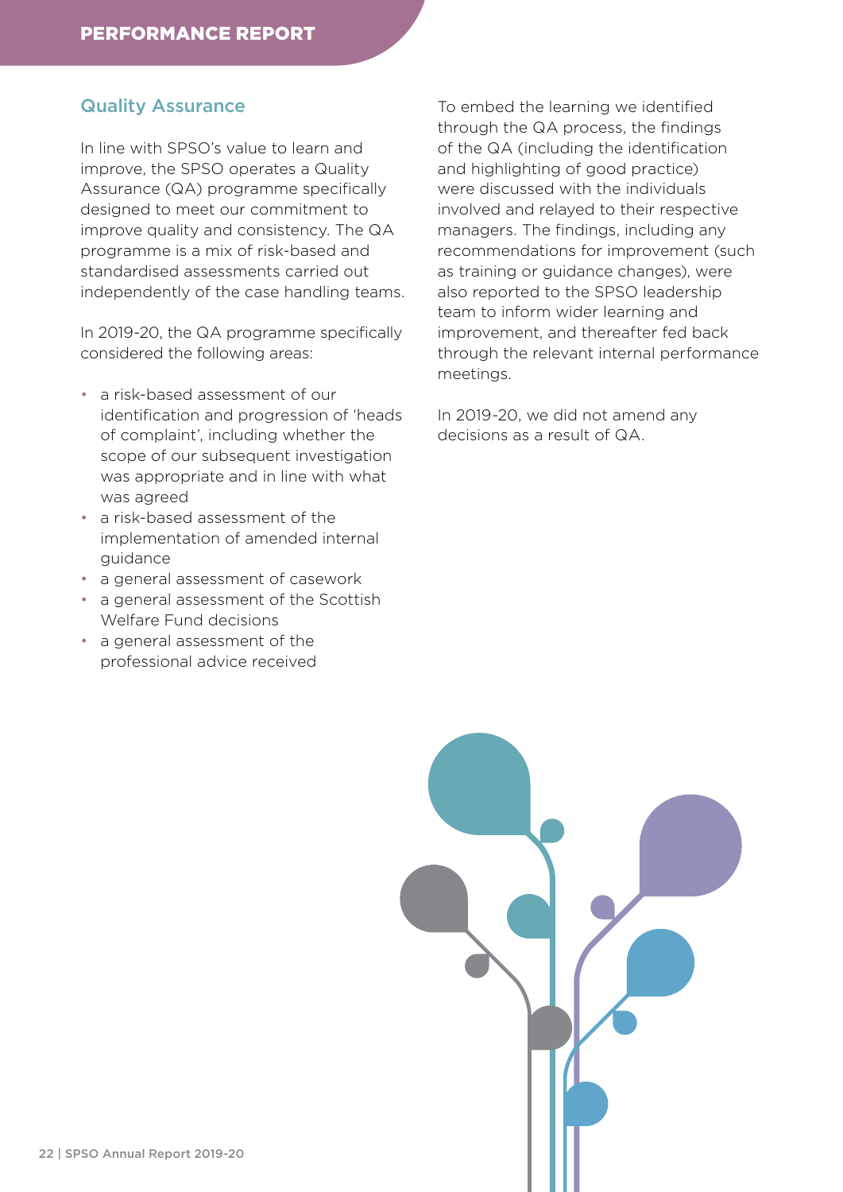## Quality Assurance

In line with SPSO's value to learn and improve, the SPSO operates a Quality Assurance (QA) programme specifically designed to meet our commitment to improve quality and consistency. The QA programme is a mix of risk-based and standardised assessments carried out independently of the case handling teams.

In 2019-20, the QA programme specifically considered the following areas:

- a risk-based assessment of our identification and progression of 'heads of complaint', including whether the scope of our subsequent investigation was appropriate and in line with what was agreed
- a risk-based assessment of the implementation of amended internal guidance
- a general assessment of casework
- a general assessment of the Scottish Welfare Fund decisions
- a general assessment of the professional advice received

To embed the learning we identified through the QA process, the findings of the QA (including the identification and highlighting of good practice) were discussed with the individuals involved and relayed to their respective managers. The findings, including any recommendations for improvement (such as training or guidance changes), were also reported to the SPSO leadership team to inform wider learning and improvement, and thereafter fed back through the relevant internal performance meetings.

In 2019-20, we did not amend any decisions as a result of QA.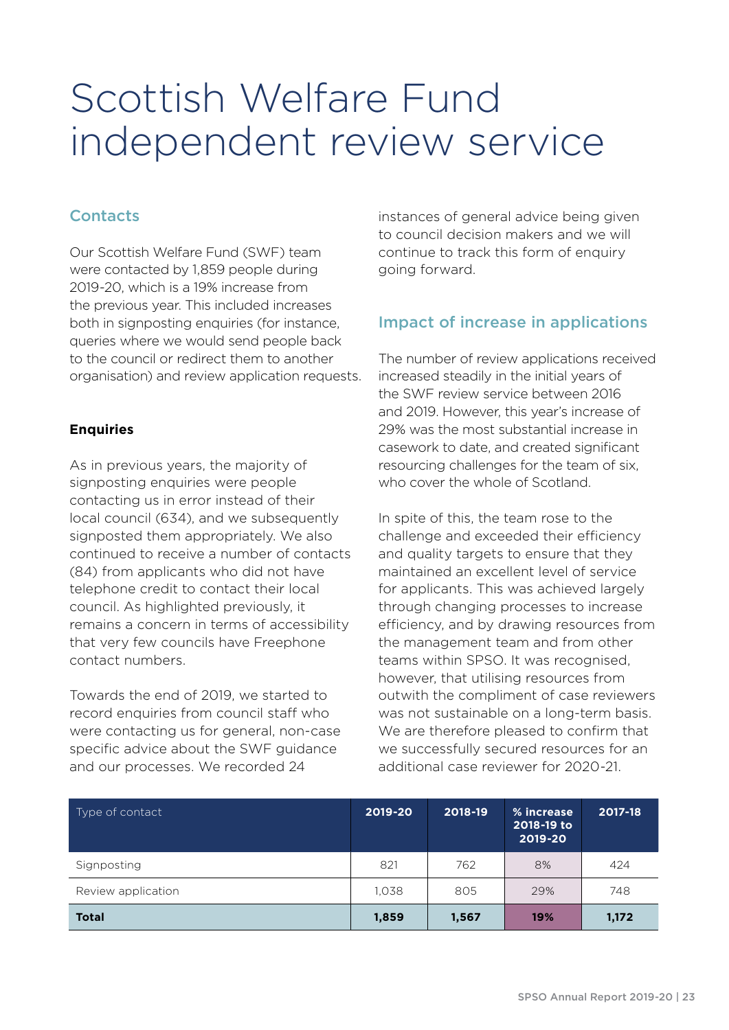# Scottish Welfare Fund independent review service

## Contacts

Our Scottish Welfare Fund (SWF) team were contacted by 1,859 people during 2019-20, which is a 19% increase from the previous year. This included increases both in signposting enquiries (for instance, queries where we would send people back to the council or redirect them to another organisation) and review application requests.

### Enquiries

As in previous years, the majority of signposting enquiries were people contacting us in error instead of their local council (634), and we subsequently signposted them appropriately. We also continued to receive a number of contacts (84) from applicants who did not have telephone credit to contact their local council. As highlighted previously, it remains a concern in terms of accessibility that very few councils have Freephone contact numbers.

Towards the end of 2019, we started to record enquiries from council staff who were contacting us for general, non-case specific advice about the SWF guidance and our processes. We recorded 24 instances of general advice being given to council decision makers and we will continue to track this form of enquiry going forward.

## Impact of increase in applications

The number of review applications received increased steadily in the initial years of the SWF review service between 2016 and 2019. However, this year's increase of 29% was the most substantial increase in casework to date, and created significant resourcing challenges for the team of six, who cover the whole of Scotland.

In spite of this, the team rose to the challenge and exceeded their efficiency and quality targets to ensure that they maintained an excellent level of service for applicants. This was achieved largely through changing processes to increase efficiency, and by drawing resources from the management team and from other teams within SPSO. It was recognised, however, that utilising resources from outwith the compliment of case reviewers was not sustainable on a long-term basis. We are therefore pleased to confirm that we successfully secured resources for an additional case reviewer for 2020-21.

| Type of contact | 2019-20 | 2018-19 | % increase 2018-19 to 2019-20 | 2017-18 |
|---|---|---|---|---|
| Signposting | 821 | 762 | 8% | 424 |
| Review application | 1,038 | 805 | 29% | 748 |
| **Total** | **1,859** | **1,567** | **19%** | **1,172** |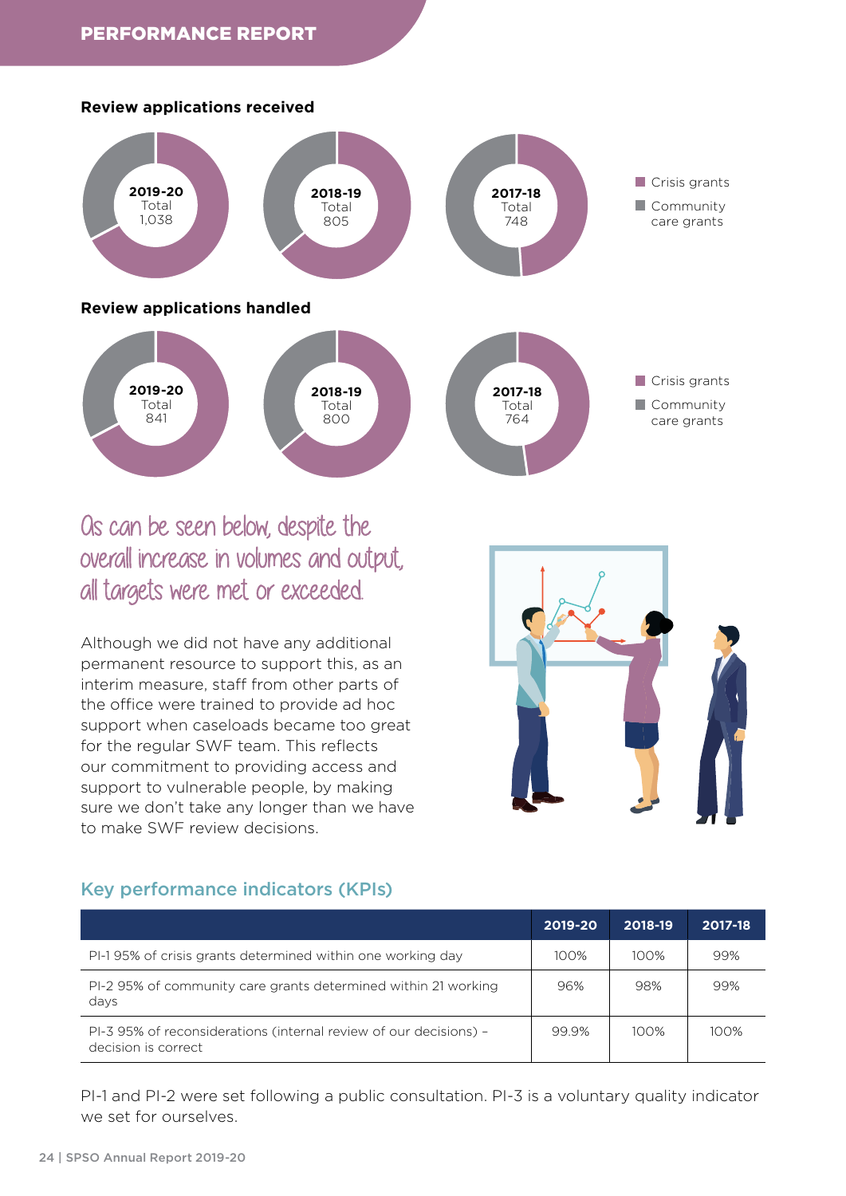### Review applications received

2019-20 Total 1,038

2018-19 Total 805

2017-18 Total 748

Crisis grants
Community care grants

### Review applications handled

2019-20 Total 841

2018-19 Total 800

2017-18 Total 764

Crisis grants
Community care grants

*As can be seen below, despite the overall increase in volumes and output, all targets were met or exceeded.*

Although we did not have any additional permanent resource to support this, as an interim measure, staff from other parts of the office were trained to provide ad hoc support when caseloads became too great for the regular SWF team. This reflects our commitment to providing access and support to vulnerable people, by making sure we don't take any longer than we have to make SWF review decisions.

## Key performance indicators (KPIs)

| | 2019-20 | 2018-19 | 2017-18 |
|---|---|---|---|
| PI-1 95% of crisis grants determined within one working day | 100% | 100% | 99% |
| PI-2 95% of community care grants determined within 21 working days | 96% | 98% | 99% |
| PI-3 95% of reconsiderations (internal review of our decisions) – decision is correct | 99.9% | 100% | 100% |

PI-1 and PI-2 were set following a public consultation. PI-3 is a voluntary quality indicator we set for ourselves.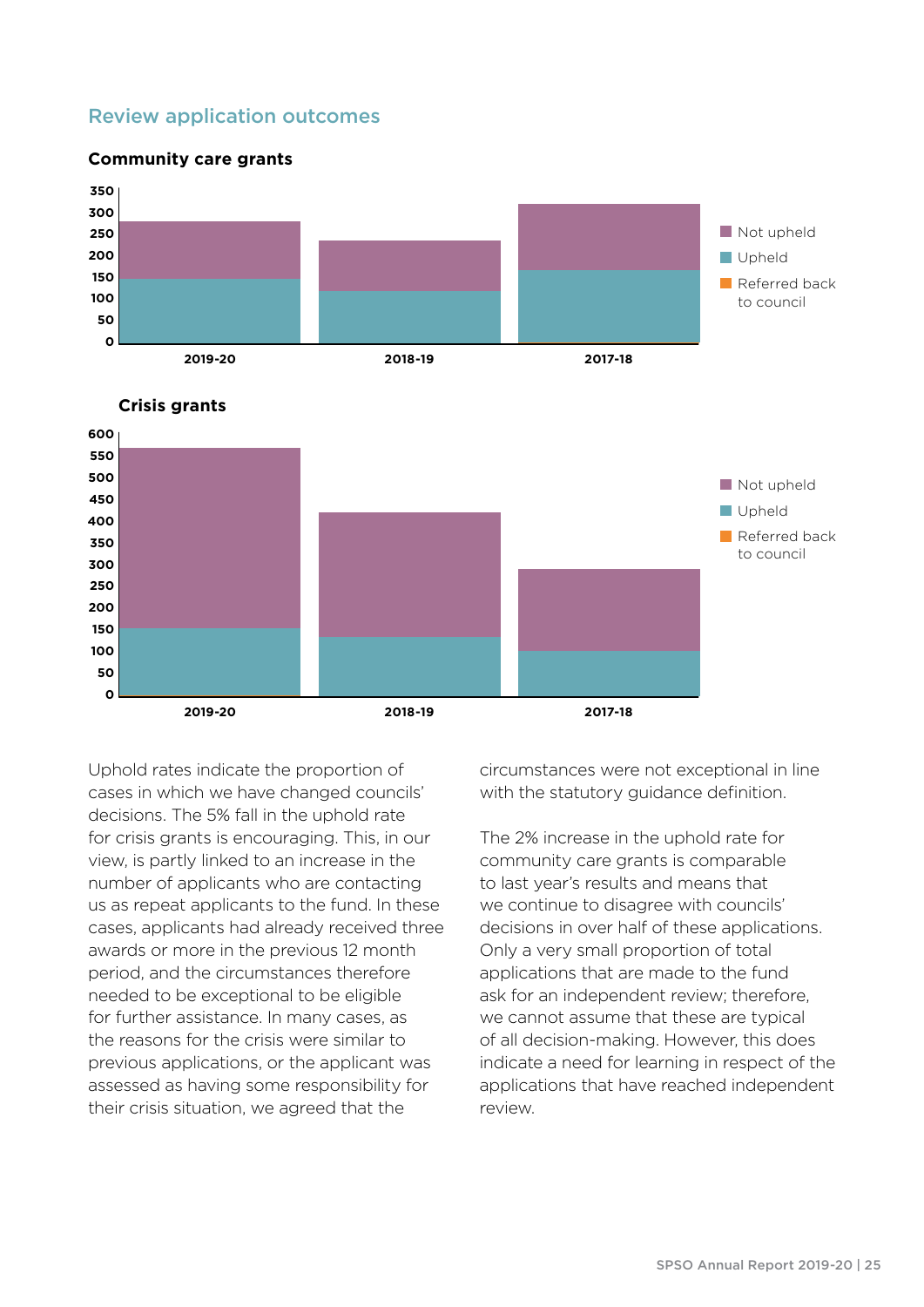## Review application outcomes

**Community care grants**

| | 2019-20 | 2018-19 | 2017-18 |
|---|---|---|---|
| Axis | 0–350 | | |

Legend: Not upheld, Upheld, Referred back to council

**Crisis grants**

Legend: Not upheld, Upheld, Referred back to council

Uphold rates indicate the proportion of cases in which we have changed councils' decisions. The 5% fall in the uphold rate for crisis grants is encouraging. This, in our view, is partly linked to an increase in the number of applicants who are contacting us as repeat applicants to the fund. In these cases, applicants had already received three awards or more in the previous 12 month period, and the circumstances therefore needed to be exceptional to be eligible for further assistance. In many cases, as the reasons for the crisis were similar to previous applications, or the applicant was assessed as having some responsibility for their crisis situation, we agreed that the circumstances were not exceptional in line with the statutory guidance definition.

The 2% increase in the uphold rate for community care grants is comparable to last year's results and means that we continue to disagree with councils' decisions in over half of these applications. Only a very small proportion of total applications that are made to the fund ask for an independent review; therefore, we cannot assume that these are typical of all decision-making. However, this does indicate a need for learning in respect of the applications that have reached independent review.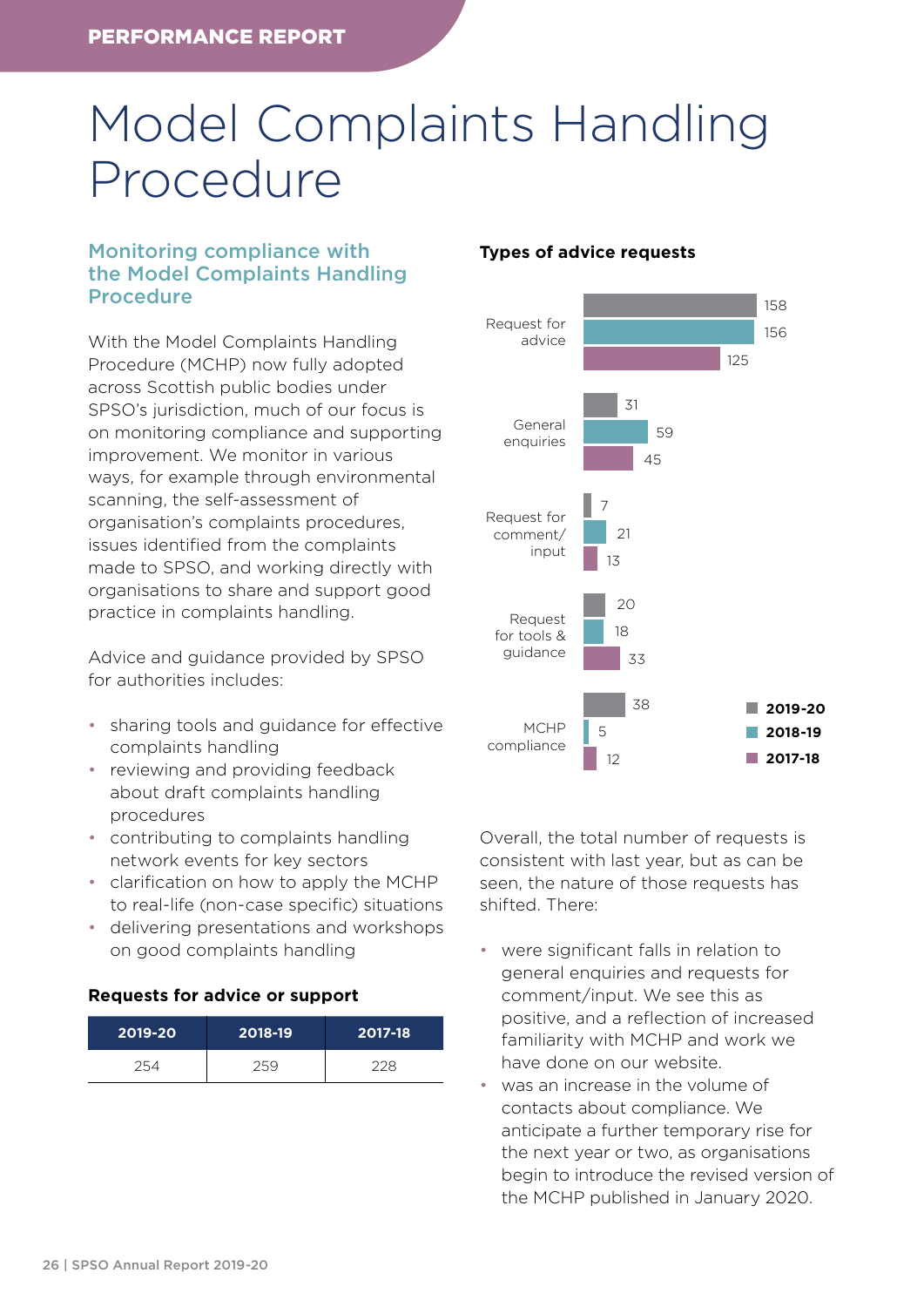# Model Complaints Handling Procedure

## Monitoring compliance with the Model Complaints Handling Procedure

With the Model Complaints Handling Procedure (MCHP) now fully adopted across Scottish public bodies under SPSO's jurisdiction, much of our focus is on monitoring compliance and supporting improvement. We monitor in various ways, for example through environmental scanning, the self-assessment of organisation's complaints procedures, issues identified from the complaints made to SPSO, and working directly with organisations to share and support good practice in complaints handling.

Advice and guidance provided by SPSO for authorities includes:

- sharing tools and guidance for effective complaints handling
- reviewing and providing feedback about draft complaints handling procedures
- contributing to complaints handling network events for key sectors
- clarification on how to apply the MCHP to real-life (non-case specific) situations
- delivering presentations and workshops on good complaints handling

**Requests for advice or support**

| 2019-20 | 2018-19 | 2017-18 |
|---|---|---|
| 254 | 259 | 228 |

**Types of advice requests**

| Type | 2019-20 | 2018-19 | 2017-18 |
|---|---|---|---|
| Request for advice | 158 | 156 | 125 |
| General enquiries | 31 | 59 | 45 |
| Request for comment/ input | 7 | 21 | 13 |
| Request for tools & guidance | 20 | 18 | 33 |
| MCHP compliance | 38 | 5 | 12 |

Overall, the total number of requests is consistent with last year, but as can be seen, the nature of those requests has shifted. There:

- were significant falls in relation to general enquiries and requests for comment/input. We see this as positive, and a reflection of increased familiarity with MCHP and work we have done on our website.
- was an increase in the volume of contacts about compliance. We anticipate a further temporary rise for the next year or two, as organisations begin to introduce the revised version of the MCHP published in January 2020.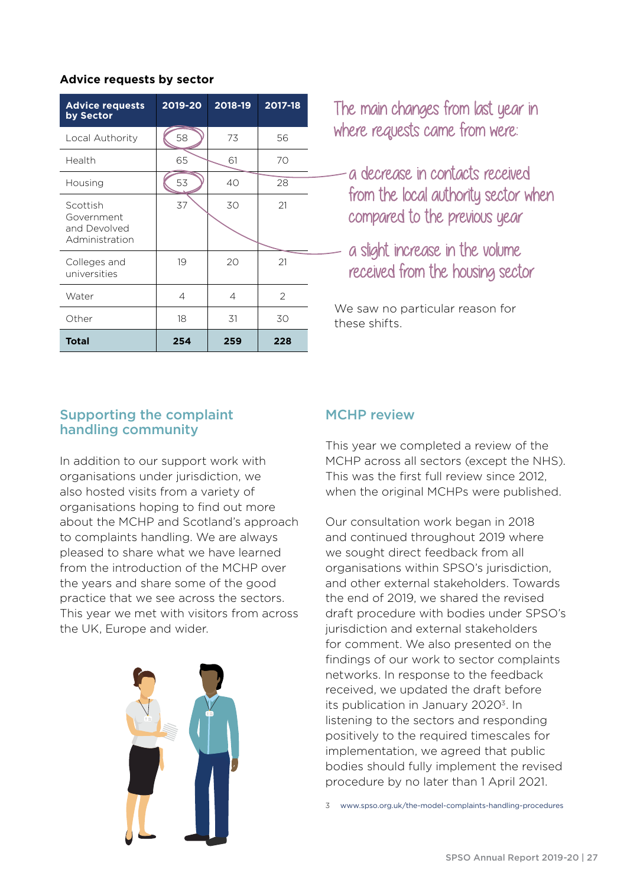**Advice requests by sector**

| Advice requests by Sector | 2019-20 | 2018-19 | 2017-18 |
|---|---|---|---|
| Local Authority | 58 | 73 | 56 |
| Health | 65 | 61 | 70 |
| Housing | 53 | 40 | 28 |
| Scottish Government and Devolved Administration | 37 | 30 | 21 |
| Colleges and universities | 19 | 20 | 21 |
| Water | 4 | 4 | 2 |
| Other | 18 | 31 | 30 |
| **Total** | **254** | **259** | **228** |

The main changes from last year in where requests came from were:

- a decrease in contacts received from the local authority sector when compared to the previous year
- a slight increase in the volume received from the housing sector

We saw no particular reason for these shifts.

## Supporting the complaint handling community

In addition to our support work with organisations under jurisdiction, we also hosted visits from a variety of organisations hoping to find out more about the MCHP and Scotland's approach to complaints handling. We are always pleased to share what we have learned from the introduction of the MCHP over the years and share some of the good practice that we see across the sectors. This year we met with visitors from across the UK, Europe and wider.

## MCHP review

This year we completed a review of the MCHP across all sectors (except the NHS). This was the first full review since 2012, when the original MCHPs were published.

Our consultation work began in 2018 and continued throughout 2019 where we sought direct feedback from all organisations within SPSO's jurisdiction, and other external stakeholders. Towards the end of 2019, we shared the revised draft procedure with bodies under SPSO's jurisdiction and external stakeholders for comment. We also presented on the findings of our work to sector complaints networks. In response to the feedback received, we updated the draft before its publication in January 2020[3]. In listening to the sectors and responding positively to the required timescales for implementation, we agreed that public bodies should fully implement the revised procedure by no later than 1 April 2021.

3 www.spso.org.uk/the-model-complaints-handling-procedures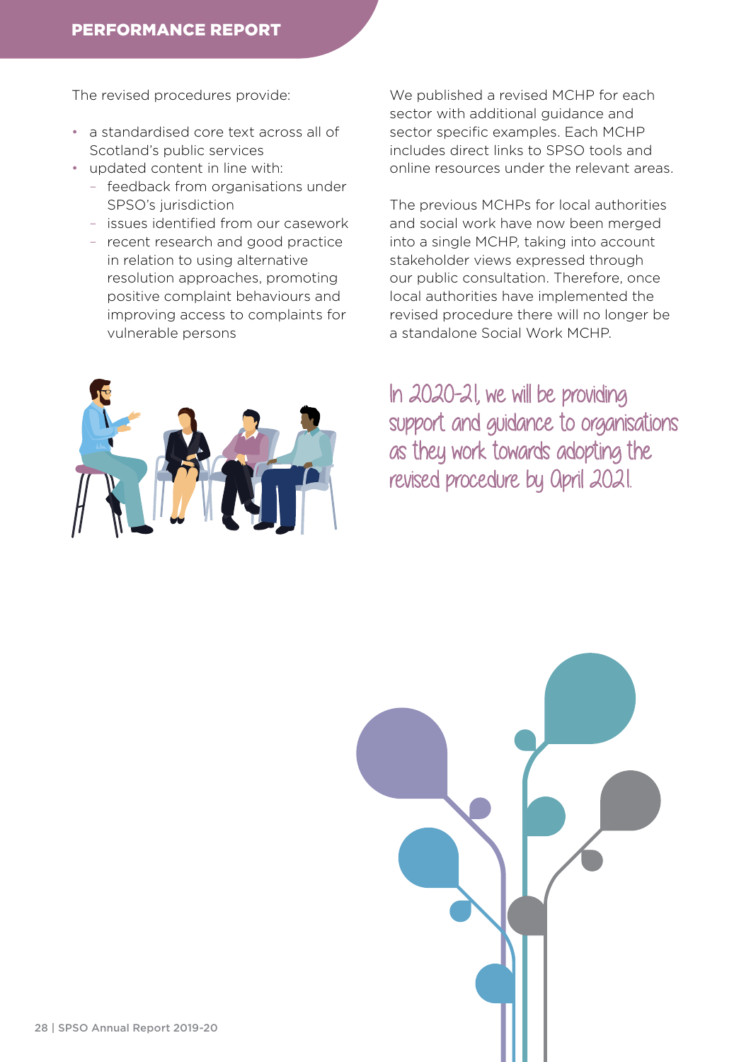The revised procedures provide:

- a standardised core text across all of Scotland's public services
- updated content in line with:
  - feedback from organisations under SPSO's jurisdiction
  - issues identified from our casework
  - recent research and good practice in relation to using alternative resolution approaches, promoting positive complaint behaviours and improving access to complaints for vulnerable persons

We published a revised MCHP for each sector with additional guidance and sector specific examples. Each MCHP includes direct links to SPSO tools and online resources under the relevant areas.

The previous MCHPs for local authorities and social work have now been merged into a single MCHP, taking into account stakeholder views expressed through our public consultation. Therefore, once local authorities have implemented the revised procedure there will no longer be a standalone Social Work MCHP.

*In 2020-21, we will be providing support and guidance to organisations as they work towards adopting the revised procedure by April 2021.*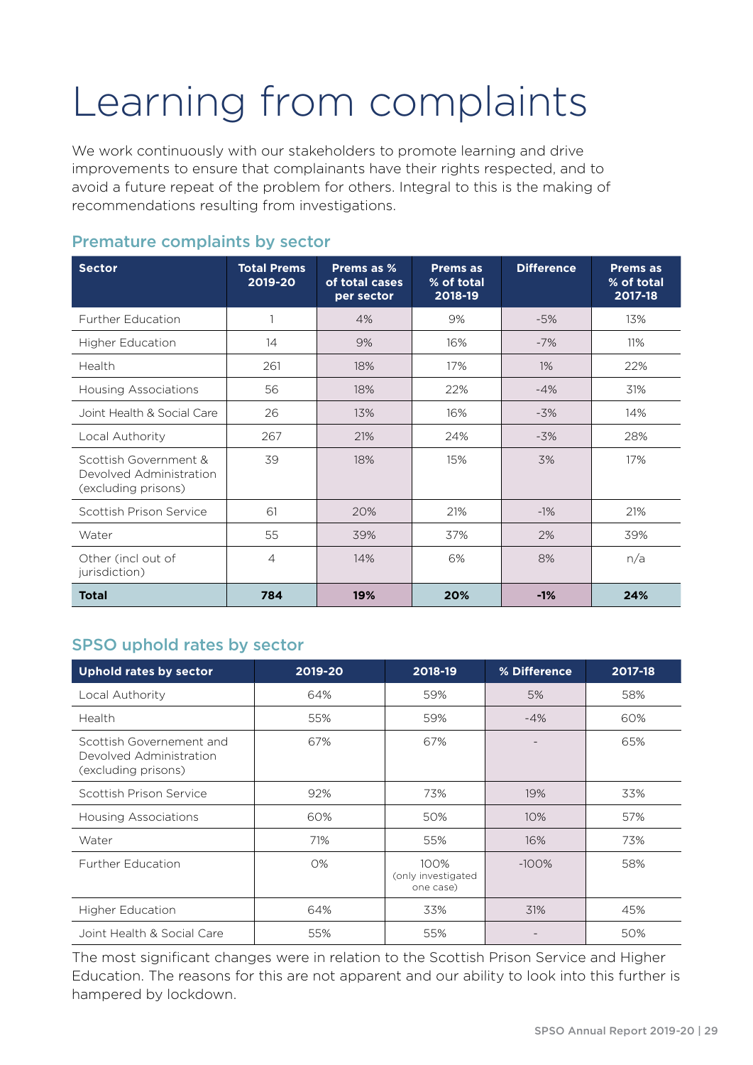# Learning from complaints

We work continuously with our stakeholders to promote learning and drive improvements to ensure that complainants have their rights respected, and to avoid a future repeat of the problem for others. Integral to this is the making of recommendations resulting from investigations.

## Premature complaints by sector

| Sector | Total Prems 2019-20 | Prems as % of total cases per sector | Prems as % of total 2018-19 | Difference | Prems as % of total 2017-18 |
|---|---|---|---|---|---|
| Further Education | 1 | 4% | 9% | -5% | 13% |
| Higher Education | 14 | 9% | 16% | -7% | 11% |
| Health | 261 | 18% | 17% | 1% | 22% |
| Housing Associations | 56 | 18% | 22% | -4% | 31% |
| Joint Health & Social Care | 26 | 13% | 16% | -3% | 14% |
| Local Authority | 267 | 21% | 24% | -3% | 28% |
| Scottish Government & Devolved Administration (excluding prisons) | 39 | 18% | 15% | 3% | 17% |
| Scottish Prison Service | 61 | 20% | 21% | -1% | 21% |
| Water | 55 | 39% | 37% | 2% | 39% |
| Other (incl out of jurisdiction) | 4 | 14% | 6% | 8% | n/a |
| **Total** | **784** | **19%** | **20%** | **-1%** | **24%** |

## SPSO uphold rates by sector

| Uphold rates by sector | 2019-20 | 2018-19 | % Difference | 2017-18 |
|---|---|---|---|---|
| Local Authority | 64% | 59% | 5% | 58% |
| Health | 55% | 59% | -4% | 60% |
| Scottish Governement and Devolved Administration (excluding prisons) | 67% | 67% | - | 65% |
| Scottish Prison Service | 92% | 73% | 19% | 33% |
| Housing Associations | 60% | 50% | 10% | 57% |
| Water | 71% | 55% | 16% | 73% |
| Further Education | 0% | 100% (only investigated one case) | -100% | 58% |
| Higher Education | 64% | 33% | 31% | 45% |
| Joint Health & Social Care | 55% | 55% | - | 50% |

The most significant changes were in relation to the Scottish Prison Service and Higher Education. The reasons for this are not apparent and our ability to look into this further is hampered by lockdown.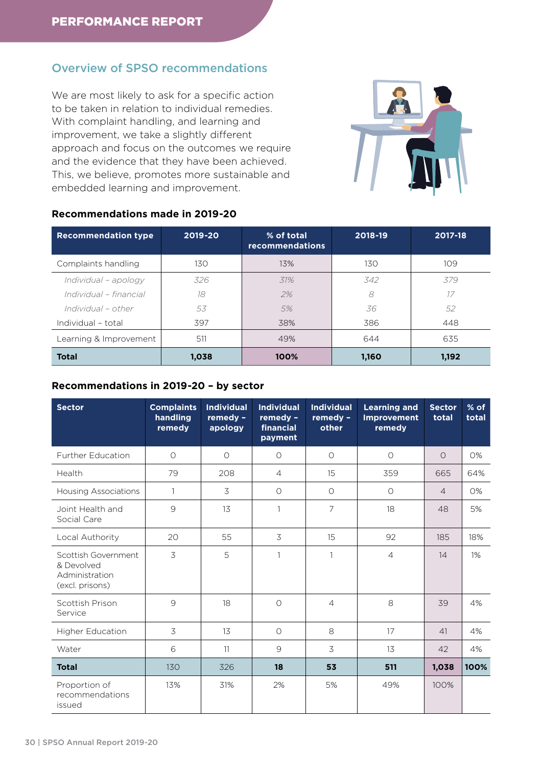## Overview of SPSO recommendations

We are most likely to ask for a specific action to be taken in relation to individual remedies. With complaint handling, and learning and improvement, we take a slightly different approach and focus on the outcomes we require and the evidence that they have been achieved. This, we believe, promotes more sustainable and embedded learning and improvement.

### Recommendations made in 2019-20

| Recommendation type | 2019-20 | % of total recommendations | 2018-19 | 2017-18 |
|---|---|---|---|---|
| Complaints handling | 130 | 13% | 130 | 109 |
| *Individual – apology* | *326* | *31%* | *342* | *379* |
| *Individual – financial* | *18* | *2%* | *8* | *17* |
| *Individual – other* | *53* | *5%* | *36* | *52* |
| Individual – total | 397 | 38% | 386 | 448 |
| Learning & Improvement | 511 | 49% | 644 | 635 |
| **Total** | **1,038** | **100%** | **1,160** | **1,192** |

### Recommendations in 2019-20 – by sector

| Sector | Complaints handling remedy | Individual remedy – apology | Individual remedy – financial payment | Individual remedy – other | Learning and Improvement remedy | Sector total | % of total |
|---|---|---|---|---|---|---|---|
| Further Education | 0 | 0 | 0 | 0 | 0 | 0 | 0% |
| Health | 79 | 208 | 4 | 15 | 359 | 665 | 64% |
| Housing Associations | 1 | 3 | 0 | 0 | 0 | 4 | 0% |
| Joint Health and Social Care | 9 | 13 | 1 | 7 | 18 | 48 | 5% |
| Local Authority | 20 | 55 | 3 | 15 | 92 | 185 | 18% |
| Scottish Government & Devolved Administration (excl. prisons) | 3 | 5 | 1 | 1 | 4 | 14 | 1% |
| Scottish Prison Service | 9 | 18 | 0 | 4 | 8 | 39 | 4% |
| Higher Education | 3 | 13 | 0 | 8 | 17 | 41 | 4% |
| Water | 6 | 11 | 9 | 3 | 13 | 42 | 4% |
| **Total** | 130 | 326 | **18** | **53** | **511** | **1,038** | **100%** |
| Proportion of recommendations issued | 13% | 31% | 2% | 5% | 49% | 100% | |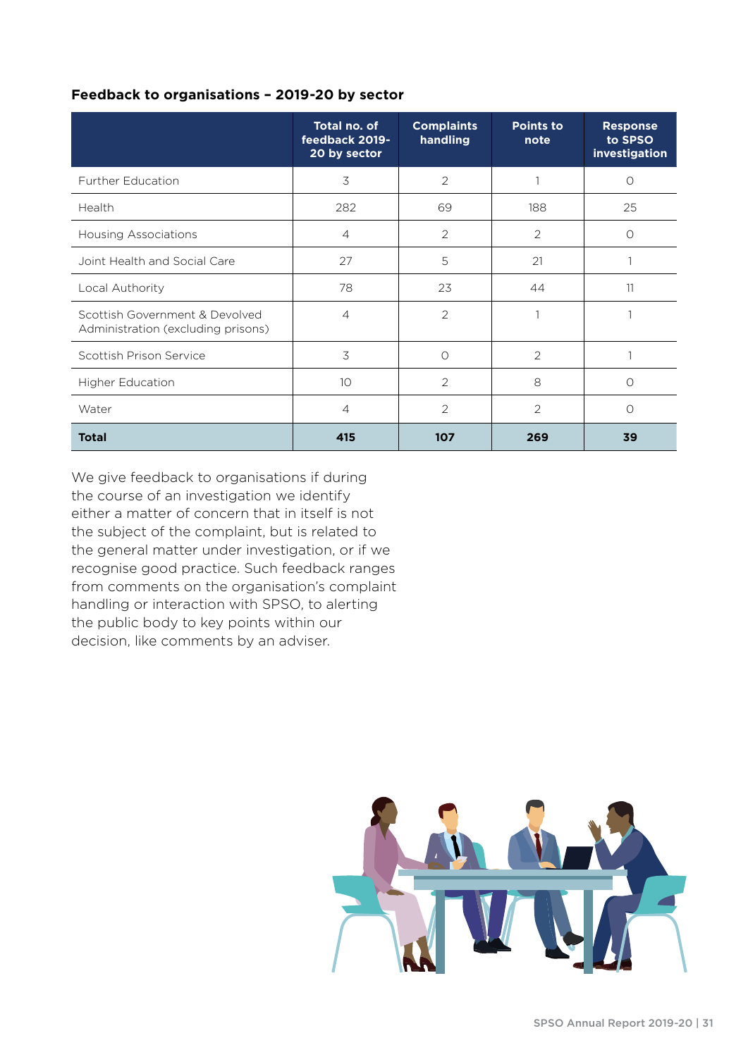**Feedback to organisations – 2019-20 by sector**

| | Total no. of feedback 2019-20 by sector | Complaints handling | Points to note | Response to SPSO investigation |
|---|---|---|---|---|
| Further Education | 3 | 2 | 1 | 0 |
| Health | 282 | 69 | 188 | 25 |
| Housing Associations | 4 | 2 | 2 | 0 |
| Joint Health and Social Care | 27 | 5 | 21 | 1 |
| Local Authority | 78 | 23 | 44 | 11 |
| Scottish Government & Devolved Administration (excluding prisons) | 4 | 2 | 1 | 1 |
| Scottish Prison Service | 3 | 0 | 2 | 1 |
| Higher Education | 10 | 2 | 8 | 0 |
| Water | 4 | 2 | 2 | 0 |
| **Total** | **415** | **107** | **269** | **39** |

We give feedback to organisations if during the course of an investigation we identify either a matter of concern that in itself is not the subject of the complaint, but is related to the general matter under investigation, or if we recognise good practice. Such feedback ranges from comments on the organisation's complaint handling or interaction with SPSO, to alerting the public body to key points within our decision, like comments by an adviser.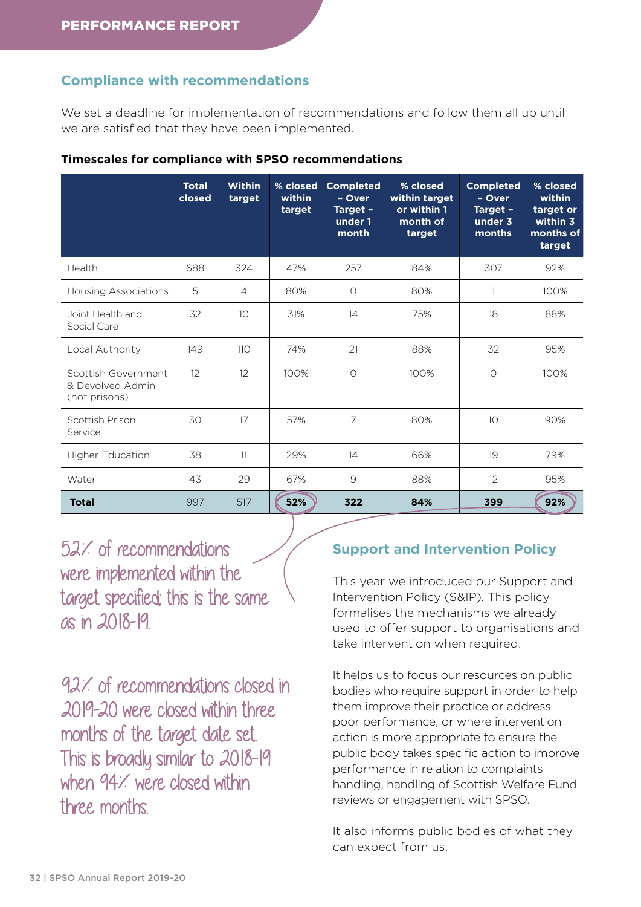## Compliance with recommendations

We set a deadline for implementation of recommendations and follow them all up until we are satisfied that they have been implemented.

**Timescales for compliance with SPSO recommendations**

| | Total closed | Within target | % closed within target | Completed – Over Target – under 1 month | % closed within target or within 1 month of target | Completed – Over Target – under 3 months | % closed within target or within 3 months of target |
|---|---|---|---|---|---|---|---|
| Health | 688 | 324 | 47% | 257 | 84% | 307 | 92% |
| Housing Associations | 5 | 4 | 80% | 0 | 80% | 1 | 100% |
| Joint Health and Social Care | 32 | 10 | 31% | 14 | 75% | 18 | 88% |
| Local Authority | 149 | 110 | 74% | 21 | 88% | 32 | 95% |
| Scottish Government & Devolved Admin (not prisons) | 12 | 12 | 100% | 0 | 100% | 0 | 100% |
| Scottish Prison Service | 30 | 17 | 57% | 7 | 80% | 10 | 90% |
| Higher Education | 38 | 11 | 29% | 14 | 66% | 19 | 79% |
| Water | 43 | 29 | 67% | 9 | 88% | 12 | 95% |
| **Total** | 997 | 517 | **52%** | **322** | **84%** | **399** | **92%** |

52% of recommendations were implemented within the target specified; this is the same as in 2018-19.

92% of recommendations closed in 2019-20 were closed within three months of the target date set. This is broadly similar to 2018-19 when 94% were closed within three months.

## Support and Intervention Policy

This year we introduced our Support and Intervention Policy (S&IP). This policy formalises the mechanisms we already used to offer support to organisations and take intervention when required.

It helps us to focus our resources on public bodies who require support in order to help them improve their practice or address poor performance, or where intervention action is more appropriate to ensure the public body takes specific action to improve performance in relation to complaints handling, handling of Scottish Welfare Fund reviews or engagement with SPSO.

It also informs public bodies of what they can expect from us.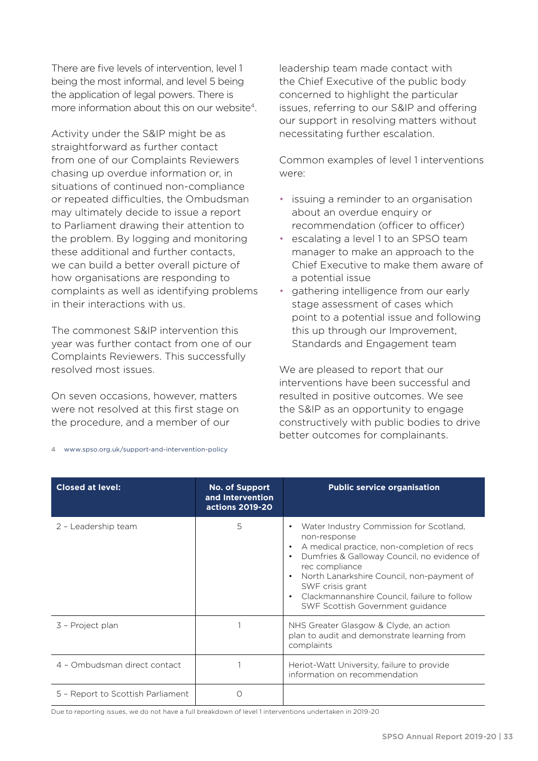There are five levels of intervention, level 1 being the most informal, and level 5 being the application of legal powers. There is more information about this on our website[4].

Activity under the S&IP might be as straightforward as further contact from one of our Complaints Reviewers chasing up overdue information or, in situations of continued non-compliance or repeated difficulties, the Ombudsman may ultimately decide to issue a report to Parliament drawing their attention to the problem. By logging and monitoring these additional and further contacts, we can build a better overall picture of how organisations are responding to complaints as well as identifying problems in their interactions with us.

The commonest S&IP intervention this year was further contact from one of our Complaints Reviewers. This successfully resolved most issues.

On seven occasions, however, matters were not resolved at this first stage on the procedure, and a member of our leadership team made contact with the Chief Executive of the public body concerned to highlight the particular issues, referring to our S&IP and offering our support in resolving matters without necessitating further escalation.

Common examples of level 1 interventions were:

- issuing a reminder to an organisation about an overdue enquiry or recommendation (officer to officer)
- escalating a level 1 to an SPSO team manager to make an approach to the Chief Executive to make them aware of a potential issue
- gathering intelligence from our early stage assessment of cases which point to a potential issue and following this up through our Improvement, Standards and Engagement team

We are pleased to report that our interventions have been successful and resulted in positive outcomes. We see the S&IP as an opportunity to engage constructively with public bodies to drive better outcomes for complainants.

4 www.spso.org.uk/support-and-intervention-policy

| Closed at level: | No. of Support and Intervention actions 2019-20 | Public service organisation |
|---|---|---|
| 2 – Leadership team | 5 | • Water Industry Commission for Scotland, non-response<br>• A medical practice, non-completion of recs<br>• Dumfries & Galloway Council, no evidence of rec compliance<br>• North Lanarkshire Council, non-payment of SWF crisis grant<br>• Clackmannanshire Council, failure to follow SWF Scottish Government guidance |
| 3 – Project plan | 1 | NHS Greater Glasgow & Clyde, an action plan to audit and demonstrate learning from complaints |
| 4 – Ombudsman direct contact | 1 | Heriot-Watt University, failure to provide information on recommendation |
| 5 – Report to Scottish Parliament | 0 | |

Due to reporting issues, we do not have a full breakdown of level 1 interventions undertaken in 2019-20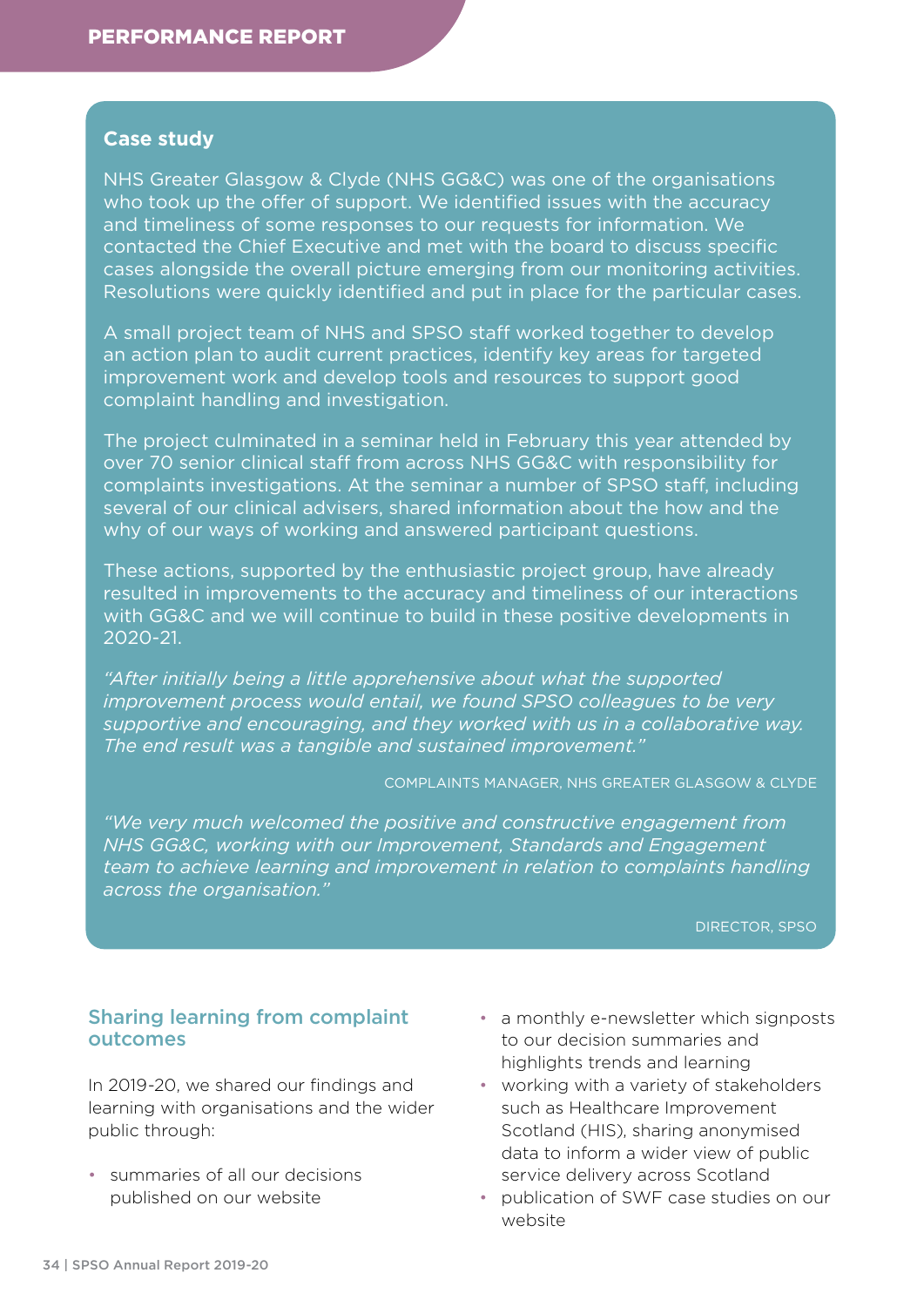### Case study

NHS Greater Glasgow & Clyde (NHS GG&C) was one of the organisations who took up the offer of support. We identified issues with the accuracy and timeliness of some responses to our requests for information. We contacted the Chief Executive and met with the board to discuss specific cases alongside the overall picture emerging from our monitoring activities. Resolutions were quickly identified and put in place for the particular cases.

A small project team of NHS and SPSO staff worked together to develop an action plan to audit current practices, identify key areas for targeted improvement work and develop tools and resources to support good complaint handling and investigation.

The project culminated in a seminar held in February this year attended by over 70 senior clinical staff from across NHS GG&C with responsibility for complaints investigations. At the seminar a number of SPSO staff, including several of our clinical advisers, shared information about the how and the why of our ways of working and answered participant questions.

These actions, supported by the enthusiastic project group, have already resulted in improvements to the accuracy and timeliness of our interactions with GG&C and we will continue to build in these positive developments in 2020-21.

*"After initially being a little apprehensive about what the supported improvement process would entail, we found SPSO colleagues to be very supportive and encouraging, and they worked with us in a collaborative way. The end result was a tangible and sustained improvement."*

COMPLAINTS MANAGER, NHS GREATER GLASGOW & CLYDE

*"We very much welcomed the positive and constructive engagement from NHS GG&C, working with our Improvement, Standards and Engagement team to achieve learning and improvement in relation to complaints handling across the organisation."*

DIRECTOR, SPSO

## Sharing learning from complaint outcomes

In 2019-20, we shared our findings and learning with organisations and the wider public through:

- summaries of all our decisions published on our website
- a monthly e-newsletter which signposts to our decision summaries and highlights trends and learning
- working with a variety of stakeholders such as Healthcare Improvement Scotland (HIS), sharing anonymised data to inform a wider view of public service delivery across Scotland
- publication of SWF case studies on our website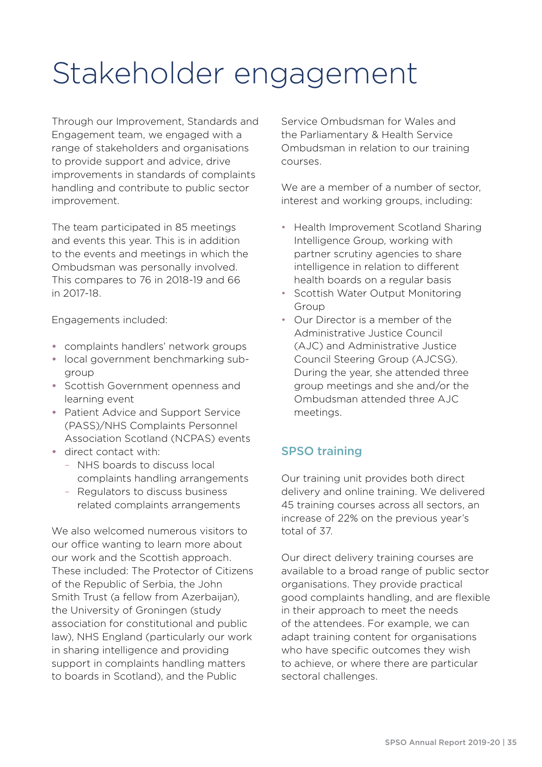# Stakeholder engagement

Through our Improvement, Standards and Engagement team, we engaged with a range of stakeholders and organisations to provide support and advice, drive improvements in standards of complaints handling and contribute to public sector improvement.

The team participated in 85 meetings and events this year. This is in addition to the events and meetings in which the Ombudsman was personally involved. This compares to 76 in 2018-19 and 66 in 2017-18.

Engagements included:

- complaints handlers' network groups
- local government benchmarking sub-group
- Scottish Government openness and learning event
- Patient Advice and Support Service (PASS)/NHS Complaints Personnel Association Scotland (NCPAS) events
- direct contact with:
  - NHS boards to discuss local complaints handling arrangements
  - Regulators to discuss business related complaints arrangements

We also welcomed numerous visitors to our office wanting to learn more about our work and the Scottish approach. These included: The Protector of Citizens of the Republic of Serbia, the John Smith Trust (a fellow from Azerbaijan), the University of Groningen (study association for constitutional and public law), NHS England (particularly our work in sharing intelligence and providing support in complaints handling matters to boards in Scotland), and the Public Service Ombudsman for Wales and the Parliamentary & Health Service Ombudsman in relation to our training courses.

We are a member of a number of sector, interest and working groups, including:

- Health Improvement Scotland Sharing Intelligence Group, working with partner scrutiny agencies to share intelligence in relation to different health boards on a regular basis
- Scottish Water Output Monitoring Group
- Our Director is a member of the Administrative Justice Council (AJC) and Administrative Justice Council Steering Group (AJCSG). During the year, she attended three group meetings and she and/or the Ombudsman attended three AJC meetings.

## SPSO training

Our training unit provides both direct delivery and online training. We delivered 45 training courses across all sectors, an increase of 22% on the previous year's total of 37.

Our direct delivery training courses are available to a broad range of public sector organisations. They provide practical good complaints handling, and are flexible in their approach to meet the needs of the attendees. For example, we can adapt training content for organisations who have specific outcomes they wish to achieve, or where there are particular sectoral challenges.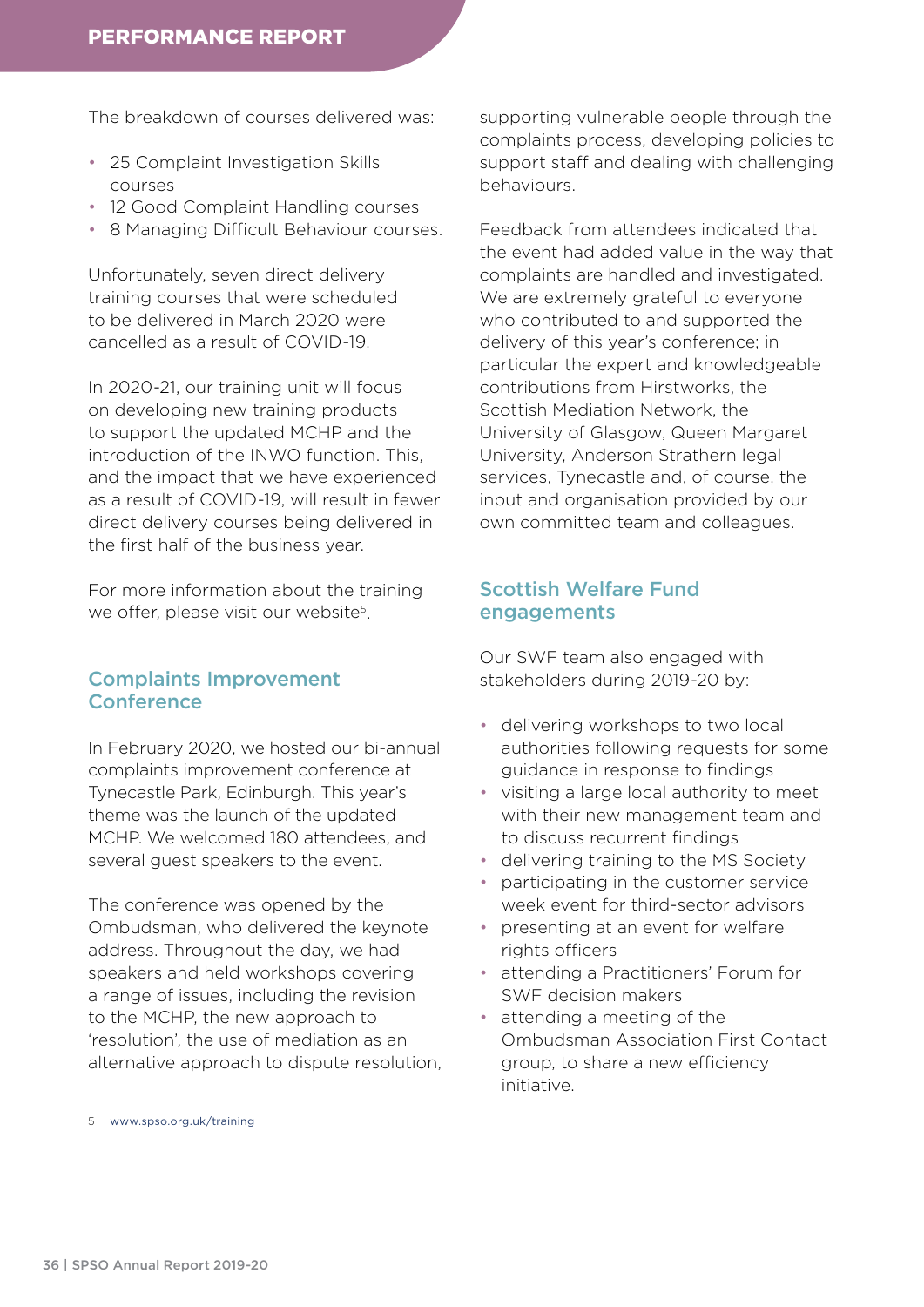The breakdown of courses delivered was:

- 25 Complaint Investigation Skills courses
- 12 Good Complaint Handling courses
- 8 Managing Difficult Behaviour courses.

Unfortunately, seven direct delivery training courses that were scheduled to be delivered in March 2020 were cancelled as a result of COVID-19.

In 2020-21, our training unit will focus on developing new training products to support the updated MCHP and the introduction of the INWO function. This, and the impact that we have experienced as a result of COVID-19, will result in fewer direct delivery courses being delivered in the first half of the business year.

For more information about the training we offer, please visit our website[5].

## Complaints Improvement Conference

In February 2020, we hosted our bi-annual complaints improvement conference at Tynecastle Park, Edinburgh. This year's theme was the launch of the updated MCHP. We welcomed 180 attendees, and several guest speakers to the event.

The conference was opened by the Ombudsman, who delivered the keynote address. Throughout the day, we had speakers and held workshops covering a range of issues, including the revision to the MCHP, the new approach to 'resolution', the use of mediation as an alternative approach to dispute resolution, supporting vulnerable people through the complaints process, developing policies to support staff and dealing with challenging behaviours.

Feedback from attendees indicated that the event had added value in the way that complaints are handled and investigated. We are extremely grateful to everyone who contributed to and supported the delivery of this year's conference; in particular the expert and knowledgeable contributions from Hirstworks, the Scottish Mediation Network, the University of Glasgow, Queen Margaret University, Anderson Strathern legal services, Tynecastle and, of course, the input and organisation provided by our own committed team and colleagues.

## Scottish Welfare Fund engagements

Our SWF team also engaged with stakeholders during 2019-20 by:

- delivering workshops to two local authorities following requests for some guidance in response to findings
- visiting a large local authority to meet with their new management team and to discuss recurrent findings
- delivering training to the MS Society
- participating in the customer service week event for third-sector advisors
- presenting at an event for welfare rights officers
- attending a Practitioners' Forum for SWF decision makers
- attending a meeting of the Ombudsman Association First Contact group, to share a new efficiency initiative.

5 www.spso.org.uk/training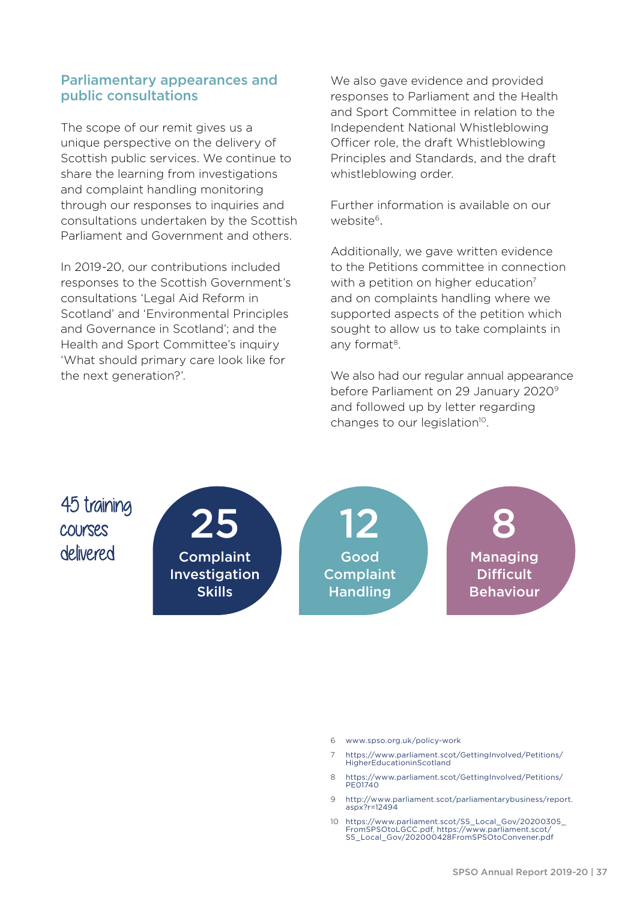## Parliamentary appearances and public consultations

The scope of our remit gives us a unique perspective on the delivery of Scottish public services. We continue to share the learning from investigations and complaint handling monitoring through our responses to inquiries and consultations undertaken by the Scottish Parliament and Government and others.

In 2019-20, our contributions included responses to the Scottish Government's consultations 'Legal Aid Reform in Scotland' and 'Environmental Principles and Governance in Scotland'; and the Health and Sport Committee's inquiry 'What should primary care look like for the next generation?'.

We also gave evidence and provided responses to Parliament and the Health and Sport Committee in relation to the Independent National Whistleblowing Officer role, the draft Whistleblowing Principles and Standards, and the draft whistleblowing order.

Further information is available on our website[6].

Additionally, we gave written evidence to the Petitions committee in connection with a petition on higher education[7] and on complaints handling where we supported aspects of the petition which sought to allow us to take complaints in any format[8].

We also had our regular annual appearance before Parliament on 29 January 2020[9] and followed up by letter regarding changes to our legislation[10].

45 training courses delivered

**25** Complaint Investigation Skills

**12** Good Complaint Handling

**8** Managing Difficult Behaviour

6 www.spso.org.uk/policy-work

7 https://www.parliament.scot/GettingInvolved/Petitions/HigherEducationinScotland

8 https://www.parliament.scot/GettingInvolved/Petitions/PE01740

9 http://www.parliament.scot/parliamentarybusiness/report.aspx?r=12494

10 https://www.parliament.scot/S5_Local_Gov/20200305_FromSPSOtoLGCC.pdf, https://www.parliament.scot/S5_Local_Gov/202000428FromSPSOtoConvener.pdf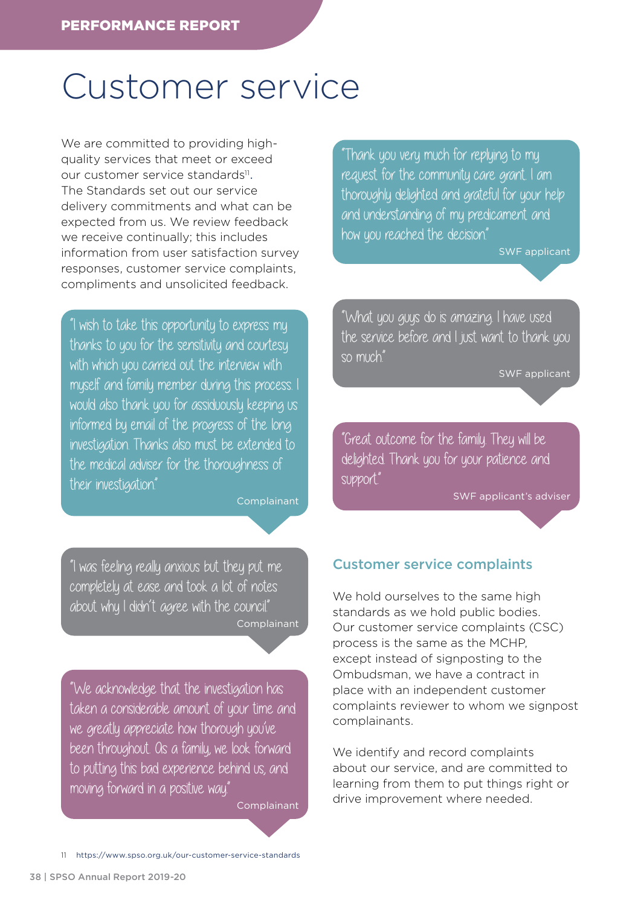# Customer service

We are committed to providing high-quality services that meet or exceed our customer service standards[11]. The Standards set out our service delivery commitments and what can be expected from us. We review feedback we receive continually; this includes information from user satisfaction survey responses, customer service complaints, compliments and unsolicited feedback.

> "I wish to take this opportunity to express my thanks to you for the sensitivity and courtesy with which you carried out the interview with myself and family member during this process. I would also thank you for assiduously keeping us informed by email of the progress of the long investigation. Thanks also must be extended to the medical adviser for the thoroughness of their investigation."
>
> Complainant

> "I was feeling really anxious but they put me completely at ease and took a lot of notes about why I didn't agree with the council."
>
> Complainant

> "We acknowledge that the investigation has taken a considerable amount of your time and we greatly appreciate how thorough you've been throughout. As a family, we look forward to putting this bad experience behind us, and moving forward in a positive way."
>
> Complainant

> "Thank you very much for replying to my request for the community care grant. I am thoroughly delighted and grateful for your help and understanding of my predicament and how you reached the decision."
>
> SWF applicant

> "What you guys do is amazing. I have used the service before and I just want to thank you so much."
>
> SWF applicant

> "Great outcome for the family. They will be delighted. Thank you for your patience and support."
>
> SWF applicant's adviser

## Customer service complaints

We hold ourselves to the same high standards as we hold public bodies. Our customer service complaints (CSC) process is the same as the MCHP, except instead of signposting to the Ombudsman, we have a contract in place with an independent customer complaints reviewer to whom we signpost complainants.

We identify and record complaints about our service, and are committed to learning from them to put things right or drive improvement where needed.

11 https://www.spso.org.uk/our-customer-service-standards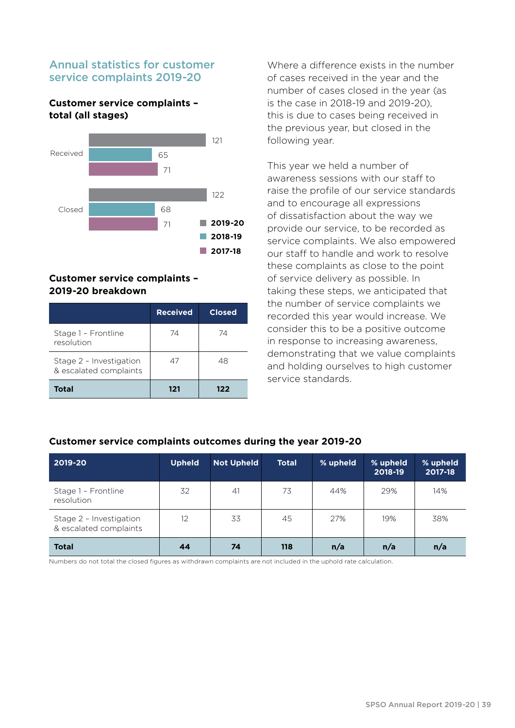## Annual statistics for customer service complaints 2019-20

### Customer service complaints – total (all stages)

| | 2019-20 | 2018-19 | 2017-18 |
|---|---|---|---|
| Received | 121 | 65 | 71 |
| Closed | 122 | 68 | 71 |

### Customer service complaints – 2019-20 breakdown

| | Received | Closed |
|---|---|---|
| Stage 1 – Frontline resolution | 74 | 74 |
| Stage 2 – Investigation & escalated complaints | 47 | 48 |
| **Total** | **121** | **122** |

Where a difference exists in the number of cases received in the year and the number of cases closed in the year (as is the case in 2018-19 and 2019-20), this is due to cases being received in the previous year, but closed in the following year.

This year we held a number of awareness sessions with our staff to raise the profile of our service standards and to encourage all expressions of dissatisfaction about the way we provide our service, to be recorded as service complaints. We also empowered our staff to handle and work to resolve these complaints as close to the point of service delivery as possible. In taking these steps, we anticipated that the number of service complaints we recorded this year would increase. We consider this to be a positive outcome in response to increasing awareness, demonstrating that we value complaints and holding ourselves to high customer service standards.

### Customer service complaints outcomes during the year 2019-20

| 2019-20 | Upheld | Not Upheld | Total | % upheld | % upheld 2018-19 | % upheld 2017-18 |
|---|---|---|---|---|---|---|
| Stage 1 – Frontline resolution | 32 | 41 | 73 | 44% | 29% | 14% |
| Stage 2 – Investigation & escalated complaints | 12 | 33 | 45 | 27% | 19% | 38% |
| **Total** | **44** | **74** | **118** | **n/a** | **n/a** | **n/a** |

Numbers do not total the closed figures as withdrawn complaints are not included in the uphold rate calculation.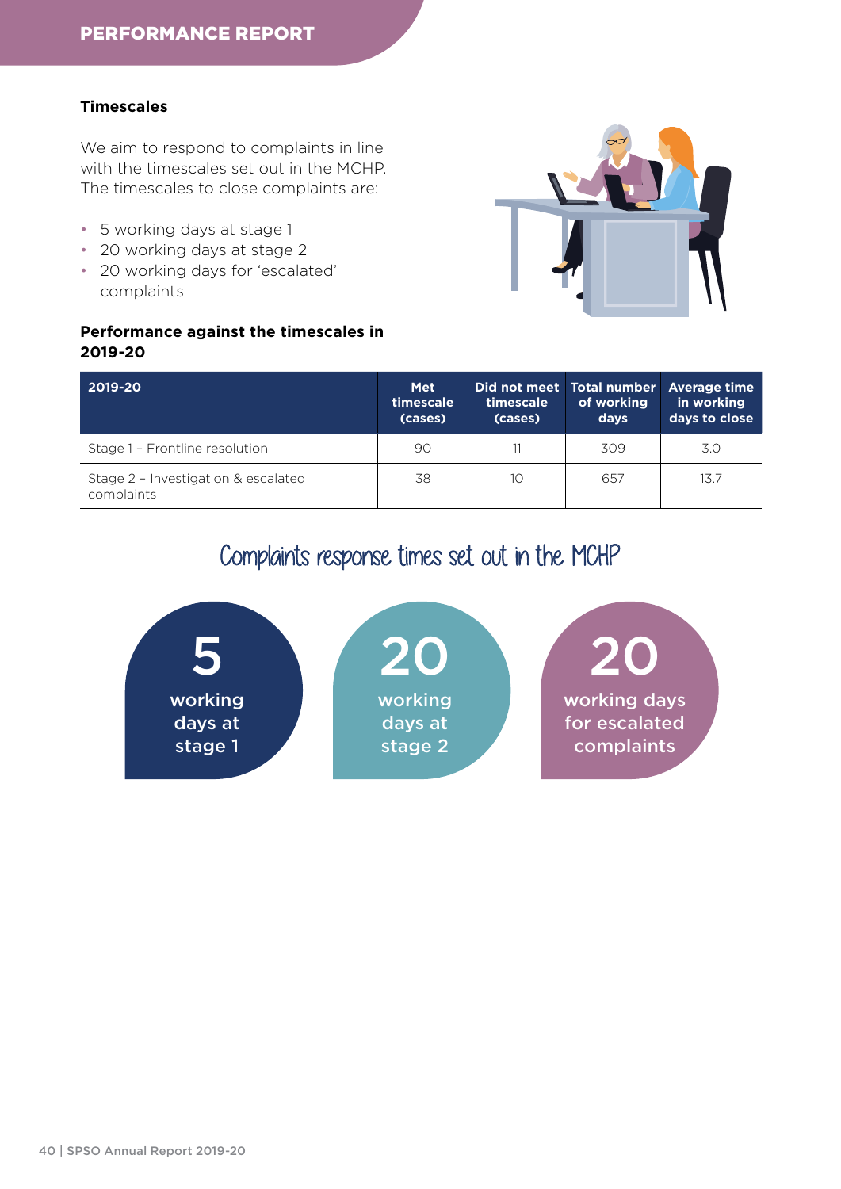### Timescales

We aim to respond to complaints in line with the timescales set out in the MCHP. The timescales to close complaints are:

- 5 working days at stage 1
- 20 working days at stage 2
- 20 working days for 'escalated' complaints

### Performance against the timescales in 2019-20

| 2019-20 | Met timescale (cases) | Did not meet timescale (cases) | Total number of working days | Average time in working days to close |
|---|---|---|---|---|
| Stage 1 – Frontline resolution | 90 | 11 | 309 | 3.0 |
| Stage 2 – Investigation & escalated complaints | 38 | 10 | 657 | 13.7 |

## Complaints response times set out in the MCHP

**5** working days at stage 1

**20** working days at stage 2

**20** working days for escalated complaints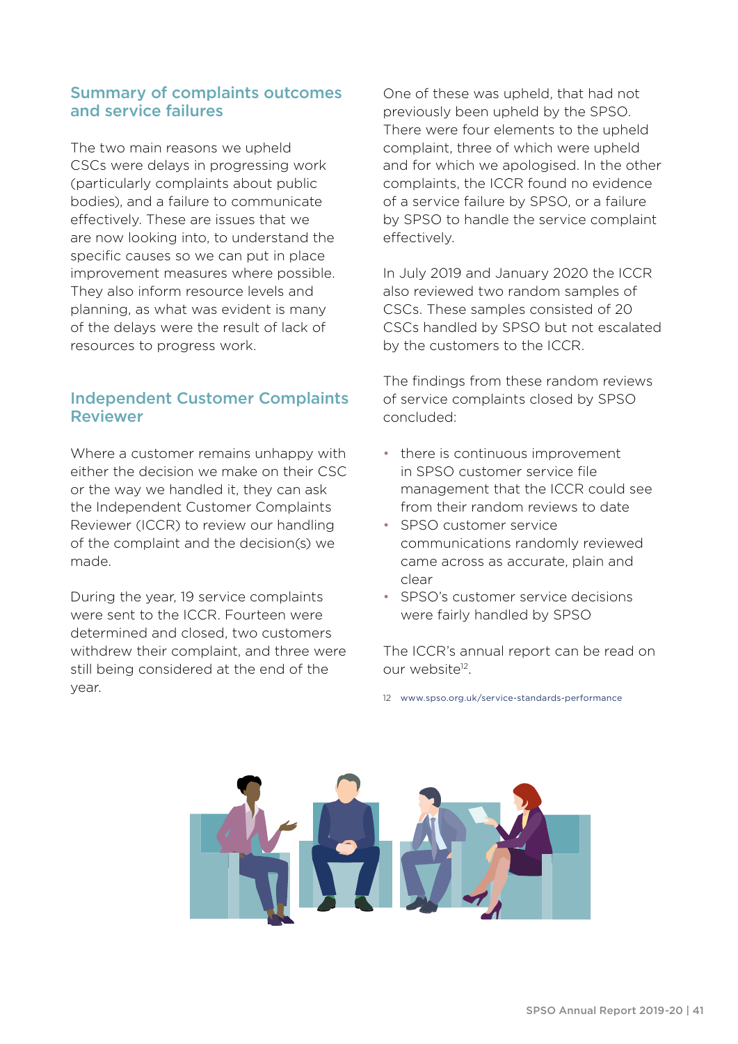## Summary of complaints outcomes and service failures

The two main reasons we upheld CSCs were delays in progressing work (particularly complaints about public bodies), and a failure to communicate effectively. These are issues that we are now looking into, to understand the specific causes so we can put in place improvement measures where possible. They also inform resource levels and planning, as what was evident is many of the delays were the result of lack of resources to progress work.

## Independent Customer Complaints Reviewer

Where a customer remains unhappy with either the decision we make on their CSC or the way we handled it, they can ask the Independent Customer Complaints Reviewer (ICCR) to review our handling of the complaint and the decision(s) we made.

During the year, 19 service complaints were sent to the ICCR. Fourteen were determined and closed, two customers withdrew their complaint, and three were still being considered at the end of the year.

One of these was upheld, that had not previously been upheld by the SPSO. There were four elements to the upheld complaint, three of which were upheld and for which we apologised. In the other complaints, the ICCR found no evidence of a service failure by SPSO, or a failure by SPSO to handle the service complaint effectively.

In July 2019 and January 2020 the ICCR also reviewed two random samples of CSCs. These samples consisted of 20 CSCs handled by SPSO but not escalated by the customers to the ICCR.

The findings from these random reviews of service complaints closed by SPSO concluded:

- there is continuous improvement in SPSO customer service file management that the ICCR could see from their random reviews to date
- SPSO customer service communications randomly reviewed came across as accurate, plain and clear
- SPSO's customer service decisions were fairly handled by SPSO

The ICCR's annual report can be read on our website[12].

[12] www.spso.org.uk/service-standards-performance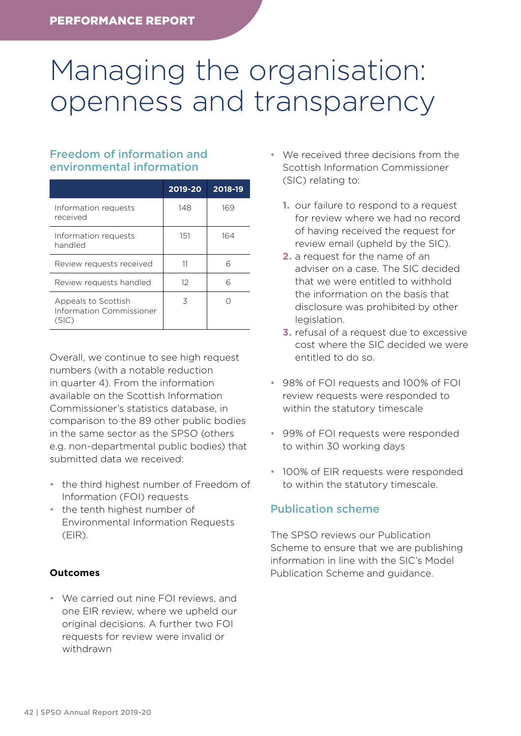# Managing the organisation: openness and transparency

## Freedom of information and environmental information

| | 2019-20 | 2018-19 |
|---|---|---|
| Information requests received | 148 | 169 |
| Information requests handled | 151 | 164 |
| Review requests received | 11 | 6 |
| Review requests handled | 12 | 6 |
| Appeals to Scottish Information Commissioner (SIC) | 3 | 0 |

Overall, we continue to see high request numbers (with a notable reduction in quarter 4). From the information available on the Scottish Information Commissioner's statistics database, in comparison to the 89 other public bodies in the same sector as the SPSO (others e.g. non-departmental public bodies) that submitted data we received:

- the third highest number of Freedom of Information (FOI) requests
- the tenth highest number of Environmental Information Requests (EIR).

**Outcomes**

- We carried out nine FOI reviews, and one EIR review, where we upheld our original decisions. A further two FOI requests for review were invalid or withdrawn
- We received three decisions from the Scottish Information Commissioner (SIC) relating to:
    1. our failure to respond to a request for review where we had no record of having received the request for review email (upheld by the SIC).
    2. a request for the name of an adviser on a case. The SIC decided that we were entitled to withhold the information on the basis that disclosure was prohibited by other legislation.
    3. refusal of a request due to excessive cost where the SIC decided we were entitled to do so.
- 98% of FOI requests and 100% of FOI review requests were responded to within the statutory timescale
- 99% of FOI requests were responded to within 30 working days
- 100% of EIR requests were responded to within the statutory timescale.

## Publication scheme

The SPSO reviews our Publication Scheme to ensure that we are publishing information in line with the SIC's Model Publication Scheme and guidance.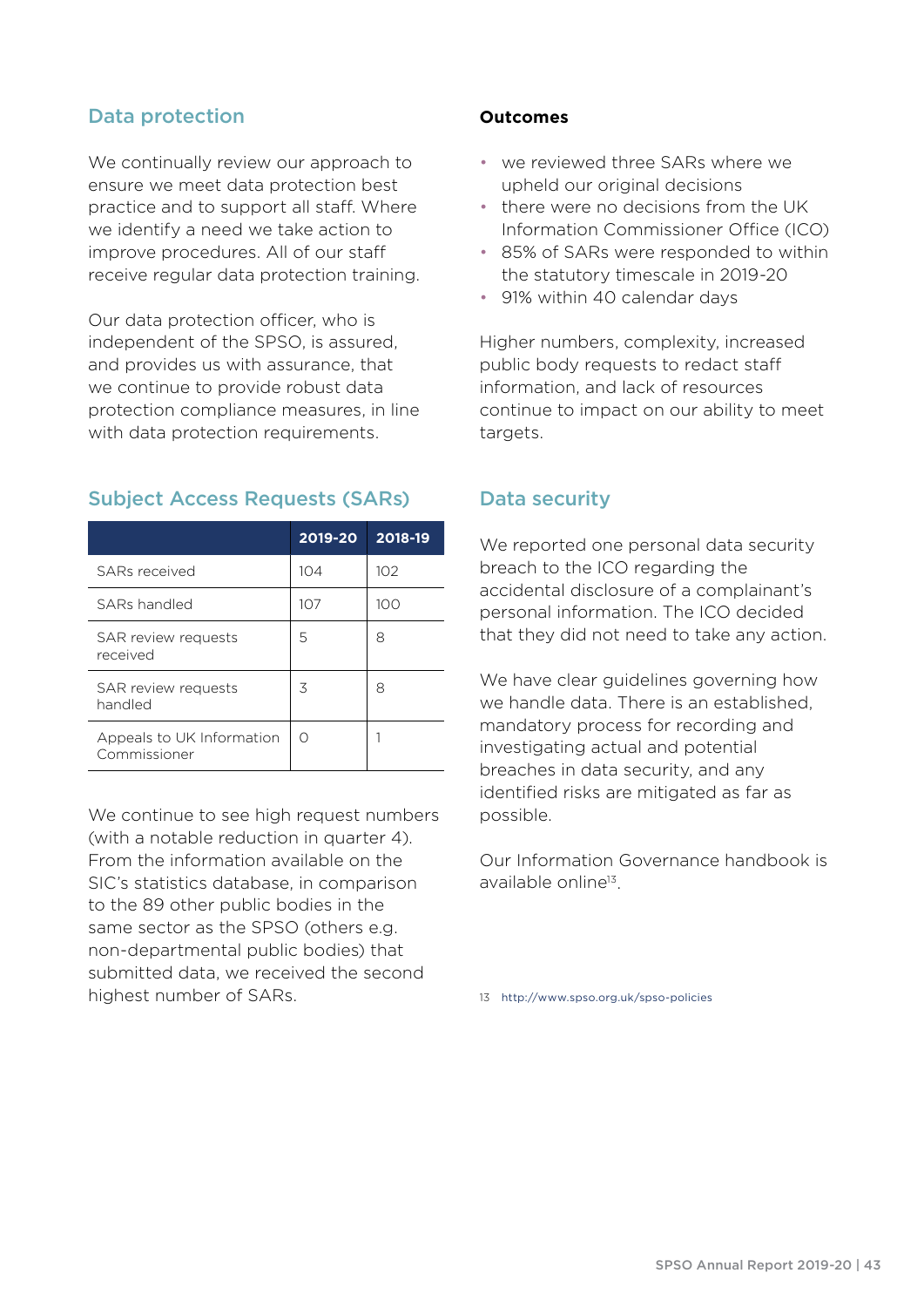## Data protection

We continually review our approach to ensure we meet data protection best practice and to support all staff. Where we identify a need we take action to improve procedures. All of our staff receive regular data protection training.

Our data protection officer, who is independent of the SPSO, is assured, and provides us with assurance, that we continue to provide robust data protection compliance measures, in line with data protection requirements.

## Subject Access Requests (SARs)

| | 2019-20 | 2018-19 |
|---|---|---|
| SARs received | 104 | 102 |
| SARs handled | 107 | 100 |
| SAR review requests received | 5 | 8 |
| SAR review requests handled | 3 | 8 |
| Appeals to UK Information Commissioner | 0 | 1 |

We continue to see high request numbers (with a notable reduction in quarter 4). From the information available on the SIC's statistics database, in comparison to the 89 other public bodies in the same sector as the SPSO (others e.g. non-departmental public bodies) that submitted data, we received the second highest number of SARs.

**Outcomes**

- we reviewed three SARs where we upheld our original decisions
- there were no decisions from the UK Information Commissioner Office (ICO)
- 85% of SARs were responded to within the statutory timescale in 2019-20
- 91% within 40 calendar days

Higher numbers, complexity, increased public body requests to redact staff information, and lack of resources continue to impact on our ability to meet targets.

## Data security

We reported one personal data security breach to the ICO regarding the accidental disclosure of a complainant's personal information. The ICO decided that they did not need to take any action.

We have clear guidelines governing how we handle data. There is an established, mandatory process for recording and investigating actual and potential breaches in data security, and any identified risks are mitigated as far as possible.

Our Information Governance handbook is available online[13].

13 http://www.spso.org.uk/spso-policies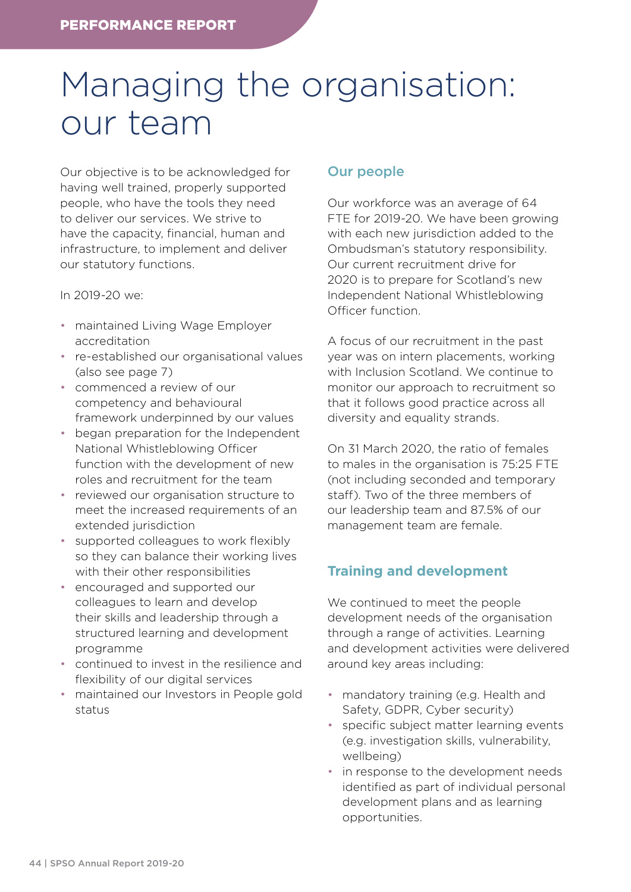# Managing the organisation: our team

Our objective is to be acknowledged for having well trained, properly supported people, who have the tools they need to deliver our services. We strive to have the capacity, financial, human and infrastructure, to implement and deliver our statutory functions.

In 2019-20 we:

- maintained Living Wage Employer accreditation
- re-established our organisational values (also see page 7)
- commenced a review of our competency and behavioural framework underpinned by our values
- began preparation for the Independent National Whistleblowing Officer function with the development of new roles and recruitment for the team
- reviewed our organisation structure to meet the increased requirements of an extended jurisdiction
- supported colleagues to work flexibly so they can balance their working lives with their other responsibilities
- encouraged and supported our colleagues to learn and develop their skills and leadership through a structured learning and development programme
- continued to invest in the resilience and flexibility of our digital services
- maintained our Investors in People gold status

## Our people

Our workforce was an average of 64 FTE for 2019-20. We have been growing with each new jurisdiction added to the Ombudsman's statutory responsibility. Our current recruitment drive for 2020 is to prepare for Scotland's new Independent National Whistleblowing Officer function.

A focus of our recruitment in the past year was on intern placements, working with Inclusion Scotland. We continue to monitor our approach to recruitment so that it follows good practice across all diversity and equality strands.

On 31 March 2020, the ratio of females to males in the organisation is 75:25 FTE (not including seconded and temporary staff). Two of the three members of our leadership team and 87.5% of our management team are female.

## Training and development

We continued to meet the people development needs of the organisation through a range of activities. Learning and development activities were delivered around key areas including:

- mandatory training (e.g. Health and Safety, GDPR, Cyber security)
- specific subject matter learning events (e.g. investigation skills, vulnerability, wellbeing)
- in response to the development needs identified as part of individual personal development plans and as learning opportunities.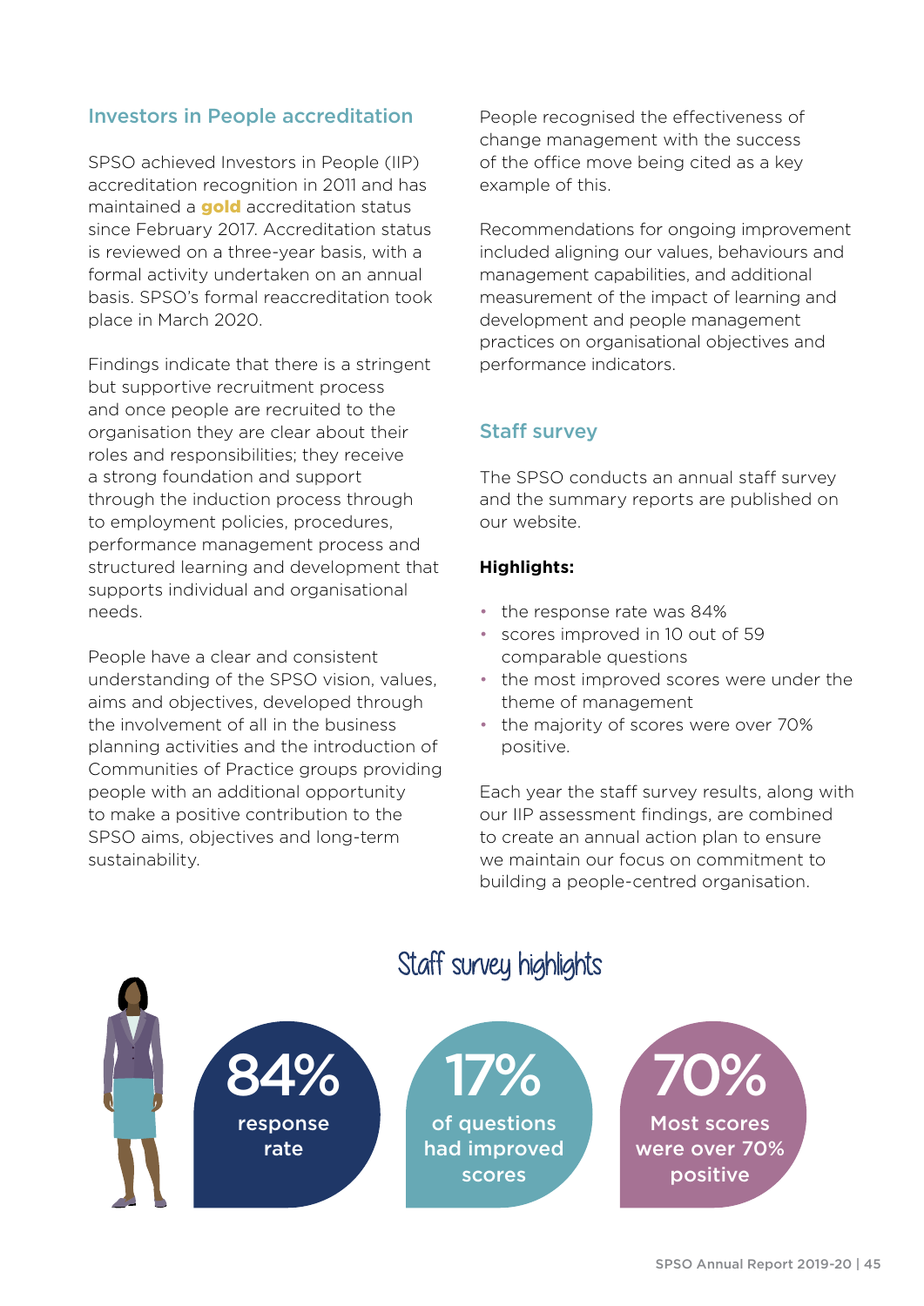## Investors in People accreditation

SPSO achieved Investors in People (IIP) accreditation recognition in 2011 and has maintained a **gold** accreditation status since February 2017. Accreditation status is reviewed on a three-year basis, with a formal activity undertaken on an annual basis. SPSO's formal reaccreditation took place in March 2020.

Findings indicate that there is a stringent but supportive recruitment process and once people are recruited to the organisation they are clear about their roles and responsibilities; they receive a strong foundation and support through the induction process through to employment policies, procedures, performance management process and structured learning and development that supports individual and organisational needs.

People have a clear and consistent understanding of the SPSO vision, values, aims and objectives, developed through the involvement of all in the business planning activities and the introduction of Communities of Practice groups providing people with an additional opportunity to make a positive contribution to the SPSO aims, objectives and long-term sustainability.

People recognised the effectiveness of change management with the success of the office move being cited as a key example of this.

Recommendations for ongoing improvement included aligning our values, behaviours and management capabilities, and additional measurement of the impact of learning and development and people management practices on organisational objectives and performance indicators.

## Staff survey

The SPSO conducts an annual staff survey and the summary reports are published on our website.

**Highlights:**

- the response rate was 84%
- scores improved in 10 out of 59 comparable questions
- the most improved scores were under the theme of management
- the majority of scores were over 70% positive.

Each year the staff survey results, along with our IIP assessment findings, are combined to create an annual action plan to ensure we maintain our focus on commitment to building a people-centred organisation.

### Staff survey highlights

**84%** response rate

**17%** of questions had improved scores

**70%** Most scores were over 70% positive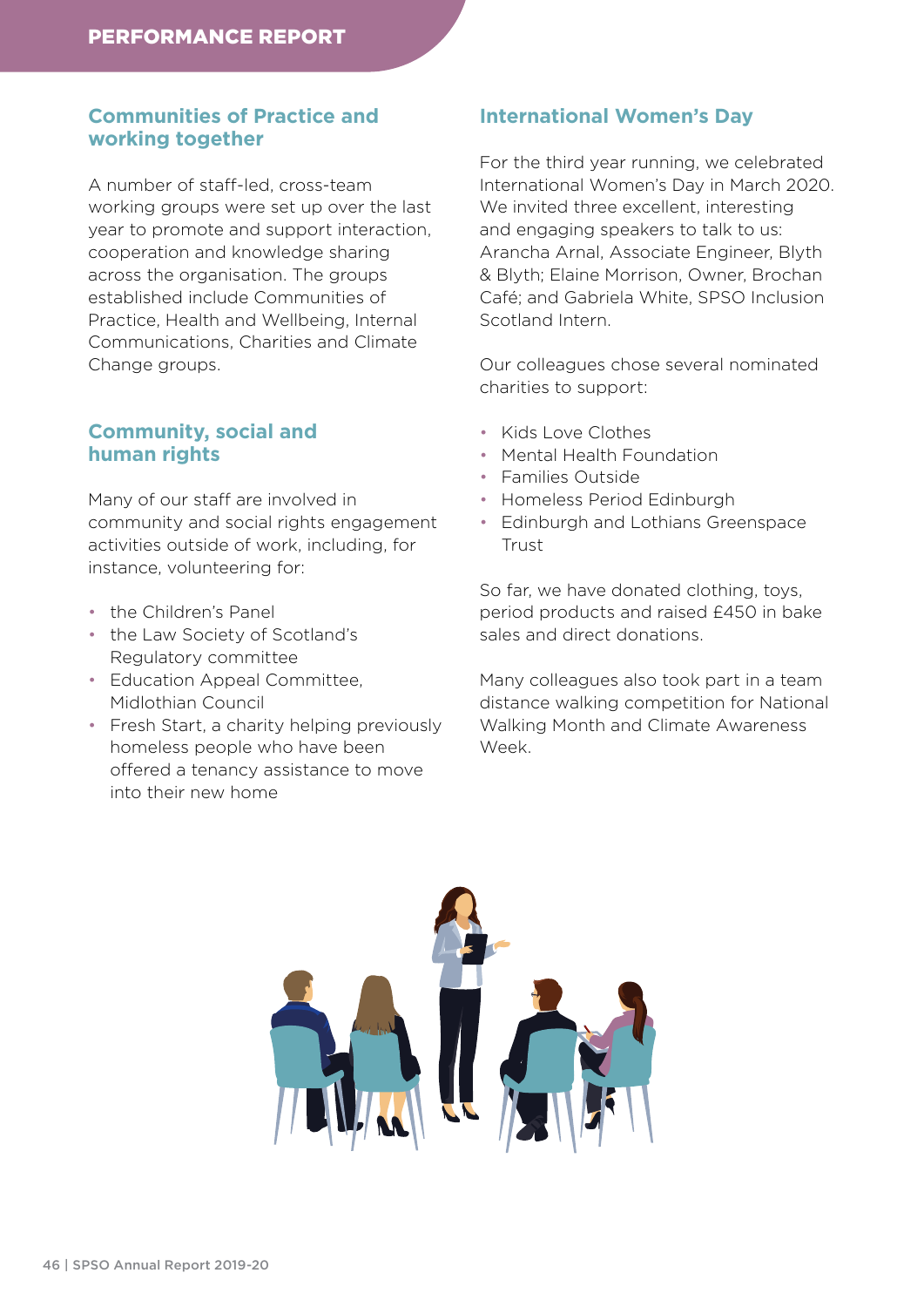## Communities of Practice and working together

A number of staff-led, cross-team working groups were set up over the last year to promote and support interaction, cooperation and knowledge sharing across the organisation. The groups established include Communities of Practice, Health and Wellbeing, Internal Communications, Charities and Climate Change groups.

## Community, social and human rights

Many of our staff are involved in community and social rights engagement activities outside of work, including, for instance, volunteering for:

- the Children's Panel
- the Law Society of Scotland's Regulatory committee
- Education Appeal Committee, Midlothian Council
- Fresh Start, a charity helping previously homeless people who have been offered a tenancy assistance to move into their new home

## International Women's Day

For the third year running, we celebrated International Women's Day in March 2020. We invited three excellent, interesting and engaging speakers to talk to us: Arancha Arnal, Associate Engineer, Blyth & Blyth; Elaine Morrison, Owner, Brochan Café; and Gabriela White, SPSO Inclusion Scotland Intern.

Our colleagues chose several nominated charities to support:

- Kids Love Clothes
- Mental Health Foundation
- Families Outside
- Homeless Period Edinburgh
- Edinburgh and Lothians Greenspace Trust

So far, we have donated clothing, toys, period products and raised £450 in bake sales and direct donations.

Many colleagues also took part in a team distance walking competition for National Walking Month and Climate Awareness Week.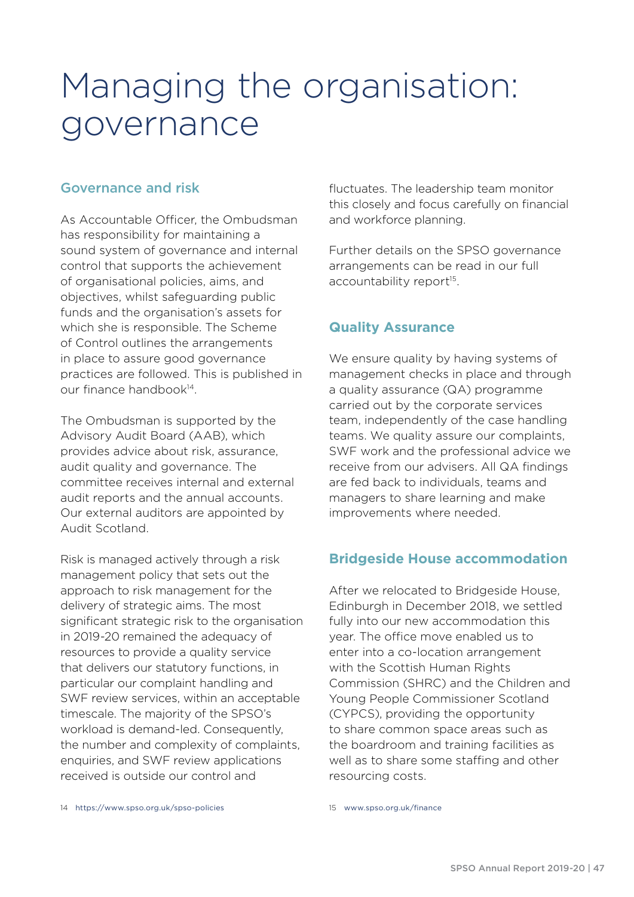# Managing the organisation: governance

## Governance and risk

As Accountable Officer, the Ombudsman has responsibility for maintaining a sound system of governance and internal control that supports the achievement of organisational policies, aims, and objectives, whilst safeguarding public funds and the organisation's assets for which she is responsible. The Scheme of Control outlines the arrangements in place to assure good governance practices are followed. This is published in our finance handbook[14].

The Ombudsman is supported by the Advisory Audit Board (AAB), which provides advice about risk, assurance, audit quality and governance. The committee receives internal and external audit reports and the annual accounts. Our external auditors are appointed by Audit Scotland.

Risk is managed actively through a risk management policy that sets out the approach to risk management for the delivery of strategic aims. The most significant strategic risk to the organisation in 2019-20 remained the adequacy of resources to provide a quality service that delivers our statutory functions, in particular our complaint handling and SWF review services, within an acceptable timescale. The majority of the SPSO's workload is demand-led. Consequently, the number and complexity of complaints, enquiries, and SWF review applications received is outside our control and fluctuates. The leadership team monitor this closely and focus carefully on financial and workforce planning.

Further details on the SPSO governance arrangements can be read in our full accountability report[15].

## Quality Assurance

We ensure quality by having systems of management checks in place and through a quality assurance (QA) programme carried out by the corporate services team, independently of the case handling teams. We quality assure our complaints, SWF work and the professional advice we receive from our advisers. All QA findings are fed back to individuals, teams and managers to share learning and make improvements where needed.

## Bridgeside House accommodation

After we relocated to Bridgeside House, Edinburgh in December 2018, we settled fully into our new accommodation this year. The office move enabled us to enter into a co-location arrangement with the Scottish Human Rights Commission (SHRC) and the Children and Young People Commissioner Scotland (CYPCS), providing the opportunity to share common space areas such as the boardroom and training facilities as well as to share some staffing and other resourcing costs.

14 https://www.spso.org.uk/spso-policies

15 www.spso.org.uk/finance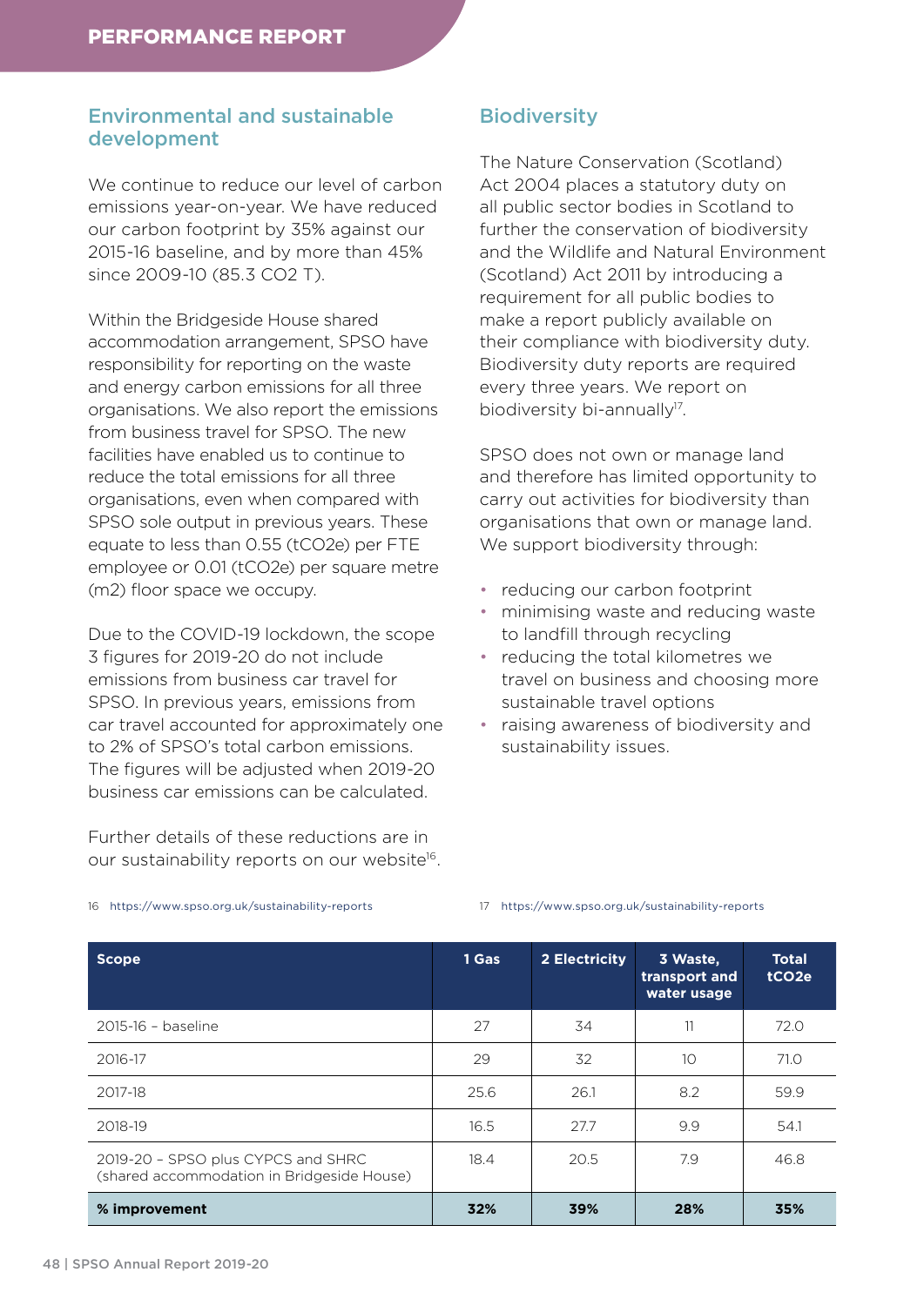## Environmental and sustainable development

We continue to reduce our level of carbon emissions year-on-year. We have reduced our carbon footprint by 35% against our 2015-16 baseline, and by more than 45% since 2009-10 (85.3 $CO_2$ T).

Within the Bridgeside House shared accommodation arrangement, SPSO have responsibility for reporting on the waste and energy carbon emissions for all three organisations. We also report the emissions from business travel for SPSO. The new facilities have enabled us to continue to reduce the total emissions for all three organisations, even when compared with SPSO sole output in previous years. These equate to less than 0.55 ($tCO_2e$) per FTE employee or 0.01 ($tCO_2e$) per square metre ($m^2$) floor space we occupy.

Due to the COVID-19 lockdown, the scope 3 figures for 2019-20 do not include emissions from business car travel for SPSO. In previous years, emissions from car travel accounted for approximately one to 2% of SPSO's total carbon emissions. The figures will be adjusted when 2019-20 business car emissions can be calculated.

Further details of these reductions are in our sustainability reports on our website[16].

## Biodiversity

The Nature Conservation (Scotland) Act 2004 places a statutory duty on all public sector bodies in Scotland to further the conservation of biodiversity and the Wildlife and Natural Environment (Scotland) Act 2011 by introducing a requirement for all public bodies to make a report publicly available on their compliance with biodiversity duty. Biodiversity duty reports are required every three years. We report on biodiversity bi-annually[17].

SPSO does not own or manage land and therefore has limited opportunity to carry out activities for biodiversity than organisations that own or manage land. We support biodiversity through:

- reducing our carbon footprint
- minimising waste and reducing waste to landfill through recycling
- reducing the total kilometres we travel on business and choosing more sustainable travel options
- raising awareness of biodiversity and sustainability issues.

16 https://www.spso.org.uk/sustainability-reports

17 https://www.spso.org.uk/sustainability-reports

| Scope | 1 Gas | 2 Electricity | 3 Waste, transport and water usage | Total $tCO_2e$ |
|---|---|---|---|---|
| 2015-16 – baseline | 27 | 34 | 11 | 72.0 |
| 2016-17 | 29 | 32 | 10 | 71.0 |
| 2017-18 | 25.6 | 26.1 | 8.2 | 59.9 |
| 2018-19 | 16.5 | 27.7 | 9.9 | 54.1 |
| 2019-20 – SPSO plus CYPCS and SHRC (shared accommodation in Bridgeside House) | 18.4 | 20.5 | 7.9 | 46.8 |
| **% improvement** | **32%** | **39%** | **28%** | **35%** |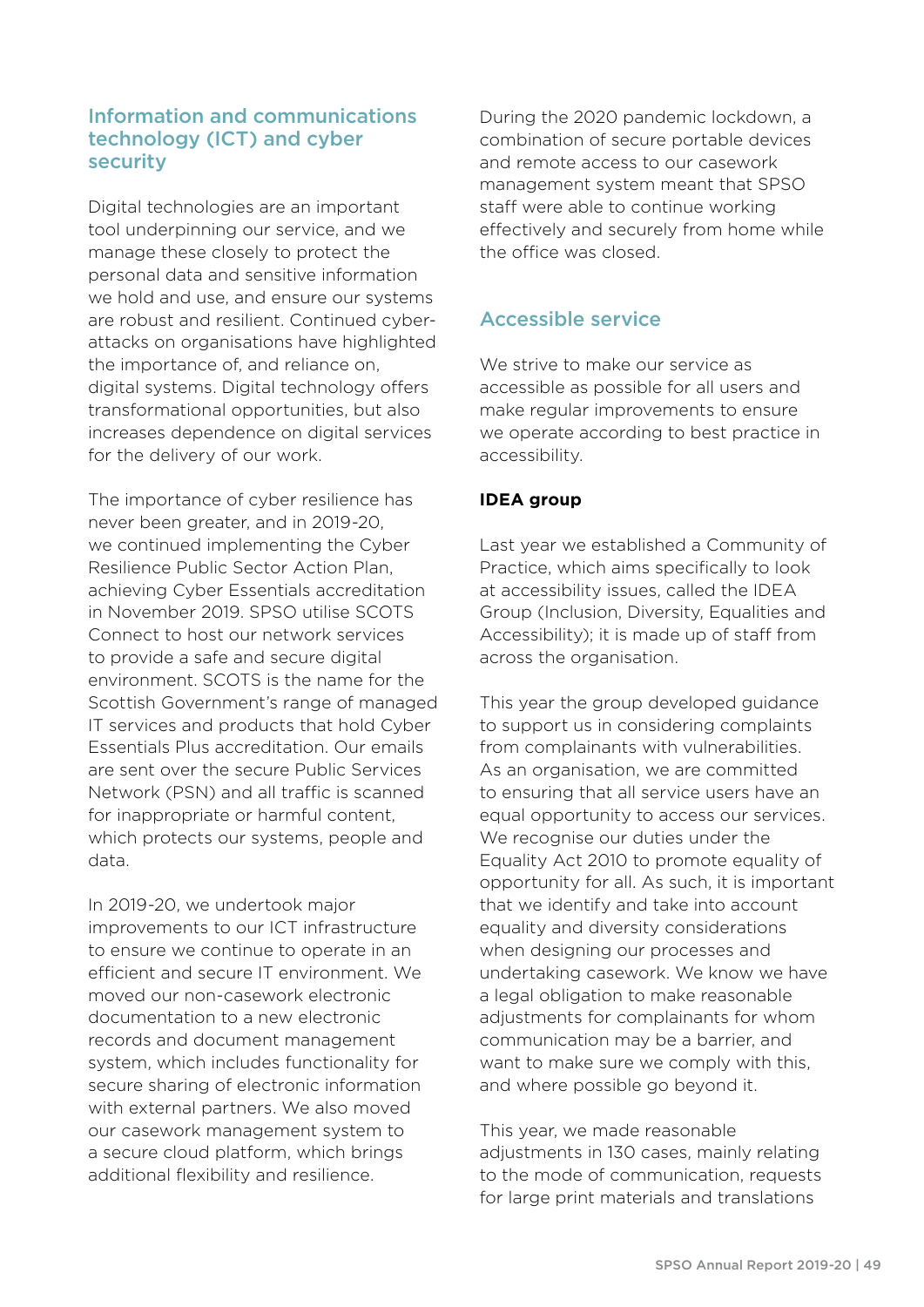## Information and communications technology (ICT) and cyber security

Digital technologies are an important tool underpinning our service, and we manage these closely to protect the personal data and sensitive information we hold and use, and ensure our systems are robust and resilient. Continued cyber-attacks on organisations have highlighted the importance of, and reliance on, digital systems. Digital technology offers transformational opportunities, but also increases dependence on digital services for the delivery of our work.

The importance of cyber resilience has never been greater, and in 2019-20, we continued implementing the Cyber Resilience Public Sector Action Plan, achieving Cyber Essentials accreditation in November 2019. SPSO utilise SCOTS Connect to host our network services to provide a safe and secure digital environment. SCOTS is the name for the Scottish Government's range of managed IT services and products that hold Cyber Essentials Plus accreditation. Our emails are sent over the secure Public Services Network (PSN) and all traffic is scanned for inappropriate or harmful content, which protects our systems, people and data.

In 2019-20, we undertook major improvements to our ICT infrastructure to ensure we continue to operate in an efficient and secure IT environment. We moved our non-casework electronic documentation to a new electronic records and document management system, which includes functionality for secure sharing of electronic information with external partners. We also moved our casework management system to a secure cloud platform, which brings additional flexibility and resilience.

During the 2020 pandemic lockdown, a combination of secure portable devices and remote access to our casework management system meant that SPSO staff were able to continue working effectively and securely from home while the office was closed.

## Accessible service

We strive to make our service as accessible as possible for all users and make regular improvements to ensure we operate according to best practice in accessibility.

**IDEA group**

Last year we established a Community of Practice, which aims specifically to look at accessibility issues, called the IDEA Group (Inclusion, Diversity, Equalities and Accessibility); it is made up of staff from across the organisation.

This year the group developed guidance to support us in considering complaints from complainants with vulnerabilities. As an organisation, we are committed to ensuring that all service users have an equal opportunity to access our services. We recognise our duties under the Equality Act 2010 to promote equality of opportunity for all. As such, it is important that we identify and take into account equality and diversity considerations when designing our processes and undertaking casework. We know we have a legal obligation to make reasonable adjustments for complainants for whom communication may be a barrier, and want to make sure we comply with this, and where possible go beyond it.

This year, we made reasonable adjustments in 130 cases, mainly relating to the mode of communication, requests for large print materials and translations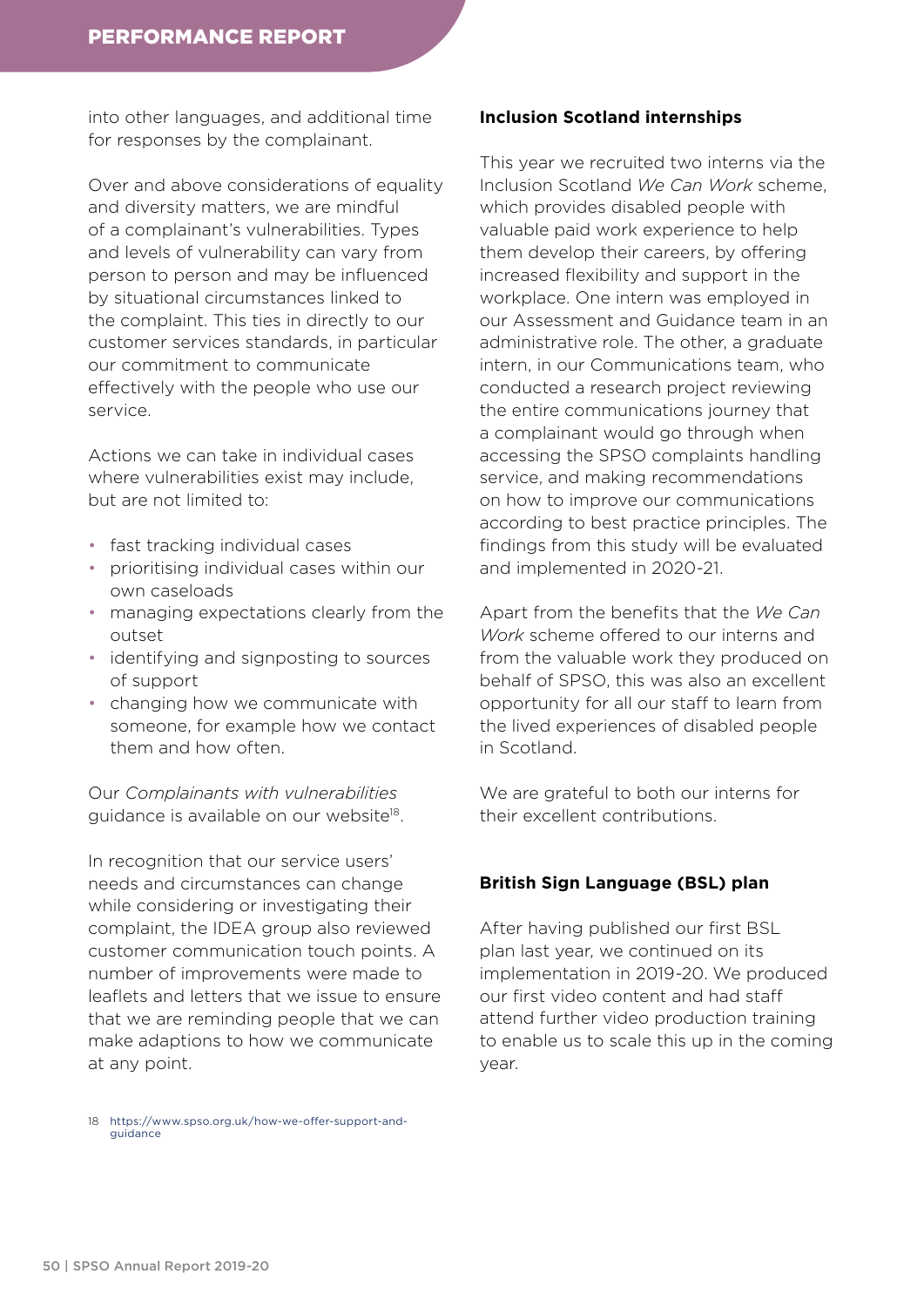into other languages, and additional time for responses by the complainant.

Over and above considerations of equality and diversity matters, we are mindful of a complainant's vulnerabilities. Types and levels of vulnerability can vary from person to person and may be influenced by situational circumstances linked to the complaint. This ties in directly to our customer services standards, in particular our commitment to communicate effectively with the people who use our service.

Actions we can take in individual cases where vulnerabilities exist may include, but are not limited to:

- fast tracking individual cases
- prioritising individual cases within our own caseloads
- managing expectations clearly from the outset
- identifying and signposting to sources of support
- changing how we communicate with someone, for example how we contact them and how often.

Our *Complainants with vulnerabilities* guidance is available on our website[18].

In recognition that our service users' needs and circumstances can change while considering or investigating their complaint, the IDEA group also reviewed customer communication touch points. A number of improvements were made to leaflets and letters that we issue to ensure that we are reminding people that we can make adaptions to how we communicate at any point.

18 https://www.spso.org.uk/how-we-offer-support-and-guidance

**Inclusion Scotland internships**

This year we recruited two interns via the Inclusion Scotland *We Can Work* scheme, which provides disabled people with valuable paid work experience to help them develop their careers, by offering increased flexibility and support in the workplace. One intern was employed in our Assessment and Guidance team in an administrative role. The other, a graduate intern, in our Communications team, who conducted a research project reviewing the entire communications journey that a complainant would go through when accessing the SPSO complaints handling service, and making recommendations on how to improve our communications according to best practice principles. The findings from this study will be evaluated and implemented in 2020-21.

Apart from the benefits that the *We Can Work* scheme offered to our interns and from the valuable work they produced on behalf of SPSO, this was also an excellent opportunity for all our staff to learn from the lived experiences of disabled people in Scotland.

We are grateful to both our interns for their excellent contributions.

**British Sign Language (BSL) plan**

After having published our first BSL plan last year, we continued on its implementation in 2019-20. We produced our first video content and had staff attend further video production training to enable us to scale this up in the coming year.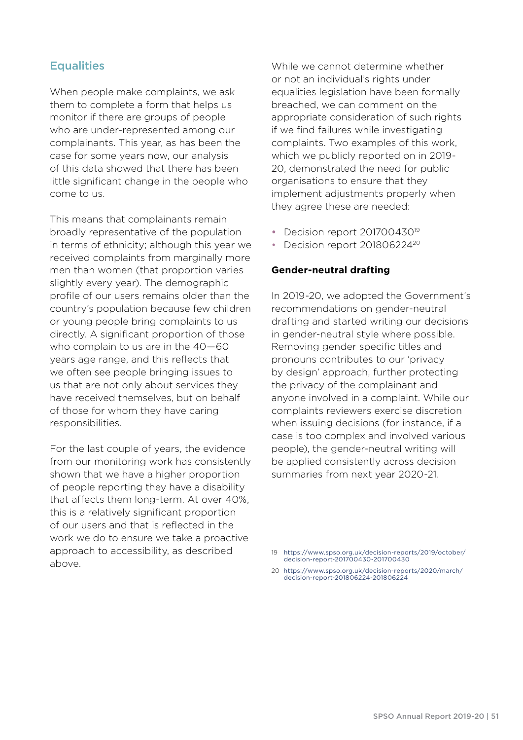## Equalities

When people make complaints, we ask them to complete a form that helps us monitor if there are groups of people who are under-represented among our complainants. This year, as has been the case for some years now, our analysis of this data showed that there has been little significant change in the people who come to us.

This means that complainants remain broadly representative of the population in terms of ethnicity; although this year we received complaints from marginally more men than women (that proportion varies slightly every year). The demographic profile of our users remains older than the country's population because few children or young people bring complaints to us directly. A significant proportion of those who complain to us are in the 40—60 years age range, and this reflects that we often see people bringing issues to us that are not only about services they have received themselves, but on behalf of those for whom they have caring responsibilities.

For the last couple of years, the evidence from our monitoring work has consistently shown that we have a higher proportion of people reporting they have a disability that affects them long-term. At over 40%, this is a relatively significant proportion of our users and that is reflected in the work we do to ensure we take a proactive approach to accessibility, as described above.

While we cannot determine whether or not an individual's rights under equalities legislation have been formally breached, we can comment on the appropriate consideration of such rights if we find failures while investigating complaints. Two examples of this work, which we publicly reported on in 2019-20, demonstrated the need for public organisations to ensure that they implement adjustments properly when they agree these are needed:

- Decision report 201700430[19]
- Decision report 201806224[20]

**Gender-neutral drafting**

In 2019-20, we adopted the Government's recommendations on gender-neutral drafting and started writing our decisions in gender-neutral style where possible. Removing gender specific titles and pronouns contributes to our 'privacy by design' approach, further protecting the privacy of the complainant and anyone involved in a complaint. While our complaints reviewers exercise discretion when issuing decisions (for instance, if a case is too complex and involved various people), the gender-neutral writing will be applied consistently across decision summaries from next year 2020-21.

19 https://www.spso.org.uk/decision-reports/2019/october/decision-report-201700430-201700430

20 https://www.spso.org.uk/decision-reports/2020/march/decision-report-201806224-201806224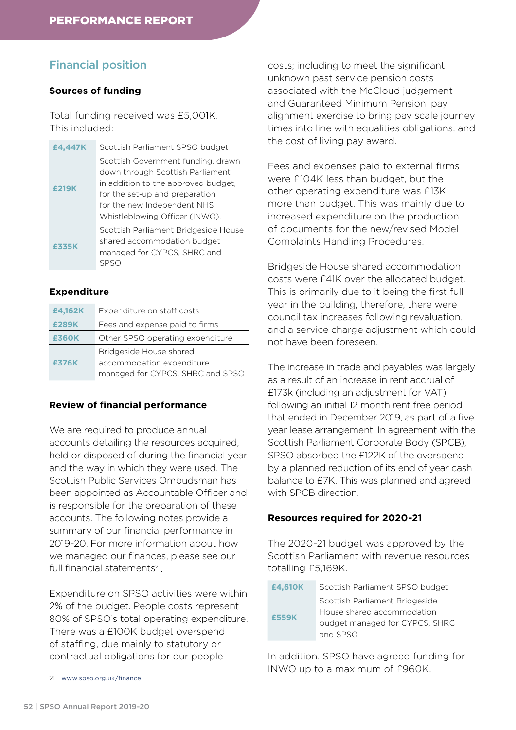## Financial position

### Sources of funding

Total funding received was £5,001K. This included:

| | |
|---|---|
| £4,447K | Scottish Parliament SPSO budget |
| £219K | Scottish Government funding, drawn down through Scottish Parliament in addition to the approved budget, for the set-up and preparation for the new Independent NHS Whistleblowing Officer (INWO). |
| £335K | Scottish Parliament Bridgeside House shared accommodation budget managed for CYPCS, SHRC and SPSO |

### Expenditure

| | |
|---|---|
| £4,162K | Expenditure on staff costs |
| £289K | Fees and expense paid to firms |
| £360K | Other SPSO operating expenditure |
| £376K | Bridgeside House shared accommodation expenditure managed for CYPCS, SHRC and SPSO |

### Review of financial performance

We are required to produce annual accounts detailing the resources acquired, held or disposed of during the financial year and the way in which they were used. The Scottish Public Services Ombudsman has been appointed as Accountable Officer and is responsible for the preparation of these accounts. The following notes provide a summary of our financial performance in 2019-20. For more information about how we managed our finances, please see our full financial statements[21].

Expenditure on SPSO activities were within 2% of the budget. People costs represent 80% of SPSO's total operating expenditure. There was a £100K budget overspend of staffing, due mainly to statutory or contractual obligations for our people costs; including to meet the significant unknown past service pension costs associated with the McCloud judgement and Guaranteed Minimum Pension, pay alignment exercise to bring pay scale journey times into line with equalities obligations, and the cost of living pay award.

Fees and expenses paid to external firms were £104K less than budget, but the other operating expenditure was £13K more than budget. This was mainly due to increased expenditure on the production of documents for the new/revised Model Complaints Handling Procedures.

Bridgeside House shared accommodation costs were £41K over the allocated budget. This is primarily due to it being the first full year in the building, therefore, there were council tax increases following revaluation, and a service charge adjustment which could not have been foreseen.

The increase in trade and payables was largely as a result of an increase in rent accrual of £173k (including an adjustment for VAT) following an initial 12 month rent free period that ended in December 2019, as part of a five year lease arrangement. In agreement with the Scottish Parliament Corporate Body (SPCB), SPSO absorbed the £122K of the overspend by a planned reduction of its end of year cash balance to £7K. This was planned and agreed with SPCB direction.

### Resources required for 2020-21

The 2020-21 budget was approved by the Scottish Parliament with revenue resources totalling £5,169K.

| | |
|---|---|
| £4,610K | Scottish Parliament SPSO budget |
| £559K | Scottish Parliament Bridgeside House shared accommodation budget managed for CYPCS, SHRC and SPSO |

In addition, SPSO have agreed funding for INWO up to a maximum of £960K.

21 www.spso.org.uk/finance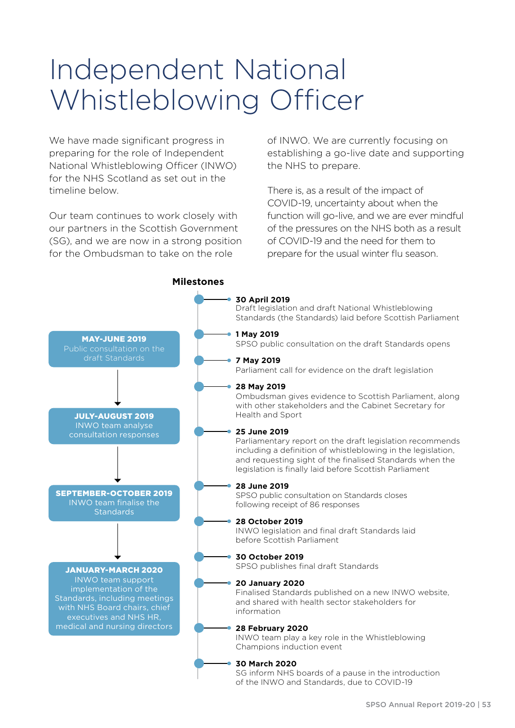# Independent National Whistleblowing Officer

We have made significant progress in preparing for the role of Independent National Whistleblowing Officer (INWO) for the NHS Scotland as set out in the timeline below.

Our team continues to work closely with our partners in the Scottish Government (SG), and we are now in a strong position for the Ombudsman to take on the role of INWO. We are currently focusing on establishing a go-live date and supporting the NHS to prepare.

There is, as a result of the impact of COVID-19, uncertainty about when the function will go-live, and we are ever mindful of the pressures on the NHS both as a result of COVID-19 and the need for them to prepare for the usual winter flu season.

**MAY-JUNE 2019**
Public consultation on the draft Standards

**JULY-AUGUST 2019**
INWO team analyse consultation responses

**SEPTEMBER-OCTOBER 2019**
INWO team finalise the Standards

**JANUARY-MARCH 2020**
INWO team support implementation of the Standards, including meetings with NHS Board chairs, chief executives and NHS HR, medical and nursing directors

## Milestones

**30 April 2019**
Draft legislation and draft National Whistleblowing Standards (the Standards) laid before Scottish Parliament

**1 May 2019**
SPSO public consultation on the draft Standards opens

**7 May 2019**
Parliament call for evidence on the draft legislation

**28 May 2019**
Ombudsman gives evidence to Scottish Parliament, along with other stakeholders and the Cabinet Secretary for Health and Sport

**25 June 2019**
Parliamentary report on the draft legislation recommends including a definition of whistleblowing in the legislation, and requesting sight of the finalised Standards when the legislation is finally laid before Scottish Parliament

**28 June 2019**
SPSO public consultation on Standards closes following receipt of 86 responses

**28 October 2019**
INWO legislation and final draft Standards laid before Scottish Parliament

**30 October 2019**
SPSO publishes final draft Standards

**20 January 2020**
Finalised Standards published on a new INWO website, and shared with health sector stakeholders for information

**28 February 2020**
INWO team play a key role in the Whistleblowing Champions induction event

**30 March 2020**
SG inform NHS boards of a pause in the introduction of the INWO and Standards, due to COVID-19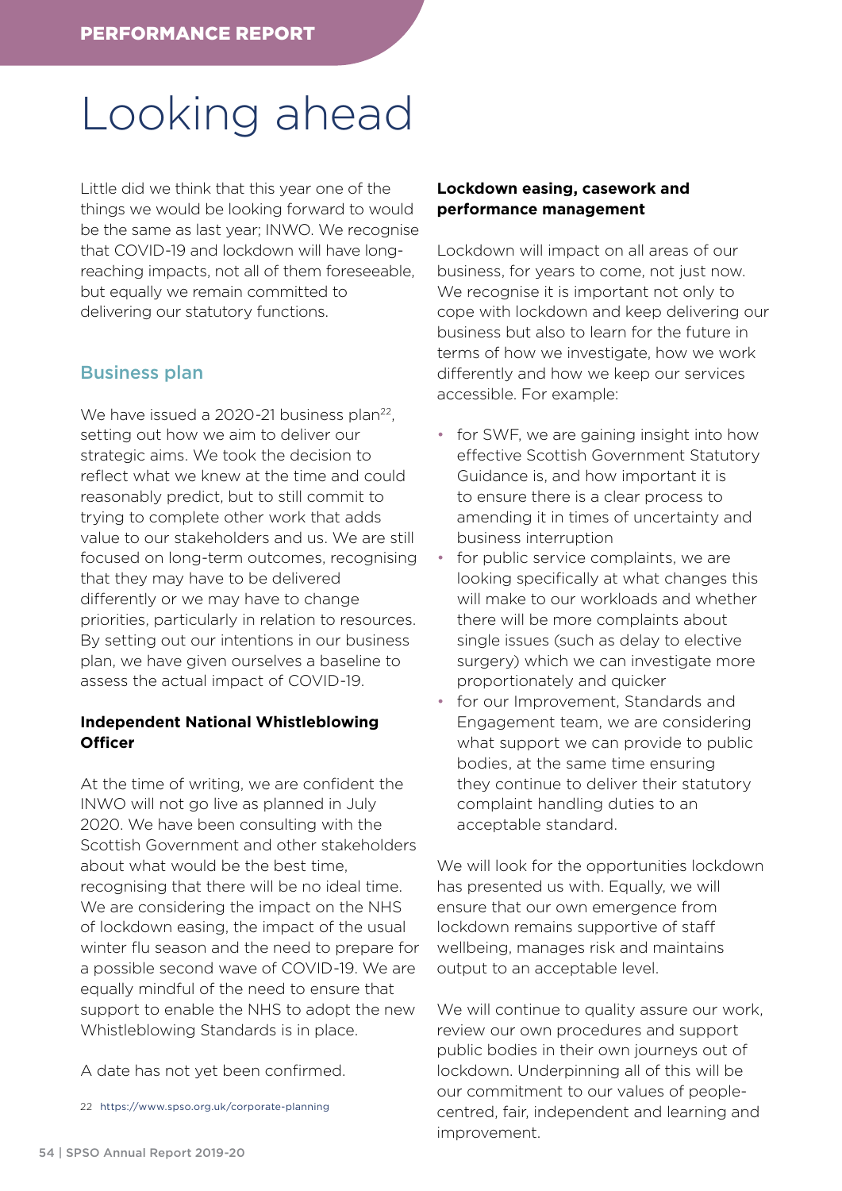# Looking ahead

Little did we think that this year one of the things we would be looking forward to would be the same as last year; INWO. We recognise that COVID-19 and lockdown will have long-reaching impacts, not all of them foreseeable, but equally we remain committed to delivering our statutory functions.

## Business plan

We have issued a 2020-21 business plan[22], setting out how we aim to deliver our strategic aims. We took the decision to reflect what we knew at the time and could reasonably predict, but to still commit to trying to complete other work that adds value to our stakeholders and us. We are still focused on long-term outcomes, recognising that they may have to be delivered differently or we may have to change priorities, particularly in relation to resources. By setting out our intentions in our business plan, we have given ourselves a baseline to assess the actual impact of COVID-19.

### Independent National Whistleblowing Officer

At the time of writing, we are confident the INWO will not go live as planned in July 2020. We have been consulting with the Scottish Government and other stakeholders about what would be the best time, recognising that there will be no ideal time. We are considering the impact on the NHS of lockdown easing, the impact of the usual winter flu season and the need to prepare for a possible second wave of COVID-19. We are equally mindful of the need to ensure that support to enable the NHS to adopt the new Whistleblowing Standards is in place.

A date has not yet been confirmed.

22 https://www.spso.org.uk/corporate-planning

### Lockdown easing, casework and performance management

Lockdown will impact on all areas of our business, for years to come, not just now. We recognise it is important not only to cope with lockdown and keep delivering our business but also to learn for the future in terms of how we investigate, how we work differently and how we keep our services accessible. For example:

- for SWF, we are gaining insight into how effective Scottish Government Statutory Guidance is, and how important it is to ensure there is a clear process to amending it in times of uncertainty and business interruption
- for public service complaints, we are looking specifically at what changes this will make to our workloads and whether there will be more complaints about single issues (such as delay to elective surgery) which we can investigate more proportionately and quicker
- for our Improvement, Standards and Engagement team, we are considering what support we can provide to public bodies, at the same time ensuring they continue to deliver their statutory complaint handling duties to an acceptable standard.

We will look for the opportunities lockdown has presented us with. Equally, we will ensure that our own emergence from lockdown remains supportive of staff wellbeing, manages risk and maintains output to an acceptable level.

We will continue to quality assure our work, review our own procedures and support public bodies in their own journeys out of lockdown. Underpinning all of this will be our commitment to our values of people-centred, fair, independent and learning and improvement.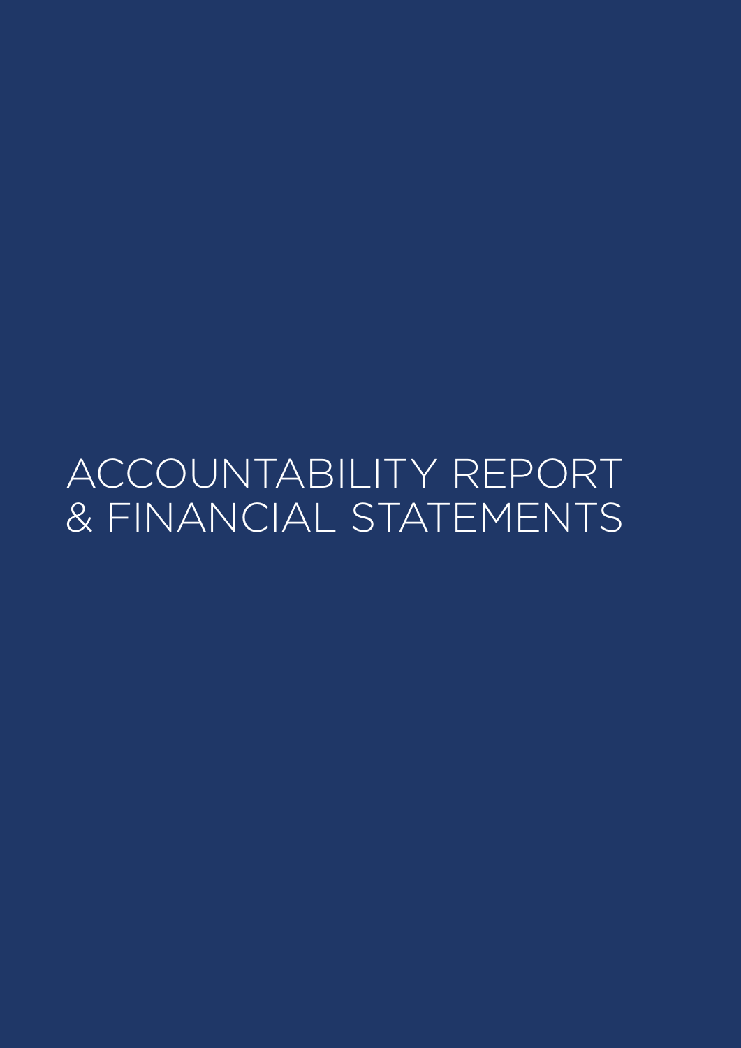# ACCOUNTABILITY REPORT & FINANCIAL STATEMENTS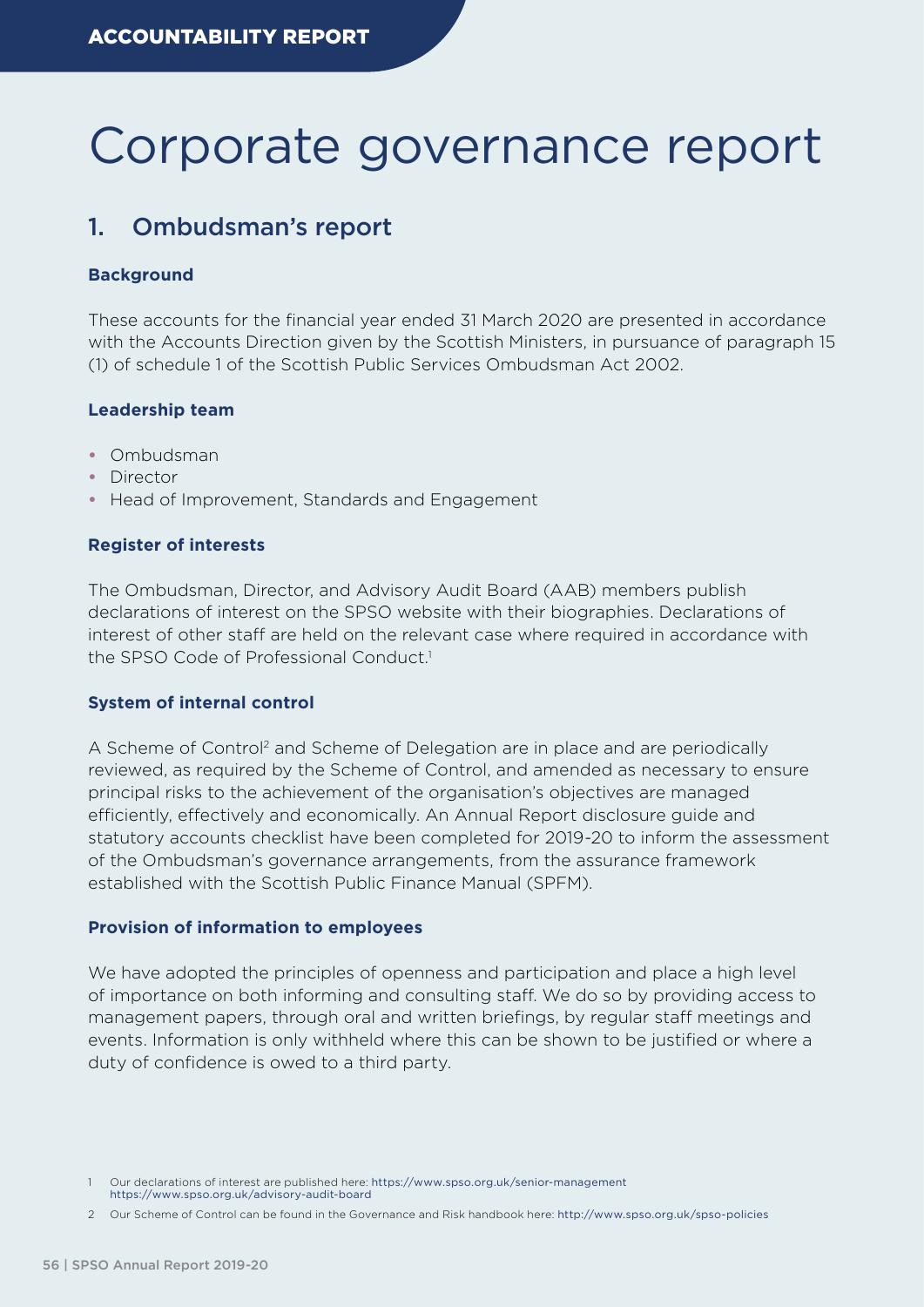# Corporate governance report

## 1. Ombudsman's report

**Background**

These accounts for the financial year ended 31 March 2020 are presented in accordance with the Accounts Direction given by the Scottish Ministers, in pursuance of paragraph 15 (1) of schedule 1 of the Scottish Public Services Ombudsman Act 2002.

**Leadership team**

- Ombudsman
- Director
- Head of Improvement, Standards and Engagement

**Register of interests**

The Ombudsman, Director, and Advisory Audit Board (AAB) members publish declarations of interest on the SPSO website with their biographies. Declarations of interest of other staff are held on the relevant case where required in accordance with the SPSO Code of Professional Conduct.[1]

**System of internal control**

A Scheme of Control[2] and Scheme of Delegation are in place and are periodically reviewed, as required by the Scheme of Control, and amended as necessary to ensure principal risks to the achievement of the organisation's objectives are managed efficiently, effectively and economically. An Annual Report disclosure guide and statutory accounts checklist have been completed for 2019-20 to inform the assessment of the Ombudsman's governance arrangements, from the assurance framework established with the Scottish Public Finance Manual (SPFM).

**Provision of information to employees**

We have adopted the principles of openness and participation and place a high level of importance on both informing and consulting staff. We do so by providing access to management papers, through oral and written briefings, by regular staff meetings and events. Information is only withheld where this can be shown to be justified or where a duty of confidence is owed to a third party.

1 Our declarations of interest are published here: https://www.spso.org.uk/senior-management https://www.spso.org.uk/advisory-audit-board

2 Our Scheme of Control can be found in the Governance and Risk handbook here: http://www.spso.org.uk/spso-policies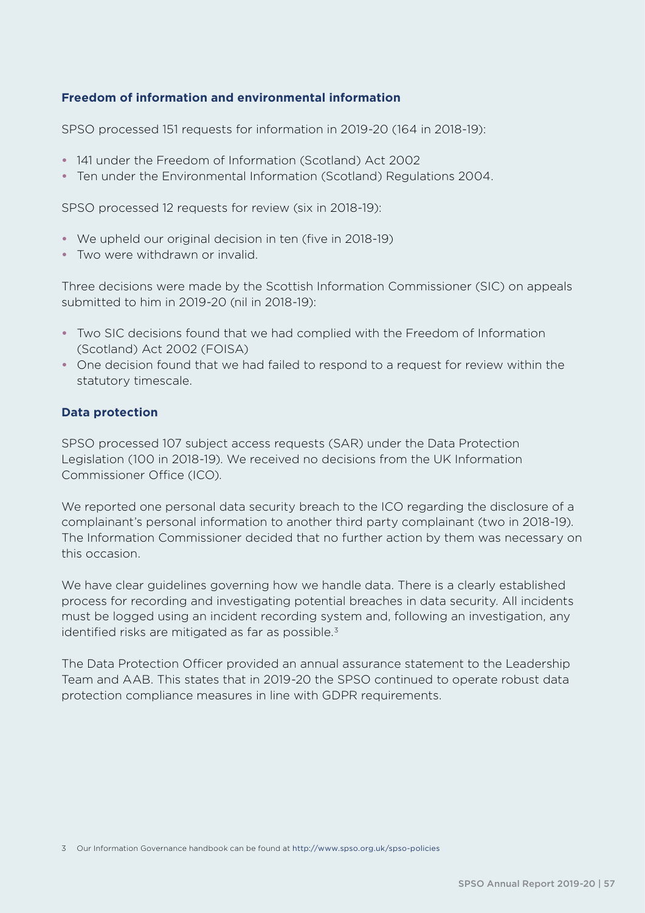### Freedom of information and environmental information

SPSO processed 151 requests for information in 2019-20 (164 in 2018-19):

- 141 under the Freedom of Information (Scotland) Act 2002
- Ten under the Environmental Information (Scotland) Regulations 2004.

SPSO processed 12 requests for review (six in 2018-19):

- We upheld our original decision in ten (five in 2018-19)
- Two were withdrawn or invalid.

Three decisions were made by the Scottish Information Commissioner (SIC) on appeals submitted to him in 2019-20 (nil in 2018-19):

- Two SIC decisions found that we had complied with the Freedom of Information (Scotland) Act 2002 (FOISA)
- One decision found that we had failed to respond to a request for review within the statutory timescale.

### Data protection

SPSO processed 107 subject access requests (SAR) under the Data Protection Legislation (100 in 2018-19). We received no decisions from the UK Information Commissioner Office (ICO).

We reported one personal data security breach to the ICO regarding the disclosure of a complainant's personal information to another third party complainant (two in 2018-19). The Information Commissioner decided that no further action by them was necessary on this occasion.

We have clear guidelines governing how we handle data. There is a clearly established process for recording and investigating potential breaches in data security. All incidents must be logged using an incident recording system and, following an investigation, any identified risks are mitigated as far as possible.[3]

The Data Protection Officer provided an annual assurance statement to the Leadership Team and AAB. This states that in 2019-20 the SPSO continued to operate robust data protection compliance measures in line with GDPR requirements.

3 Our Information Governance handbook can be found at http://www.spso.org.uk/spso-policies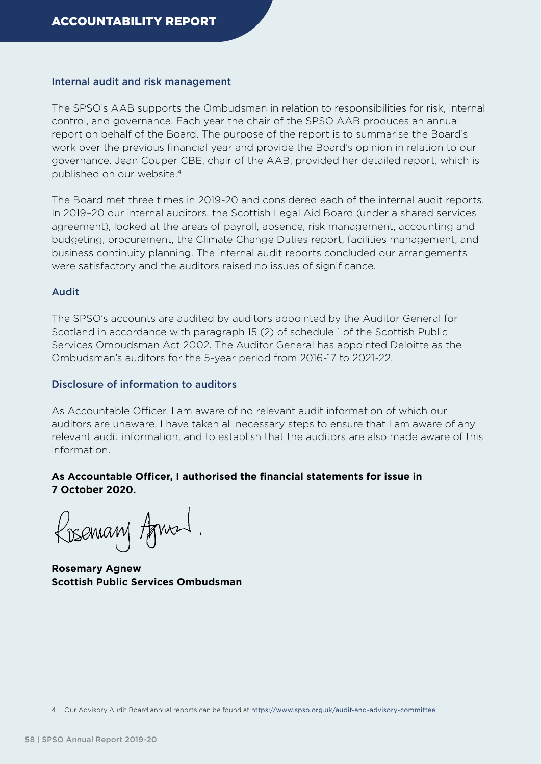## Internal audit and risk management

The SPSO's AAB supports the Ombudsman in relation to responsibilities for risk, internal control, and governance. Each year the chair of the SPSO AAB produces an annual report on behalf of the Board. The purpose of the report is to summarise the Board's work over the previous financial year and provide the Board's opinion in relation to our governance. Jean Couper CBE, chair of the AAB, provided her detailed report, which is published on our website.[4]

The Board met three times in 2019-20 and considered each of the internal audit reports. In 2019–20 our internal auditors, the Scottish Legal Aid Board (under a shared services agreement), looked at the areas of payroll, absence, risk management, accounting and budgeting, procurement, the Climate Change Duties report, facilities management, and business continuity planning. The internal audit reports concluded our arrangements were satisfactory and the auditors raised no issues of significance.

## Audit

The SPSO's accounts are audited by auditors appointed by the Auditor General for Scotland in accordance with paragraph 15 (2) of schedule 1 of the Scottish Public Services Ombudsman Act 2002. The Auditor General has appointed Deloitte as the Ombudsman's auditors for the 5-year period from 2016-17 to 2021-22.

## Disclosure of information to auditors

As Accountable Officer, I am aware of no relevant audit information of which our auditors are unaware. I have taken all necessary steps to ensure that I am aware of any relevant audit information, and to establish that the auditors are also made aware of this information.

**As Accountable Officer, I authorised the financial statements for issue in 7 October 2020.**

**Rosemary Agnew**
**Scottish Public Services Ombudsman**

4 Our Advisory Audit Board annual reports can be found at https://www.spso.org.uk/audit-and-advisory-committee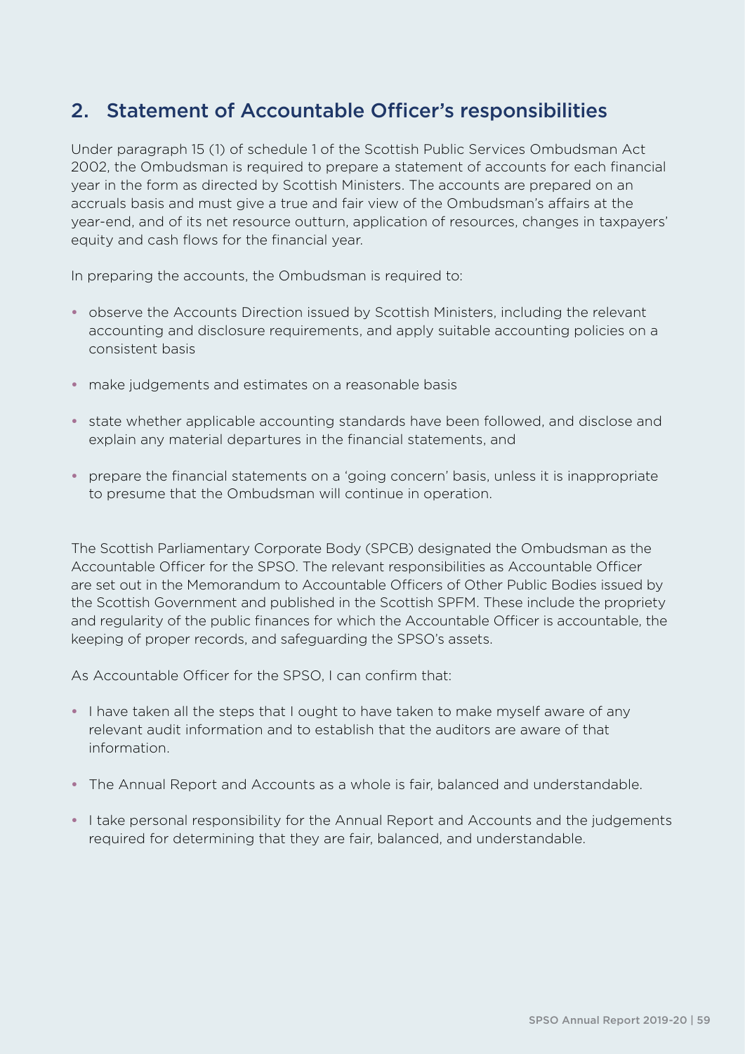## 2. Statement of Accountable Officer's responsibilities

Under paragraph 15 (1) of schedule 1 of the Scottish Public Services Ombudsman Act 2002, the Ombudsman is required to prepare a statement of accounts for each financial year in the form as directed by Scottish Ministers. The accounts are prepared on an accruals basis and must give a true and fair view of the Ombudsman's affairs at the year-end, and of its net resource outturn, application of resources, changes in taxpayers' equity and cash flows for the financial year.

In preparing the accounts, the Ombudsman is required to:

- observe the Accounts Direction issued by Scottish Ministers, including the relevant accounting and disclosure requirements, and apply suitable accounting policies on a consistent basis
- make judgements and estimates on a reasonable basis
- state whether applicable accounting standards have been followed, and disclose and explain any material departures in the financial statements, and
- prepare the financial statements on a 'going concern' basis, unless it is inappropriate to presume that the Ombudsman will continue in operation.

The Scottish Parliamentary Corporate Body (SPCB) designated the Ombudsman as the Accountable Officer for the SPSO. The relevant responsibilities as Accountable Officer are set out in the Memorandum to Accountable Officers of Other Public Bodies issued by the Scottish Government and published in the Scottish SPFM. These include the propriety and regularity of the public finances for which the Accountable Officer is accountable, the keeping of proper records, and safeguarding the SPSO's assets.

As Accountable Officer for the SPSO, I can confirm that:

- I have taken all the steps that I ought to have taken to make myself aware of any relevant audit information and to establish that the auditors are aware of that information.
- The Annual Report and Accounts as a whole is fair, balanced and understandable.
- I take personal responsibility for the Annual Report and Accounts and the judgements required for determining that they are fair, balanced, and understandable.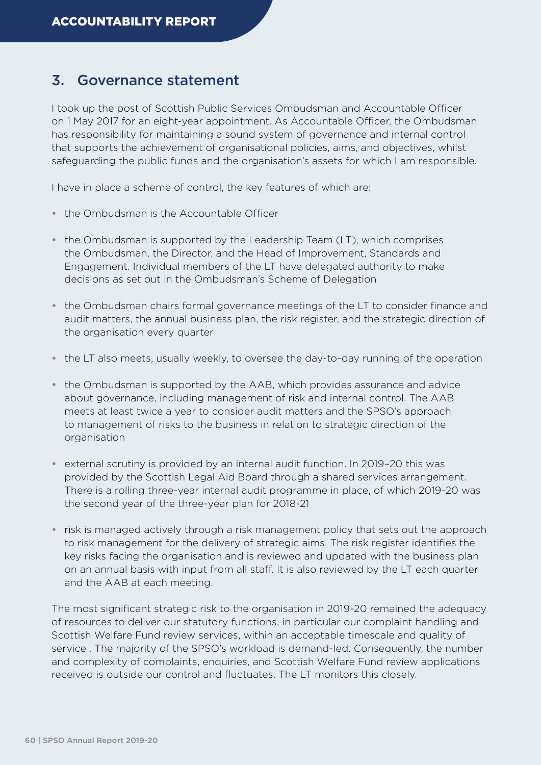## 3. Governance statement

I took up the post of Scottish Public Services Ombudsman and Accountable Officer on 1 May 2017 for an eight-year appointment. As Accountable Officer, the Ombudsman has responsibility for maintaining a sound system of governance and internal control that supports the achievement of organisational policies, aims, and objectives, whilst safeguarding the public funds and the organisation's assets for which I am responsible.

I have in place a scheme of control, the key features of which are:

- the Ombudsman is the Accountable Officer
- the Ombudsman is supported by the Leadership Team (LT), which comprises the Ombudsman, the Director, and the Head of Improvement, Standards and Engagement. Individual members of the LT have delegated authority to make decisions as set out in the Ombudsman's Scheme of Delegation
- the Ombudsman chairs formal governance meetings of the LT to consider finance and audit matters, the annual business plan, the risk register, and the strategic direction of the organisation every quarter
- the LT also meets, usually weekly, to oversee the day-to-day running of the operation
- the Ombudsman is supported by the AAB, which provides assurance and advice about governance, including management of risk and internal control. The AAB meets at least twice a year to consider audit matters and the SPSO's approach to management of risks to the business in relation to strategic direction of the organisation
- external scrutiny is provided by an internal audit function. In 2019–20 this was provided by the Scottish Legal Aid Board through a shared services arrangement. There is a rolling three-year internal audit programme in place, of which 2019-20 was the second year of the three-year plan for 2018-21
- risk is managed actively through a risk management policy that sets out the approach to risk management for the delivery of strategic aims. The risk register identifies the key risks facing the organisation and is reviewed and updated with the business plan on an annual basis with input from all staff. It is also reviewed by the LT each quarter and the AAB at each meeting.

The most significant strategic risk to the organisation in 2019-20 remained the adequacy of resources to deliver our statutory functions, in particular our complaint handling and Scottish Welfare Fund review services, within an acceptable timescale and quality of service . The majority of the SPSO's workload is demand-led. Consequently, the number and complexity of complaints, enquiries, and Scottish Welfare Fund review applications received is outside our control and fluctuates. The LT monitors this closely.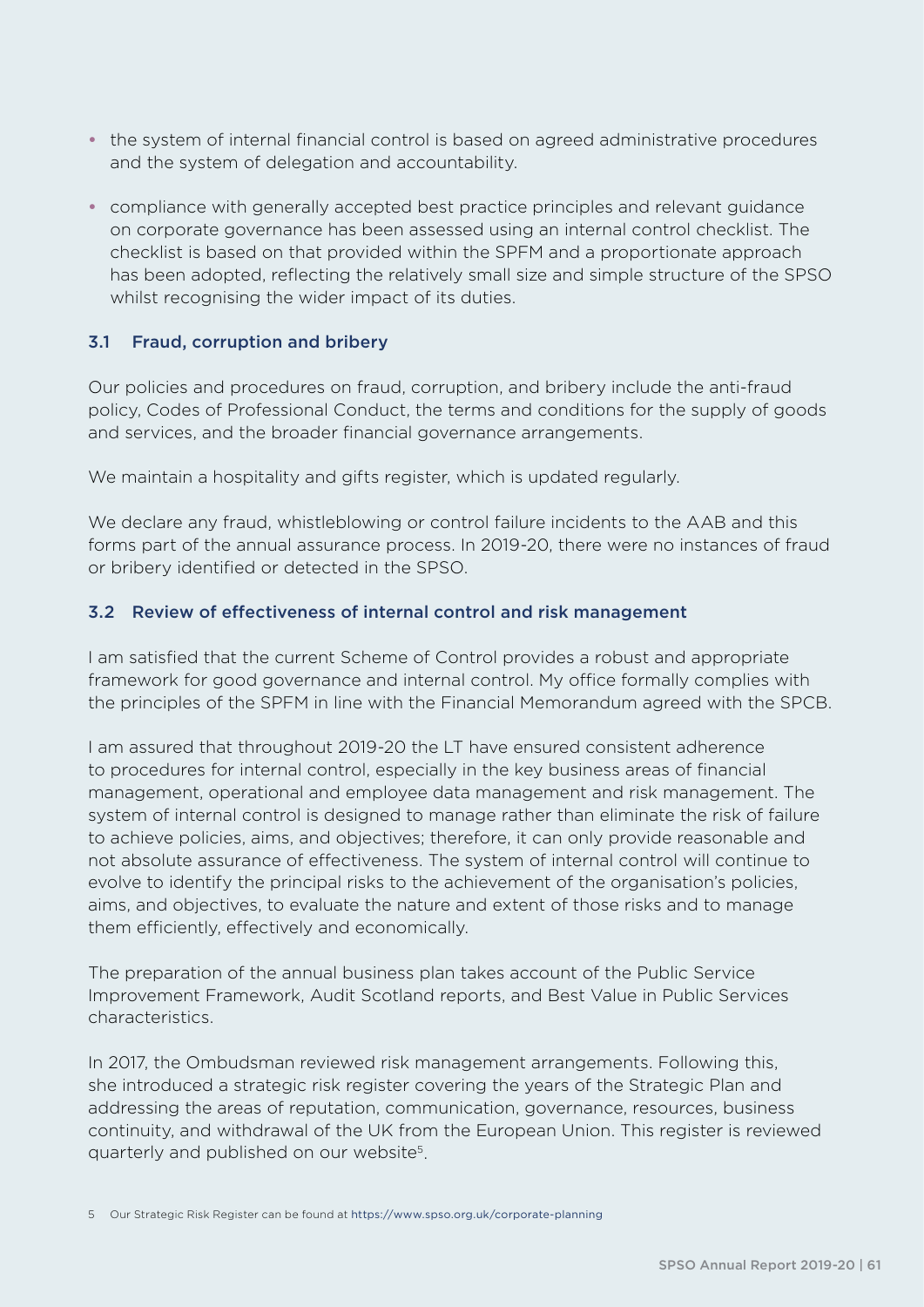- the system of internal financial control is based on agreed administrative procedures and the system of delegation and accountability.
- compliance with generally accepted best practice principles and relevant guidance on corporate governance has been assessed using an internal control checklist. The checklist is based on that provided within the SPFM and a proportionate approach has been adopted, reflecting the relatively small size and simple structure of the SPSO whilst recognising the wider impact of its duties.

### 3.1 Fraud, corruption and bribery

Our policies and procedures on fraud, corruption, and bribery include the anti-fraud policy, Codes of Professional Conduct, the terms and conditions for the supply of goods and services, and the broader financial governance arrangements.

We maintain a hospitality and gifts register, which is updated regularly.

We declare any fraud, whistleblowing or control failure incidents to the AAB and this forms part of the annual assurance process. In 2019-20, there were no instances of fraud or bribery identified or detected in the SPSO.

### 3.2 Review of effectiveness of internal control and risk management

I am satisfied that the current Scheme of Control provides a robust and appropriate framework for good governance and internal control. My office formally complies with the principles of the SPFM in line with the Financial Memorandum agreed with the SPCB.

I am assured that throughout 2019-20 the LT have ensured consistent adherence to procedures for internal control, especially in the key business areas of financial management, operational and employee data management and risk management. The system of internal control is designed to manage rather than eliminate the risk of failure to achieve policies, aims, and objectives; therefore, it can only provide reasonable and not absolute assurance of effectiveness. The system of internal control will continue to evolve to identify the principal risks to the achievement of the organisation's policies, aims, and objectives, to evaluate the nature and extent of those risks and to manage them efficiently, effectively and economically.

The preparation of the annual business plan takes account of the Public Service Improvement Framework, Audit Scotland reports, and Best Value in Public Services characteristics.

In 2017, the Ombudsman reviewed risk management arrangements. Following this, she introduced a strategic risk register covering the years of the Strategic Plan and addressing the areas of reputation, communication, governance, resources, business continuity, and withdrawal of the UK from the European Union. This register is reviewed quarterly and published on our website[5].

5 Our Strategic Risk Register can be found at https://www.spso.org.uk/corporate-planning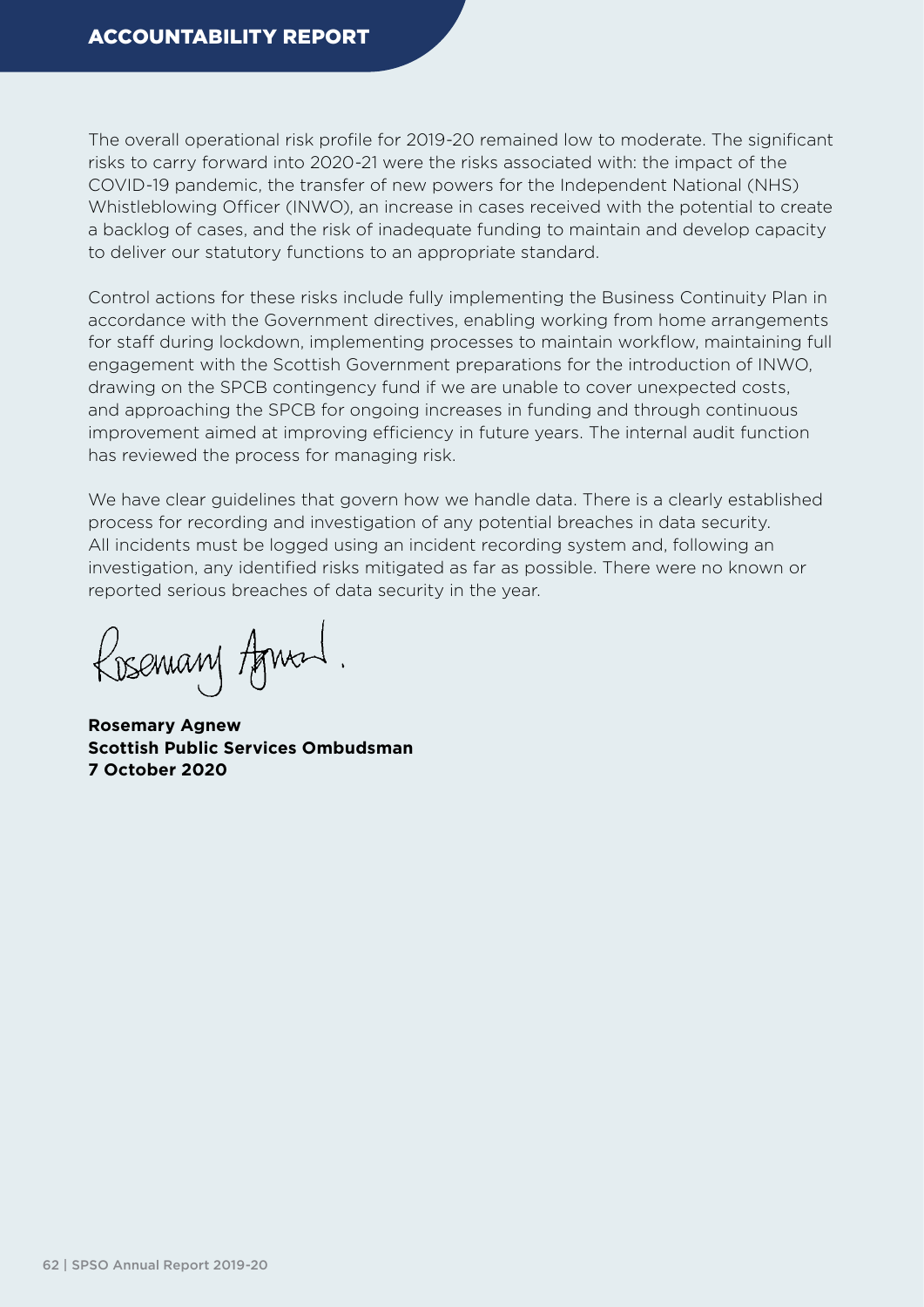The overall operational risk profile for 2019-20 remained low to moderate. The significant risks to carry forward into 2020-21 were the risks associated with: the impact of the COVID-19 pandemic, the transfer of new powers for the Independent National (NHS) Whistleblowing Officer (INWO), an increase in cases received with the potential to create a backlog of cases, and the risk of inadequate funding to maintain and develop capacity to deliver our statutory functions to an appropriate standard.

Control actions for these risks include fully implementing the Business Continuity Plan in accordance with the Government directives, enabling working from home arrangements for staff during lockdown, implementing processes to maintain workflow, maintaining full engagement with the Scottish Government preparations for the introduction of INWO, drawing on the SPCB contingency fund if we are unable to cover unexpected costs, and approaching the SPCB for ongoing increases in funding and through continuous improvement aimed at improving efficiency in future years. The internal audit function has reviewed the process for managing risk.

We have clear guidelines that govern how we handle data. There is a clearly established process for recording and investigation of any potential breaches in data security. All incidents must be logged using an incident recording system and, following an investigation, any identified risks mitigated as far as possible. There were no known or reported serious breaches of data security in the year.

**Rosemary Agnew**
**Scottish Public Services Ombudsman**
**7 October 2020**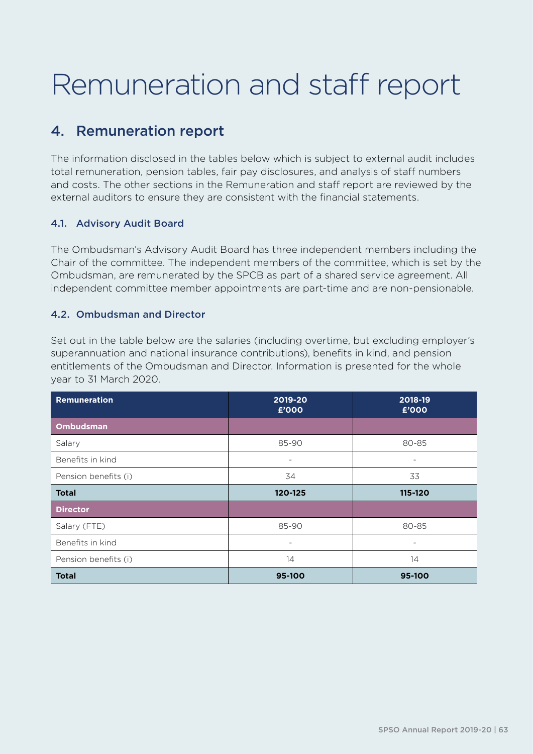# Remuneration and staff report

## 4. Remuneration report

The information disclosed in the tables below which is subject to external audit includes total remuneration, pension tables, fair pay disclosures, and analysis of staff numbers and costs. The other sections in the Remuneration and staff report are reviewed by the external auditors to ensure they are consistent with the financial statements.

### 4.1. Advisory Audit Board

The Ombudsman's Advisory Audit Board has three independent members including the Chair of the committee. The independent members of the committee, which is set by the Ombudsman, are remunerated by the SPCB as part of a shared service agreement. All independent committee member appointments are part-time and are non-pensionable.

### 4.2. Ombudsman and Director

Set out in the table below are the salaries (including overtime, but excluding employer's superannuation and national insurance contributions), benefits in kind, and pension entitlements of the Ombudsman and Director. Information is presented for the whole year to 31 March 2020.

| Remuneration | 2019-20 £'000 | 2018-19 £'000 |
|---|---|---|
| **Ombudsman** | | |
| Salary | 85-90 | 80-85 |
| Benefits in kind | - | - |
| Pension benefits (i) | 34 | 33 |
| **Total** | **120-125** | **115-120** |
| **Director** | | |
| Salary (FTE) | 85-90 | 80-85 |
| Benefits in kind | - | - |
| Pension benefits (i) | 14 | 14 |
| **Total** | **95-100** | **95-100** |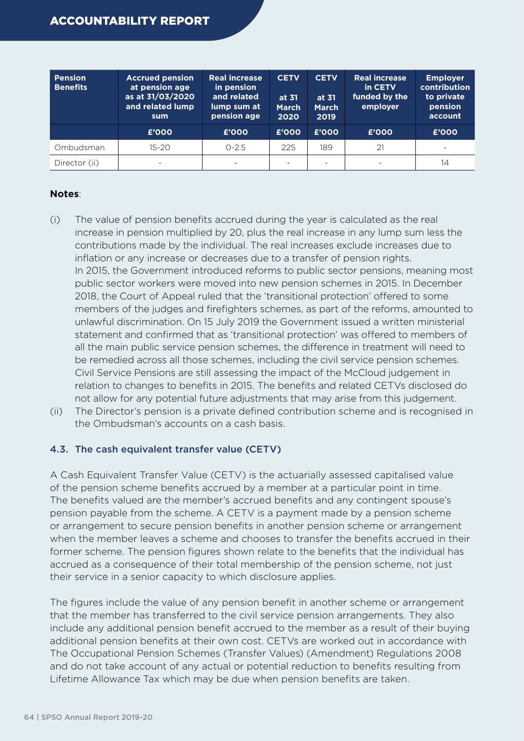| Pension Benefits | Accrued pension at pension age as at 31/03/2020 and related lump sum | Real increase in pension and related lump sum at pension age | CETV at 31 March 2020 | CETV at 31 March 2019 | Real increase in CETV funded by the employer | Employer contribution to private pension account |
|---|---|---|---|---|---|---|
| | £'000 | £'000 | £'000 | £'000 | £'000 | £'000 |
| Ombudsman | 15-20 | 0-2.5 | 225 | 189 | 21 | - |
| Director (ii) | - | - | - | - | - | 14 |

**Notes**:

(i) The value of pension benefits accrued during the year is calculated as the real increase in pension multiplied by 20, plus the real increase in any lump sum less the contributions made by the individual. The real increases exclude increases due to inflation or any increase or decreases due to a transfer of pension rights.
In 2015, the Government introduced reforms to public sector pensions, meaning most public sector workers were moved into new pension schemes in 2015. In December 2018, the Court of Appeal ruled that the 'transitional protection' offered to some members of the judges and firefighters schemes, as part of the reforms, amounted to unlawful discrimination. On 15 July 2019 the Government issued a written ministerial statement and confirmed that as 'transitional protection' was offered to members of all the main public service pension schemes, the difference in treatment will need to be remedied across all those schemes, including the civil service pension schemes. Civil Service Pensions are still assessing the impact of the McCloud judgement in relation to changes to benefits in 2015. The benefits and related CETVs disclosed do not allow for any potential future adjustments that may arise from this judgement.

(ii) The Director's pension is a private defined contribution scheme and is recognised in the Ombudsman's accounts on a cash basis.

### 4.3. The cash equivalent transfer value (CETV)

A Cash Equivalent Transfer Value (CETV) is the actuarially assessed capitalised value of the pension scheme benefits accrued by a member at a particular point in time. The benefits valued are the member's accrued benefits and any contingent spouse's pension payable from the scheme. A CETV is a payment made by a pension scheme or arrangement to secure pension benefits in another pension scheme or arrangement when the member leaves a scheme and chooses to transfer the benefits accrued in their former scheme. The pension figures shown relate to the benefits that the individual has accrued as a consequence of their total membership of the pension scheme, not just their service in a senior capacity to which disclosure applies.

The figures include the value of any pension benefit in another scheme or arrangement that the member has transferred to the civil service pension arrangements. They also include any additional pension benefit accrued to the member as a result of their buying additional pension benefits at their own cost. CETVs are worked out in accordance with The Occupational Pension Schemes (Transfer Values) (Amendment) Regulations 2008 and do not take account of any actual or potential reduction to benefits resulting from Lifetime Allowance Tax which may be due when pension benefits are taken.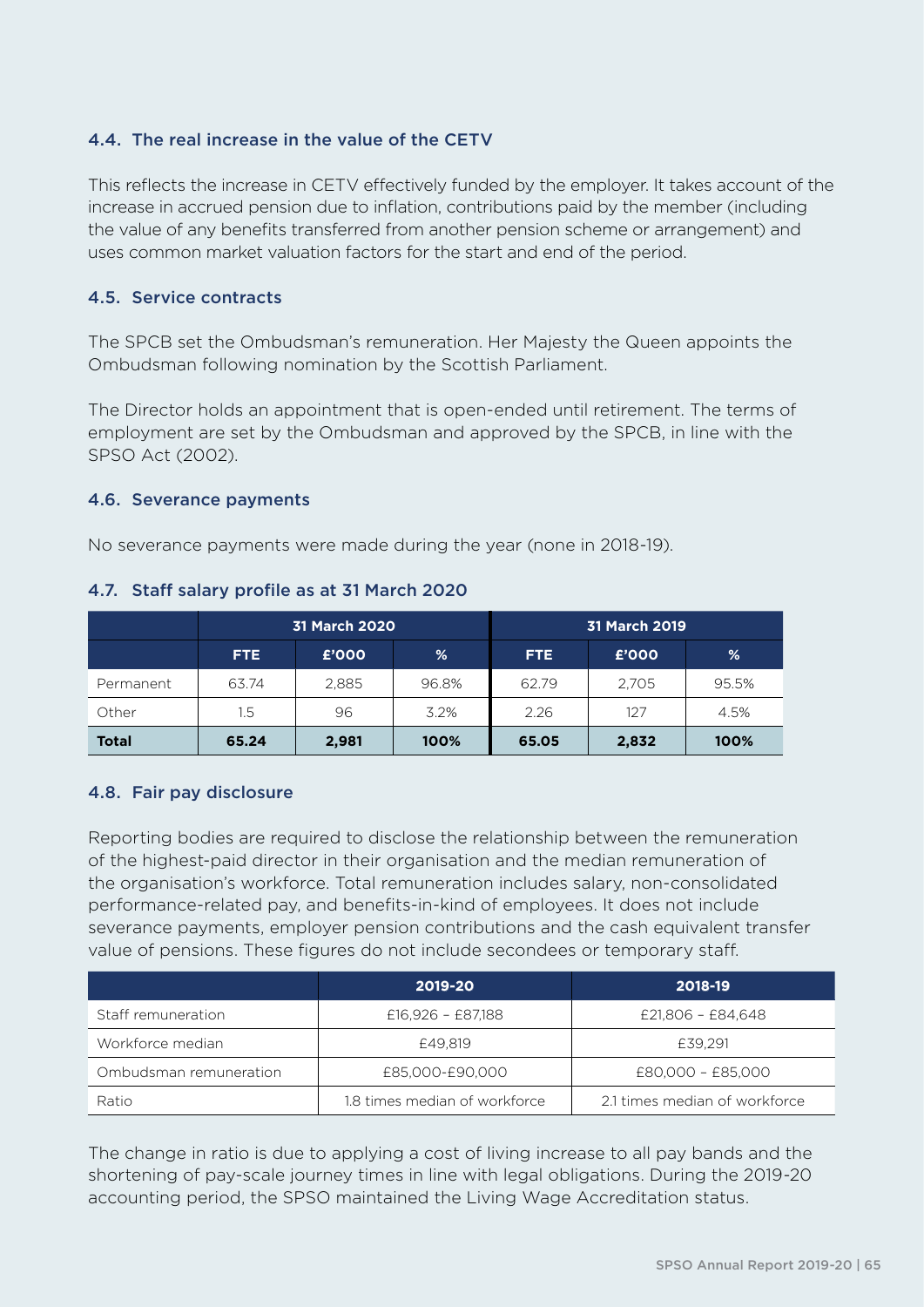### 4.4. The real increase in the value of the CETV

This reflects the increase in CETV effectively funded by the employer. It takes account of the increase in accrued pension due to inflation, contributions paid by the member (including the value of any benefits transferred from another pension scheme or arrangement) and uses common market valuation factors for the start and end of the period.

### 4.5. Service contracts

The SPCB set the Ombudsman's remuneration. Her Majesty the Queen appoints the Ombudsman following nomination by the Scottish Parliament.

The Director holds an appointment that is open-ended until retirement. The terms of employment are set by the Ombudsman and approved by the SPCB, in line with the SPSO Act (2002).

### 4.6. Severance payments

No severance payments were made during the year (none in 2018-19).

### 4.7. Staff salary profile as at 31 March 2020

| | 31 March 2020 | | | 31 March 2019 | | |
|---|---|---|---|---|---|---|
| | FTE | £'000 | % | FTE | £'000 | % |
| Permanent | 63.74 | 2,885 | 96.8% | 62.79 | 2,705 | 95.5% |
| Other | 1.5 | 96 | 3.2% | 2.26 | 127 | 4.5% |
| **Total** | **65.24** | **2,981** | **100%** | **65.05** | **2,832** | **100%** |

### 4.8. Fair pay disclosure

Reporting bodies are required to disclose the relationship between the remuneration of the highest-paid director in their organisation and the median remuneration of the organisation's workforce. Total remuneration includes salary, non-consolidated performance-related pay, and benefits-in-kind of employees. It does not include severance payments, employer pension contributions and the cash equivalent transfer value of pensions. These figures do not include secondees or temporary staff.

| | 2019-20 | 2018-19 |
|---|---|---|
| Staff remuneration | £16,926 – £87,188 | £21,806 – £84,648 |
| Workforce median | £49,819 | £39,291 |
| Ombudsman remuneration | £85,000-£90,000 | £80,000 – £85,000 |
| Ratio | 1.8 times median of workforce | 2.1 times median of workforce |

The change in ratio is due to applying a cost of living increase to all pay bands and the shortening of pay-scale journey times in line with legal obligations. During the 2019-20 accounting period, the SPSO maintained the Living Wage Accreditation status.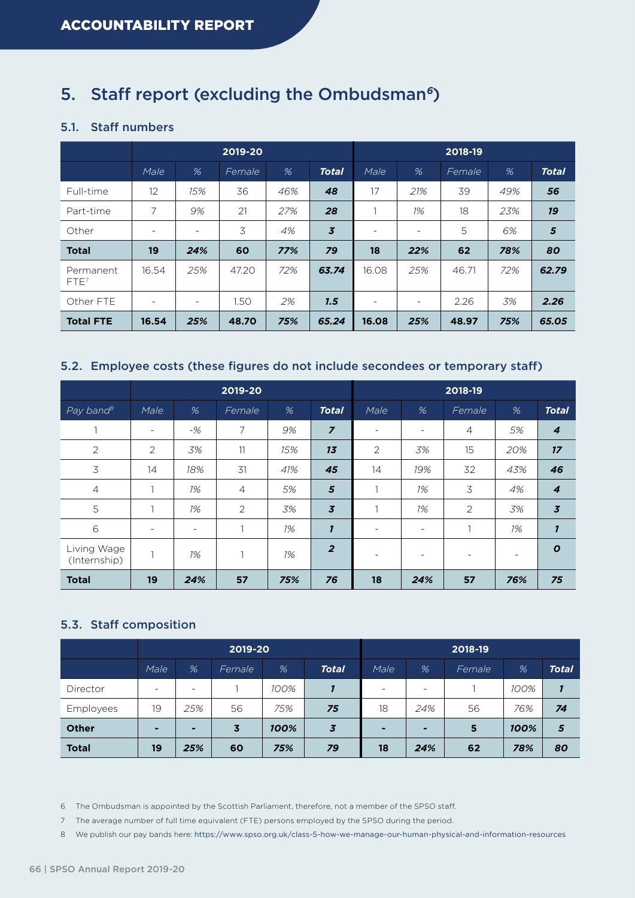## 5. Staff report (excluding the Ombudsman[6])

### 5.1. Staff numbers

| | 2019-20 | | | | | 2018-19 | | | | |
|---|---|---|---|---|---|---|---|---|---|---|
| | *Male* | *%* | *Female* | *%* | ***Total*** | *Male* | *%* | *Female* | *%* | ***Total*** |
| Full-time | 12 | *15%* | 36 | *46%* | ***48*** | 17 | *21%* | 39 | *49%* | ***56*** |
| Part-time | 7 | *9%* | 21 | *27%* | ***28*** | 1 | *1%* | 18 | *23%* | ***19*** |
| Other | - | - | 3 | *4%* | ***3*** | - | - | 5 | *6%* | ***5*** |
| **Total** | **19** | ***24%*** | **60** | ***77%*** | ***79*** | **18** | ***22%*** | **62** | ***78%*** | ***80*** |
| Permanent FTE[7] | 16.54 | *25%* | 47.20 | *72%* | ***63.74*** | 16.08 | *25%* | 46.71 | *72%* | ***62.79*** |
| Other FTE | - | - | 1.50 | *2%* | ***1.5*** | - | - | 2.26 | *3%* | ***2.26*** |
| **Total FTE** | **16.54** | ***25%*** | **48.70** | ***75%*** | ***65.24*** | **16.08** | ***25%*** | **48.97** | ***75%*** | ***65.05*** |

### 5.2. Employee costs (these figures do not include secondees or temporary staff)

| | 2019-20 | | | | | 2018-19 | | | | |
|---|---|---|---|---|---|---|---|---|---|---|
| *Pay band[8]* | *Male* | *%* | *Female* | *%* | ***Total*** | *Male* | *%* | *Female* | *%* | ***Total*** |
| 1 | - | *-%* | 7 | *9%* | ***7*** | - | - | 4 | *5%* | ***4*** |
| 2 | 2 | *3%* | 11 | *15%* | ***13*** | 2 | *3%* | 15 | *20%* | ***17*** |
| 3 | 14 | *18%* | 31 | *41%* | ***45*** | 14 | *19%* | 32 | *43%* | ***46*** |
| 4 | 1 | *1%* | 4 | *5%* | ***5*** | 1 | *1%* | 3 | *4%* | ***4*** |
| 5 | 1 | *1%* | 2 | *3%* | ***3*** | 1 | *1%* | 2 | *3%* | ***3*** |
| 6 | - | - | 1 | *1%* | ***1*** | - | - | 1 | *1%* | ***1*** |
| Living Wage (Internship) | 1 | *1%* | 1 | *1%* | ***2*** | - | - | - | - | ***0*** |
| **Total** | **19** | ***24%*** | **57** | ***75%*** | ***76*** | **18** | ***24%*** | **57** | ***76%*** | ***75*** |

### 5.3. Staff composition

| | 2019-20 | | | | | 2018-19 | | | | |
|---|---|---|---|---|---|---|---|---|---|---|
| | *Male* | *%* | *Female* | *%* | ***Total*** | *Male* | *%* | *Female* | *%* | ***Total*** |
| Director | - | - | 1 | *100%* | ***1*** | - | - | 1 | *100%* | ***1*** |
| Employees | 19 | *25%* | 56 | *75%* | ***75*** | 18 | *24%* | 56 | *76%* | ***74*** |
| **Other** | **-** | **-** | **3** | ***100%*** | ***3*** | **-** | **-** | **5** | ***100%*** | ***5*** |
| **Total** | **19** | ***25%*** | **60** | ***75%*** | ***79*** | **18** | ***24%*** | **62** | ***78%*** | ***80*** |

6 The Ombudsman is appointed by the Scottish Parliament, therefore, not a member of the SPSO staff.

7 The average number of full time equivalent (FTE) persons employed by the SPSO during the period.

8 We publish our pay bands here: https://www.spso.org.uk/class-5-how-we-manage-our-human-physical-and-information-resources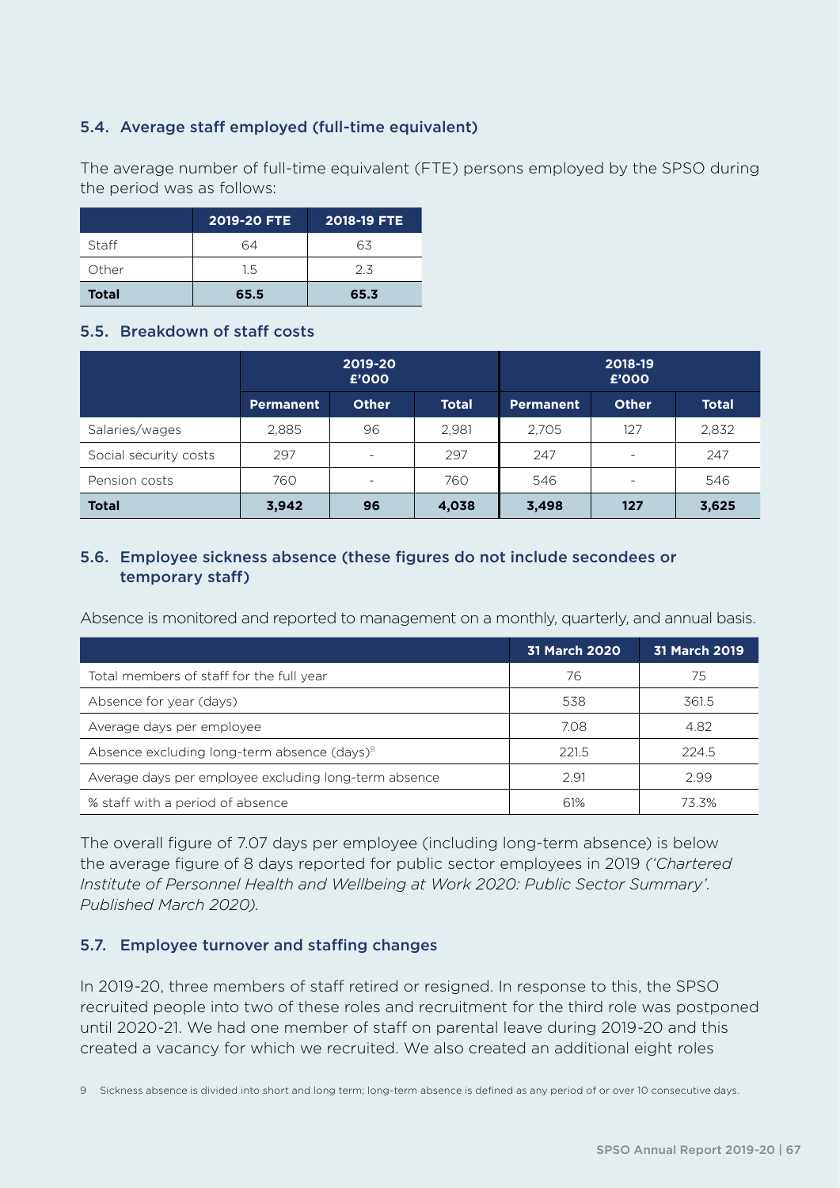### 5.4. Average staff employed (full-time equivalent)

The average number of full-time equivalent (FTE) persons employed by the SPSO during the period was as follows:

| | 2019-20 FTE | 2018-19 FTE |
|---|---|---|
| Staff | 64 | 63 |
| Other | 1.5 | 2.3 |
| **Total** | **65.5** | **65.3** |

### 5.5. Breakdown of staff costs

| | 2019-20 £'000 | | | 2018-19 £'000 | | |
|---|---|---|---|---|---|---|
| | Permanent | Other | Total | Permanent | Other | Total |
| Salaries/wages | 2,885 | 96 | 2,981 | 2,705 | 127 | 2,832 |
| Social security costs | 297 | - | 297 | 247 | - | 247 |
| Pension costs | 760 | - | 760 | 546 | - | 546 |
| **Total** | **3,942** | **96** | **4,038** | **3,498** | **127** | **3,625** |

### 5.6. Employee sickness absence (these figures do not include secondees or temporary staff)

Absence is monitored and reported to management on a monthly, quarterly, and annual basis.

| | 31 March 2020 | 31 March 2019 |
|---|---|---|
| Total members of staff for the full year | 76 | 75 |
| Absence for year (days) | 538 | 361.5 |
| Average days per employee | 7.08 | 4.82 |
| Absence excluding long-term absence (days)[9] | 221.5 | 224.5 |
| Average days per employee excluding long-term absence | 2.91 | 2.99 |
| % staff with a period of absence | 61% | 73.3% |

The overall figure of 7.07 days per employee (including long-term absence) is below the average figure of 8 days reported for public sector employees in 2019 *('Chartered Institute of Personnel Health and Wellbeing at Work 2020: Public Sector Summary'. Published March 2020).*

### 5.7. Employee turnover and staffing changes

In 2019-20, three members of staff retired or resigned. In response to this, the SPSO recruited people into two of these roles and recruitment for the third role was postponed until 2020-21. We had one member of staff on parental leave during 2019-20 and this created a vacancy for which we recruited. We also created an additional eight roles

9 Sickness absence is divided into short and long term; long-term absence is defined as any period of or over 10 consecutive days.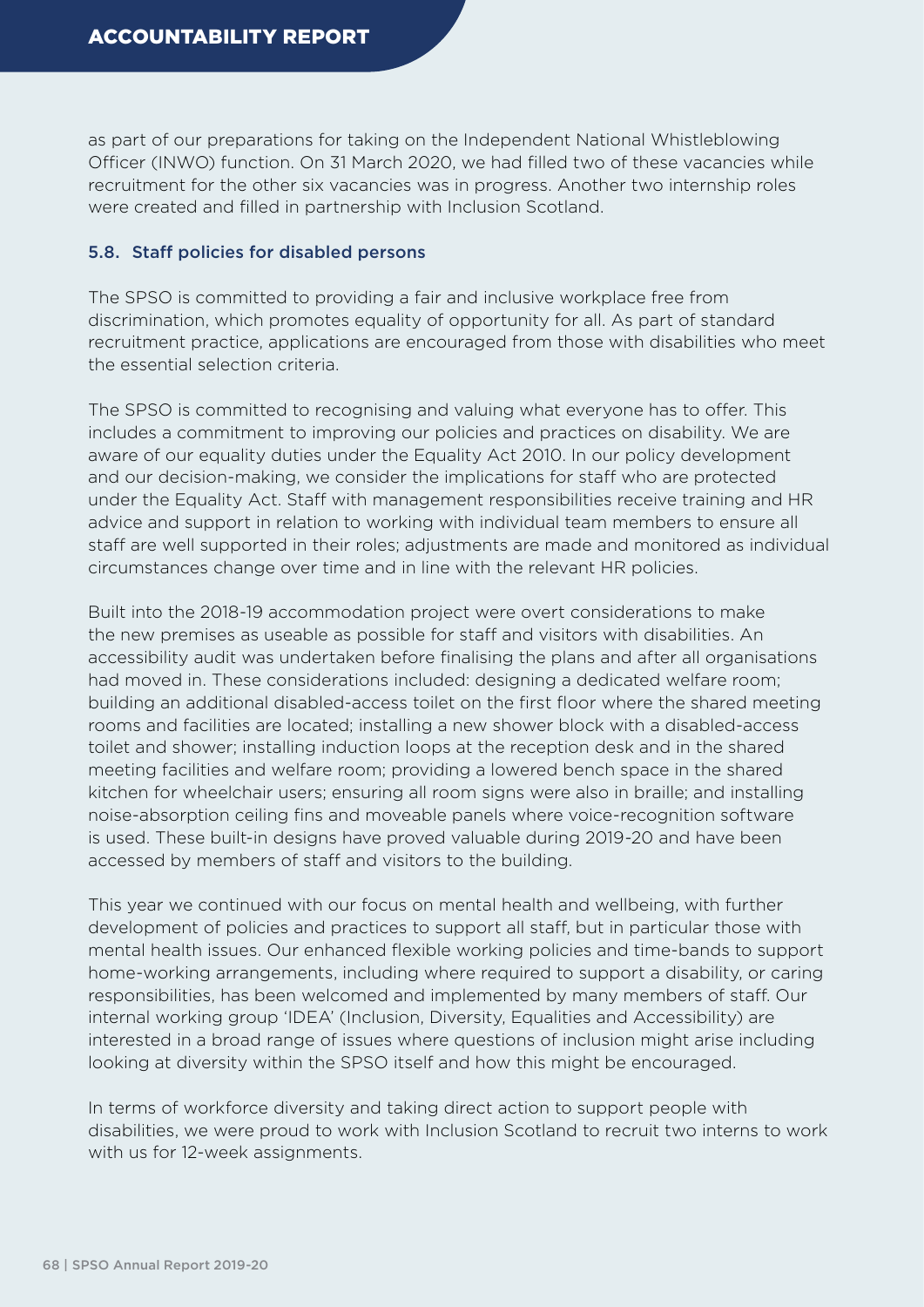as part of our preparations for taking on the Independent National Whistleblowing Officer (INWO) function. On 31 March 2020, we had filled two of these vacancies while recruitment for the other six vacancies was in progress. Another two internship roles were created and filled in partnership with Inclusion Scotland.

### 5.8. Staff policies for disabled persons

The SPSO is committed to providing a fair and inclusive workplace free from discrimination, which promotes equality of opportunity for all. As part of standard recruitment practice, applications are encouraged from those with disabilities who meet the essential selection criteria.

The SPSO is committed to recognising and valuing what everyone has to offer. This includes a commitment to improving our policies and practices on disability. We are aware of our equality duties under the Equality Act 2010. In our policy development and our decision-making, we consider the implications for staff who are protected under the Equality Act. Staff with management responsibilities receive training and HR advice and support in relation to working with individual team members to ensure all staff are well supported in their roles; adjustments are made and monitored as individual circumstances change over time and in line with the relevant HR policies.

Built into the 2018-19 accommodation project were overt considerations to make the new premises as useable as possible for staff and visitors with disabilities. An accessibility audit was undertaken before finalising the plans and after all organisations had moved in. These considerations included: designing a dedicated welfare room; building an additional disabled-access toilet on the first floor where the shared meeting rooms and facilities are located; installing a new shower block with a disabled-access toilet and shower; installing induction loops at the reception desk and in the shared meeting facilities and welfare room; providing a lowered bench space in the shared kitchen for wheelchair users; ensuring all room signs were also in braille; and installing noise-absorption ceiling fins and moveable panels where voice-recognition software is used. These built-in designs have proved valuable during 2019-20 and have been accessed by members of staff and visitors to the building.

This year we continued with our focus on mental health and wellbeing, with further development of policies and practices to support all staff, but in particular those with mental health issues. Our enhanced flexible working policies and time-bands to support home-working arrangements, including where required to support a disability, or caring responsibilities, has been welcomed and implemented by many members of staff. Our internal working group 'IDEA' (Inclusion, Diversity, Equalities and Accessibility) are interested in a broad range of issues where questions of inclusion might arise including looking at diversity within the SPSO itself and how this might be encouraged.

In terms of workforce diversity and taking direct action to support people with disabilities, we were proud to work with Inclusion Scotland to recruit two interns to work with us for 12-week assignments.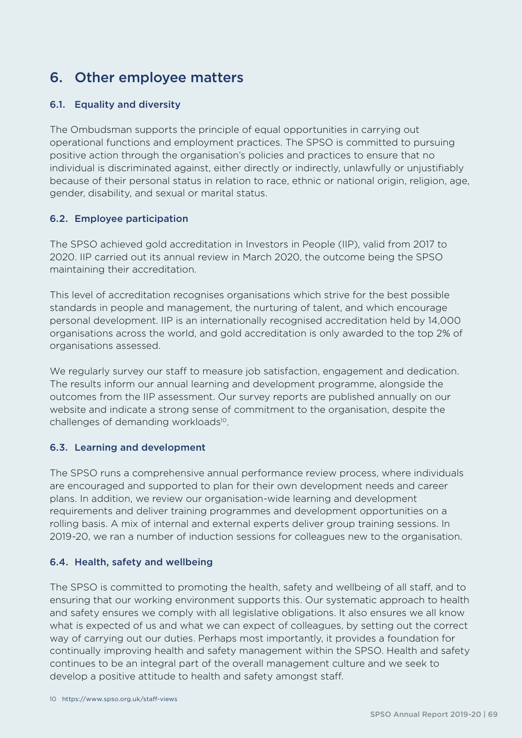## 6. Other employee matters

### 6.1. Equality and diversity

The Ombudsman supports the principle of equal opportunities in carrying out operational functions and employment practices. The SPSO is committed to pursuing positive action through the organisation's policies and practices to ensure that no individual is discriminated against, either directly or indirectly, unlawfully or unjustifiably because of their personal status in relation to race, ethnic or national origin, religion, age, gender, disability, and sexual or marital status.

### 6.2. Employee participation

The SPSO achieved gold accreditation in Investors in People (IIP), valid from 2017 to 2020. IIP carried out its annual review in March 2020, the outcome being the SPSO maintaining their accreditation.

This level of accreditation recognises organisations which strive for the best possible standards in people and management, the nurturing of talent, and which encourage personal development. IIP is an internationally recognised accreditation held by 14,000 organisations across the world, and gold accreditation is only awarded to the top 2% of organisations assessed.

We regularly survey our staff to measure job satisfaction, engagement and dedication. The results inform our annual learning and development programme, alongside the outcomes from the IIP assessment. Our survey reports are published annually on our website and indicate a strong sense of commitment to the organisation, despite the challenges of demanding workloads[10].

### 6.3. Learning and development

The SPSO runs a comprehensive annual performance review process, where individuals are encouraged and supported to plan for their own development needs and career plans. In addition, we review our organisation-wide learning and development requirements and deliver training programmes and development opportunities on a rolling basis. A mix of internal and external experts deliver group training sessions. In 2019-20, we ran a number of induction sessions for colleagues new to the organisation.

### 6.4. Health, safety and wellbeing

The SPSO is committed to promoting the health, safety and wellbeing of all staff, and to ensuring that our working environment supports this. Our systematic approach to health and safety ensures we comply with all legislative obligations. It also ensures we all know what is expected of us and what we can expect of colleagues, by setting out the correct way of carrying out our duties. Perhaps most importantly, it provides a foundation for continually improving health and safety management within the SPSO. Health and safety continues to be an integral part of the overall management culture and we seek to develop a positive attitude to health and safety amongst staff.

10 https://www.spso.org.uk/staff-views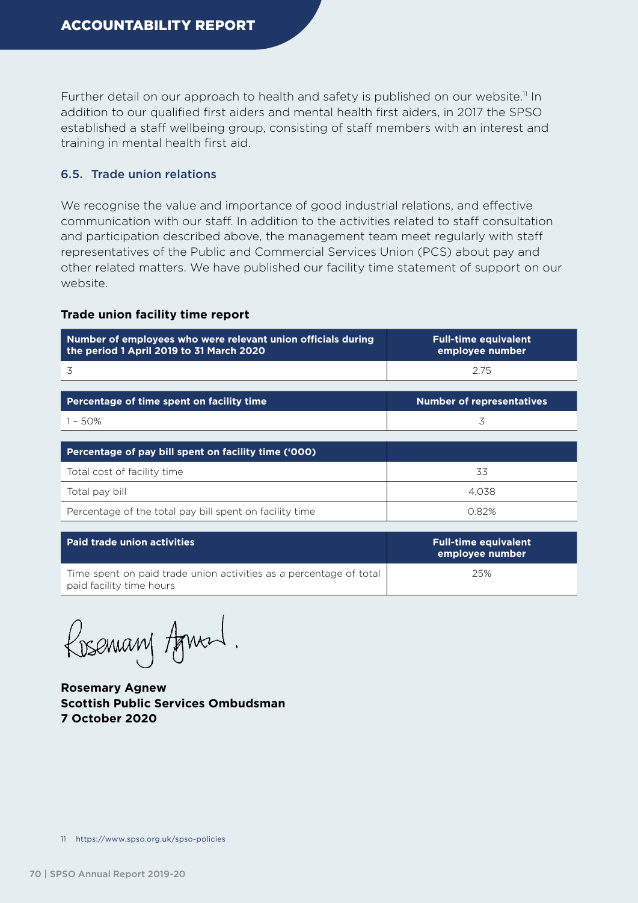Further detail on our approach to health and safety is published on our website.[11] In addition to our qualified first aiders and mental health first aiders, in 2017 the SPSO established a staff wellbeing group, consisting of staff members with an interest and training in mental health first aid.

### 6.5. Trade union relations

We recognise the value and importance of good industrial relations, and effective communication with our staff. In addition to the activities related to staff consultation and participation described above, the management team meet regularly with staff representatives of the Public and Commercial Services Union (PCS) about pay and other related matters. We have published our facility time statement of support on our website.

**Trade union facility time report**

| Number of employees who were relevant union officials during the period 1 April 2019 to 31 March 2020 | Full-time equivalent employee number |
|---|---|
| 3 | 2.75 |

| Percentage of time spent on facility time | Number of representatives |
|---|---|
| 1 – 50% | 3 |

| Percentage of pay bill spent on facility time ('000) | |
|---|---|
| Total cost of facility time | 33 |
| Total pay bill | 4,038 |
| Percentage of the total pay bill spent on facility time | 0.82% |

| Paid trade union activities | Full-time equivalent employee number |
|---|---|
| Time spent on paid trade union activities as a percentage of total paid facility time hours | 25% |

**Rosemary Agnew**
**Scottish Public Services Ombudsman**
**7 October 2020**

11 https://www.spso.org.uk/spso-policies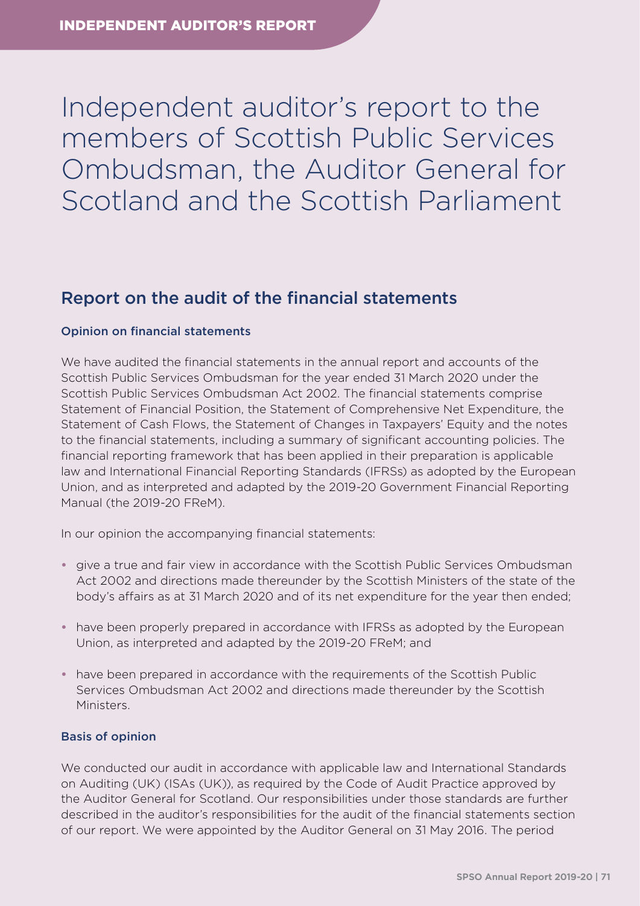# Independent auditor's report to the members of Scottish Public Services Ombudsman, the Auditor General for Scotland and the Scottish Parliament

## Report on the audit of the financial statements

### Opinion on financial statements

We have audited the financial statements in the annual report and accounts of the Scottish Public Services Ombudsman for the year ended 31 March 2020 under the Scottish Public Services Ombudsman Act 2002. The financial statements comprise Statement of Financial Position, the Statement of Comprehensive Net Expenditure, the Statement of Cash Flows, the Statement of Changes in Taxpayers' Equity and the notes to the financial statements, including a summary of significant accounting policies. The financial reporting framework that has been applied in their preparation is applicable law and International Financial Reporting Standards (IFRSs) as adopted by the European Union, and as interpreted and adapted by the 2019-20 Government Financial Reporting Manual (the 2019-20 FReM).

In our opinion the accompanying financial statements:

- give a true and fair view in accordance with the Scottish Public Services Ombudsman Act 2002 and directions made thereunder by the Scottish Ministers of the state of the body's affairs as at 31 March 2020 and of its net expenditure for the year then ended;
- have been properly prepared in accordance with IFRSs as adopted by the European Union, as interpreted and adapted by the 2019-20 FReM; and
- have been prepared in accordance with the requirements of the Scottish Public Services Ombudsman Act 2002 and directions made thereunder by the Scottish Ministers.

### Basis of opinion

We conducted our audit in accordance with applicable law and International Standards on Auditing (UK) (ISAs (UK)), as required by the Code of Audit Practice approved by the Auditor General for Scotland. Our responsibilities under those standards are further described in the auditor's responsibilities for the audit of the financial statements section of our report. We were appointed by the Auditor General on 31 May 2016. The period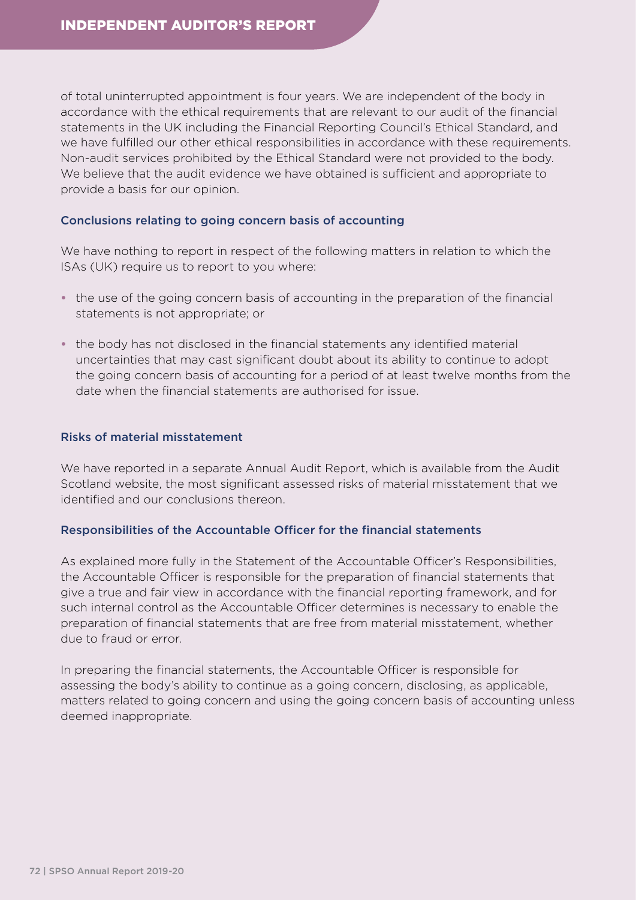of total uninterrupted appointment is four years. We are independent of the body in accordance with the ethical requirements that are relevant to our audit of the financial statements in the UK including the Financial Reporting Council's Ethical Standard, and we have fulfilled our other ethical responsibilities in accordance with these requirements. Non-audit services prohibited by the Ethical Standard were not provided to the body. We believe that the audit evidence we have obtained is sufficient and appropriate to provide a basis for our opinion.

### Conclusions relating to going concern basis of accounting

We have nothing to report in respect of the following matters in relation to which the ISAs (UK) require us to report to you where:

- the use of the going concern basis of accounting in the preparation of the financial statements is not appropriate; or
- the body has not disclosed in the financial statements any identified material uncertainties that may cast significant doubt about its ability to continue to adopt the going concern basis of accounting for a period of at least twelve months from the date when the financial statements are authorised for issue.

### Risks of material misstatement

We have reported in a separate Annual Audit Report, which is available from the Audit Scotland website, the most significant assessed risks of material misstatement that we identified and our conclusions thereon.

### Responsibilities of the Accountable Officer for the financial statements

As explained more fully in the Statement of the Accountable Officer's Responsibilities, the Accountable Officer is responsible for the preparation of financial statements that give a true and fair view in accordance with the financial reporting framework, and for such internal control as the Accountable Officer determines is necessary to enable the preparation of financial statements that are free from material misstatement, whether due to fraud or error.

In preparing the financial statements, the Accountable Officer is responsible for assessing the body's ability to continue as a going concern, disclosing, as applicable, matters related to going concern and using the going concern basis of accounting unless deemed inappropriate.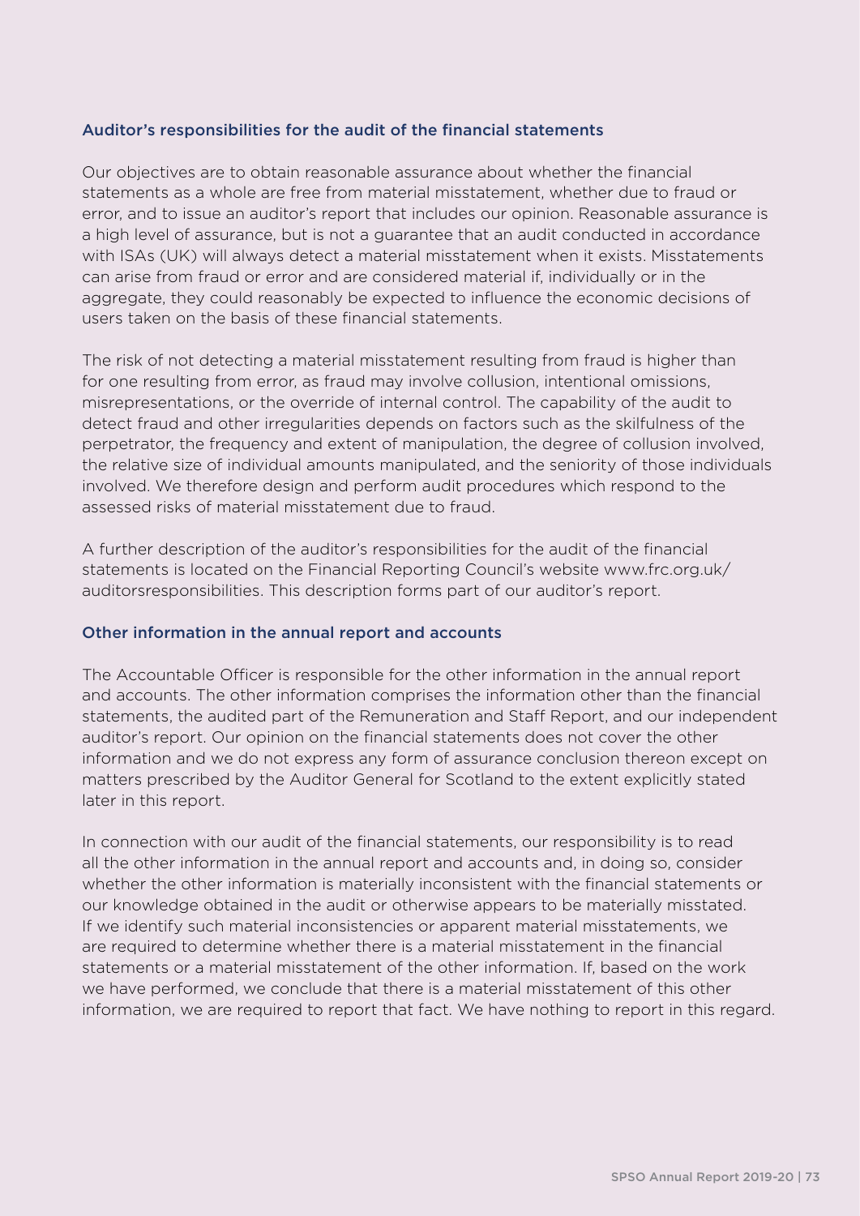### Auditor's responsibilities for the audit of the financial statements

Our objectives are to obtain reasonable assurance about whether the financial statements as a whole are free from material misstatement, whether due to fraud or error, and to issue an auditor's report that includes our opinion. Reasonable assurance is a high level of assurance, but is not a guarantee that an audit conducted in accordance with ISAs (UK) will always detect a material misstatement when it exists. Misstatements can arise from fraud or error and are considered material if, individually or in the aggregate, they could reasonably be expected to influence the economic decisions of users taken on the basis of these financial statements.

The risk of not detecting a material misstatement resulting from fraud is higher than for one resulting from error, as fraud may involve collusion, intentional omissions, misrepresentations, or the override of internal control. The capability of the audit to detect fraud and other irregularities depends on factors such as the skilfulness of the perpetrator, the frequency and extent of manipulation, the degree of collusion involved, the relative size of individual amounts manipulated, and the seniority of those individuals involved. We therefore design and perform audit procedures which respond to the assessed risks of material misstatement due to fraud.

A further description of the auditor's responsibilities for the audit of the financial statements is located on the Financial Reporting Council's website www.frc.org.uk/auditorsresponsibilities. This description forms part of our auditor's report.

### Other information in the annual report and accounts

The Accountable Officer is responsible for the other information in the annual report and accounts. The other information comprises the information other than the financial statements, the audited part of the Remuneration and Staff Report, and our independent auditor's report. Our opinion on the financial statements does not cover the other information and we do not express any form of assurance conclusion thereon except on matters prescribed by the Auditor General for Scotland to the extent explicitly stated later in this report.

In connection with our audit of the financial statements, our responsibility is to read all the other information in the annual report and accounts and, in doing so, consider whether the other information is materially inconsistent with the financial statements or our knowledge obtained in the audit or otherwise appears to be materially misstated. If we identify such material inconsistencies or apparent material misstatements, we are required to determine whether there is a material misstatement in the financial statements or a material misstatement of the other information. If, based on the work we have performed, we conclude that there is a material misstatement of this other information, we are required to report that fact. We have nothing to report in this regard.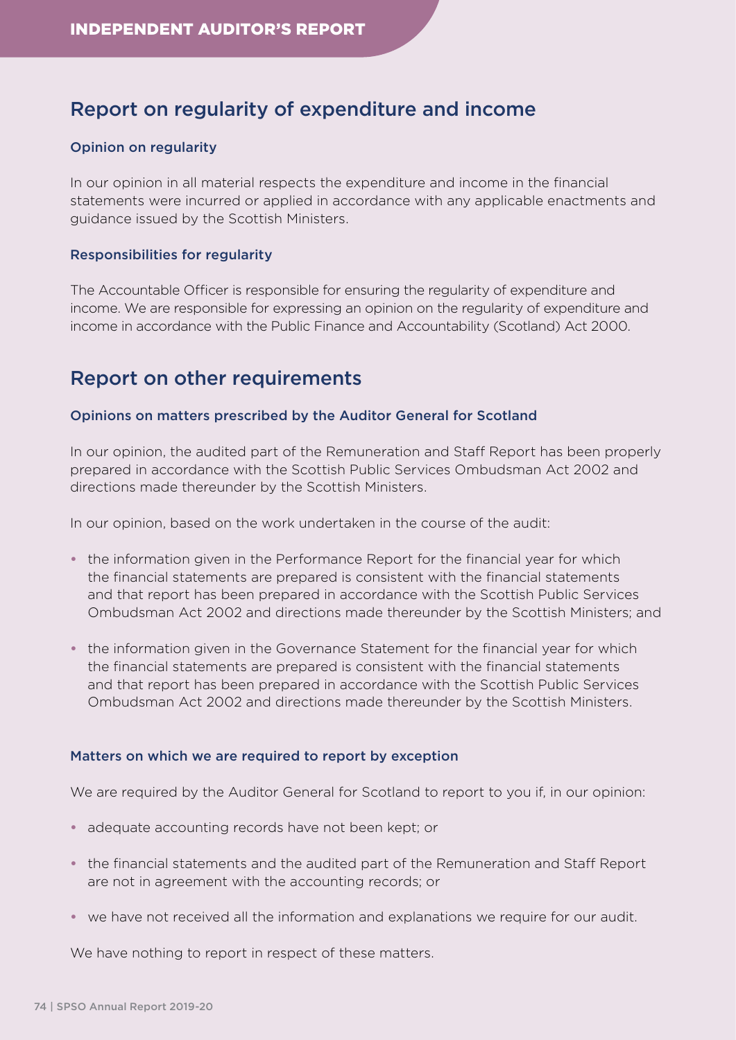## Report on regularity of expenditure and income

### Opinion on regularity

In our opinion in all material respects the expenditure and income in the financial statements were incurred or applied in accordance with any applicable enactments and guidance issued by the Scottish Ministers.

### Responsibilities for regularity

The Accountable Officer is responsible for ensuring the regularity of expenditure and income. We are responsible for expressing an opinion on the regularity of expenditure and income in accordance with the Public Finance and Accountability (Scotland) Act 2000.

## Report on other requirements

### Opinions on matters prescribed by the Auditor General for Scotland

In our opinion, the audited part of the Remuneration and Staff Report has been properly prepared in accordance with the Scottish Public Services Ombudsman Act 2002 and directions made thereunder by the Scottish Ministers.

In our opinion, based on the work undertaken in the course of the audit:

- the information given in the Performance Report for the financial year for which the financial statements are prepared is consistent with the financial statements and that report has been prepared in accordance with the Scottish Public Services Ombudsman Act 2002 and directions made thereunder by the Scottish Ministers; and
- the information given in the Governance Statement for the financial year for which the financial statements are prepared is consistent with the financial statements and that report has been prepared in accordance with the Scottish Public Services Ombudsman Act 2002 and directions made thereunder by the Scottish Ministers.

### Matters on which we are required to report by exception

We are required by the Auditor General for Scotland to report to you if, in our opinion:

- adequate accounting records have not been kept; or
- the financial statements and the audited part of the Remuneration and Staff Report are not in agreement with the accounting records; or
- we have not received all the information and explanations we require for our audit.

We have nothing to report in respect of these matters.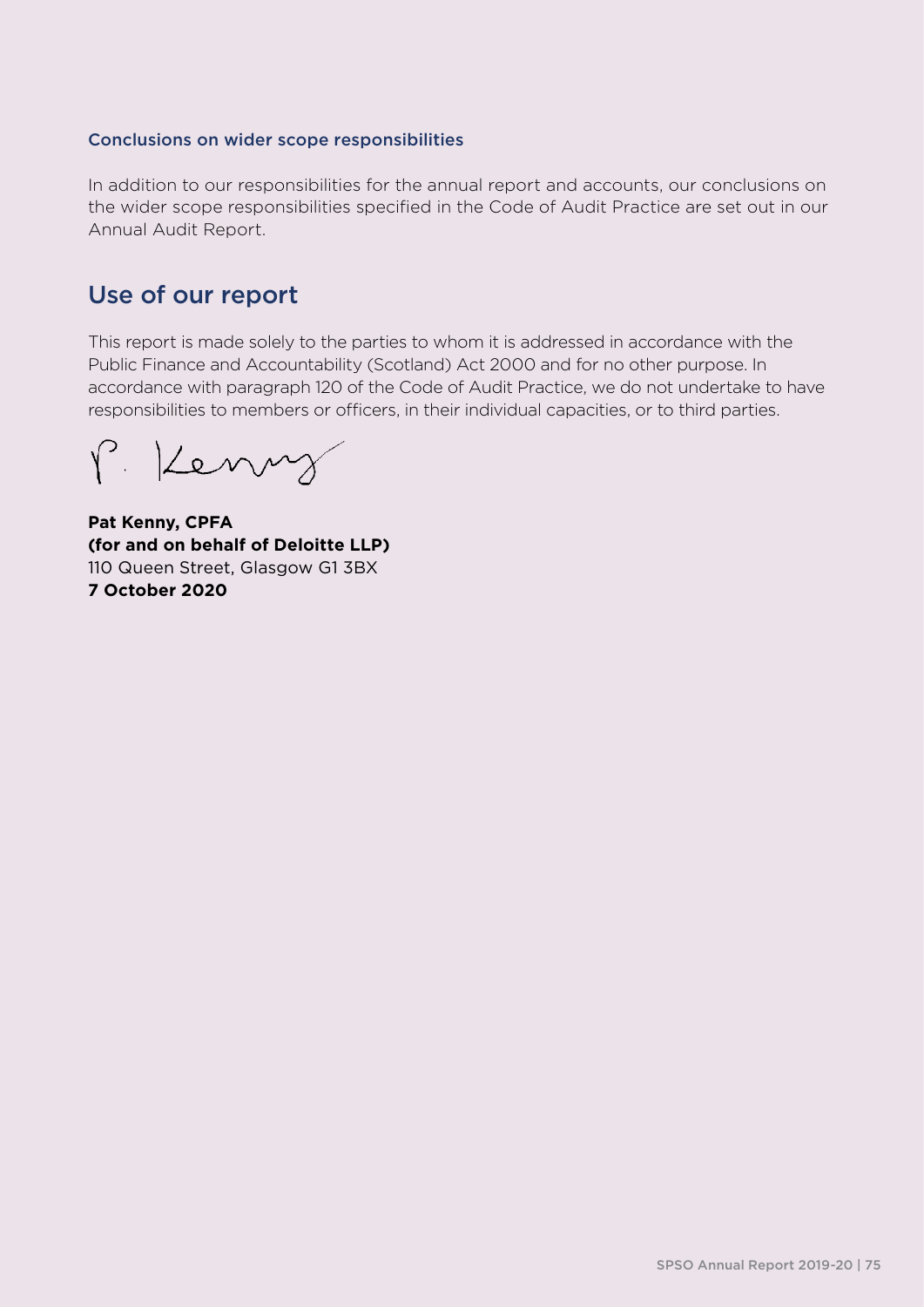### Conclusions on wider scope responsibilities

In addition to our responsibilities for the annual report and accounts, our conclusions on the wider scope responsibilities specified in the Code of Audit Practice are set out in our Annual Audit Report.

## Use of our report

This report is made solely to the parties to whom it is addressed in accordance with the Public Finance and Accountability (Scotland) Act 2000 and for no other purpose. In accordance with paragraph 120 of the Code of Audit Practice, we do not undertake to have responsibilities to members or officers, in their individual capacities, or to third parties.

P. Kenny

**Pat Kenny, CPFA**
**(for and on behalf of Deloitte LLP)**
110 Queen Street, Glasgow G1 3BX
**7 October 2020**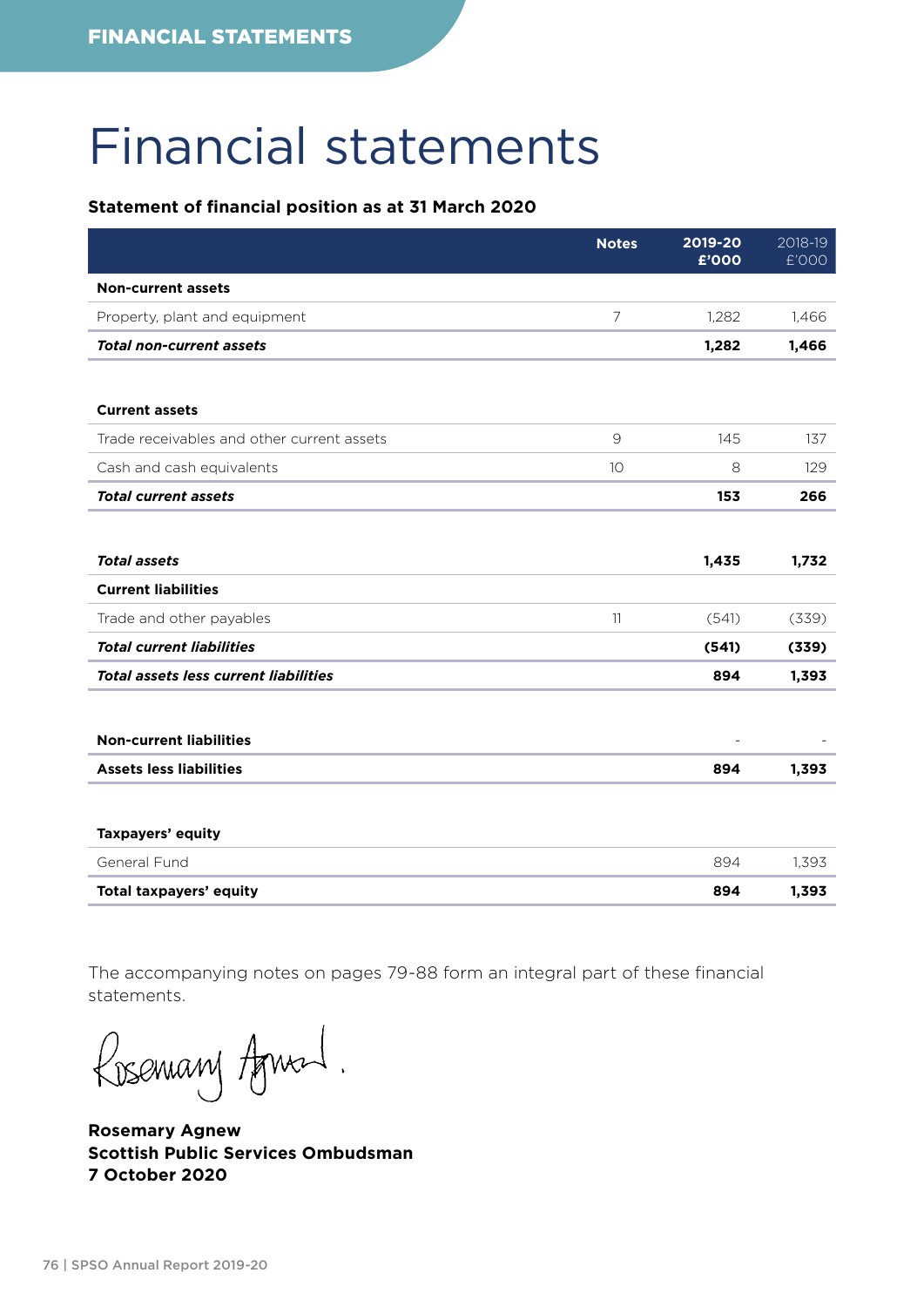# Financial statements

### Statement of financial position as at 31 March 2020

| | Notes | 2019-20 £'000 | 2018-19 £'000 |
|---|---|---|---|
| **Non-current assets** | | | |
| Property, plant and equipment | 7 | 1,282 | 1,466 |
| ***Total non-current assets*** | | **1,282** | **1,466** |
| | | | |
| **Current assets** | | | |
| Trade receivables and other current assets | 9 | 145 | 137 |
| Cash and cash equivalents | 10 | 8 | 129 |
| ***Total current assets*** | | **153** | **266** |
| | | | |
| ***Total assets*** | | **1,435** | **1,732** |
| **Current liabilities** | | | |
| Trade and other payables | 11 | (541) | (339) |
| ***Total current liabilities*** | | **(541)** | **(339)** |
| ***Total assets less current liabilities*** | | **894** | **1,393** |
| | | | |
| **Non-current liabilities** | | - | - |
| **Assets less liabilities** | | **894** | **1,393** |
| | | | |
| **Taxpayers' equity** | | | |
| General Fund | | 894 | 1,393 |
| **Total taxpayers' equity** | | **894** | **1,393** |

The accompanying notes on pages 79-88 form an integral part of these financial statements.

**Rosemary Agnew**
**Scottish Public Services Ombudsman**
**7 October 2020**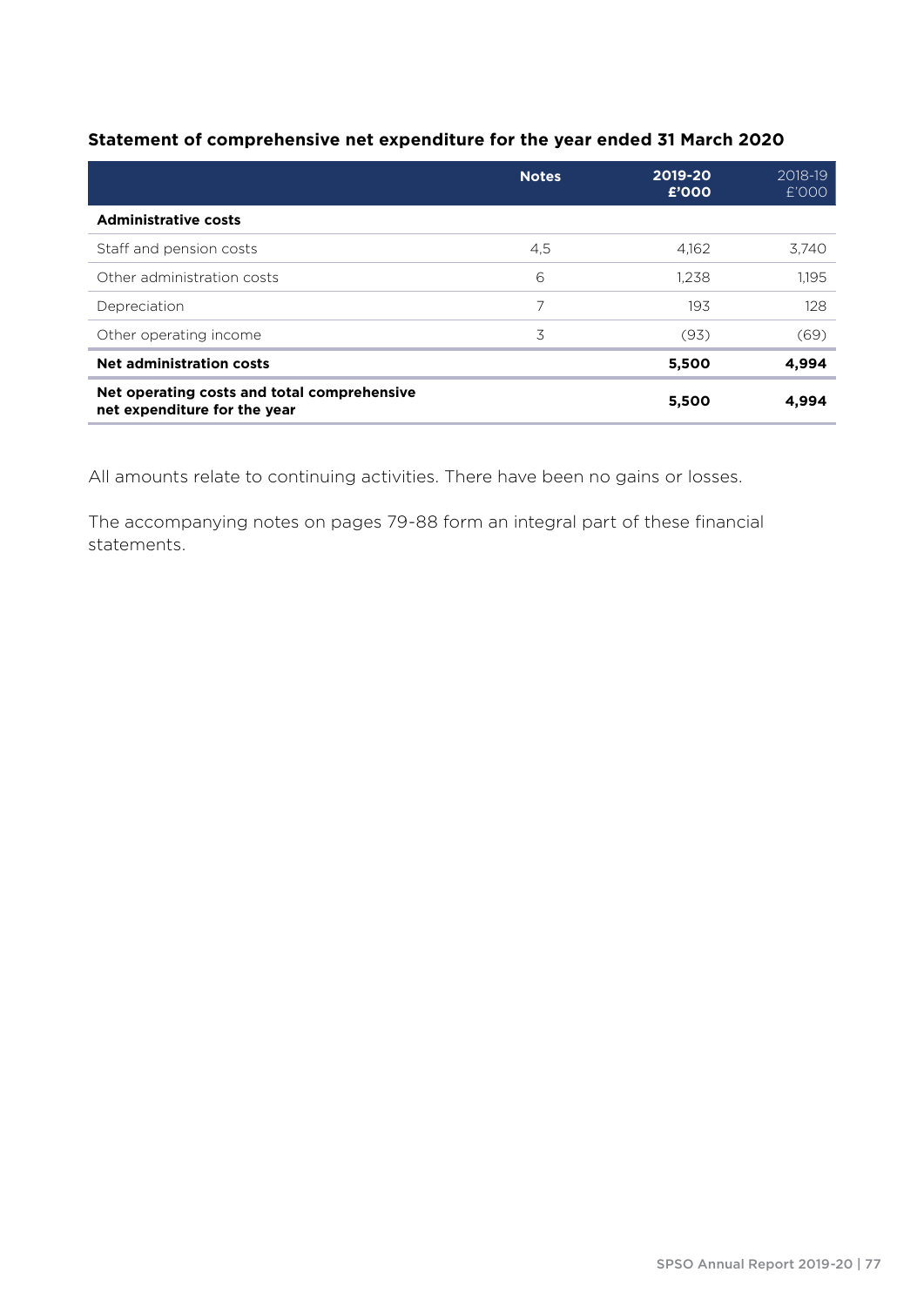### Statement of comprehensive net expenditure for the year ended 31 March 2020

| | Notes | 2019-20 £'000 | 2018-19 £'000 |
|---|---|---|---|
| **Administrative costs** | | | |
| Staff and pension costs | 4,5 | 4,162 | 3,740 |
| Other administration costs | 6 | 1,238 | 1,195 |
| Depreciation | 7 | 193 | 128 |
| Other operating income | 3 | (93) | (69) |
| **Net administration costs** | | **5,500** | **4,994** |
| **Net operating costs and total comprehensive net expenditure for the year** | | **5,500** | **4,994** |

All amounts relate to continuing activities. There have been no gains or losses.

The accompanying notes on pages 79-88 form an integral part of these financial statements.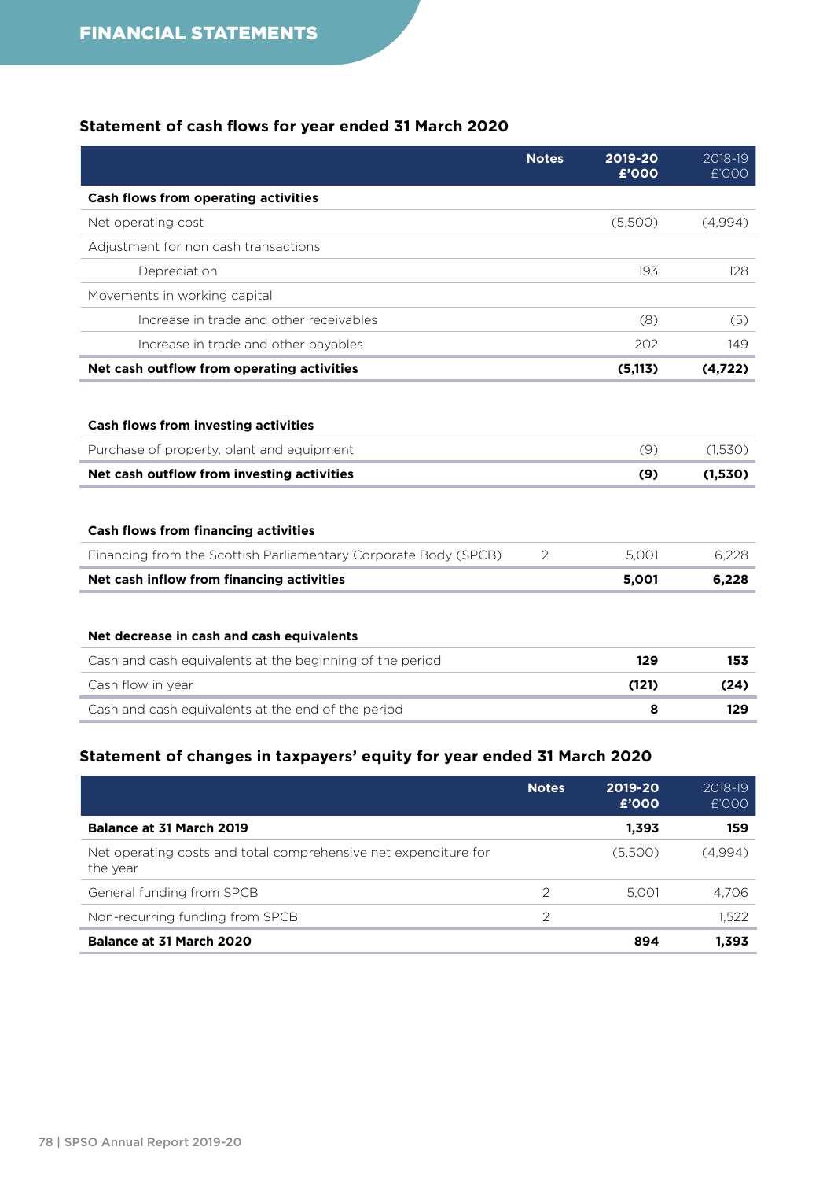## Statement of cash flows for year ended 31 March 2020

| | Notes | 2019-20 £'000 | 2018-19 £'000 |
|---|---|---|---|
| **Cash flows from operating activities** | | | |
| Net operating cost | | (5,500) | (4,994) |
| Adjustment for non cash transactions | | | |
| Depreciation | | 193 | 128 |
| Movements in working capital | | | |
| Increase in trade and other receivables | | (8) | (5) |
| Increase in trade and other payables | | 202 | 149 |
| **Net cash outflow from operating activities** | | **(5,113)** | **(4,722)** |
| | | | |
| **Cash flows from investing activities** | | | |
| Purchase of property, plant and equipment | | (9) | (1,530) |
| **Net cash outflow from investing activities** | | **(9)** | **(1,530)** |
| | | | |
| **Cash flows from financing activities** | | | |
| Financing from the Scottish Parliamentary Corporate Body (SPCB) | 2 | 5,001 | 6,228 |
| **Net cash inflow from financing activities** | | **5,001** | **6,228** |
| | | | |
| **Net decrease in cash and cash equivalents** | | | |
| Cash and cash equivalents at the beginning of the period | | **129** | **153** |
| Cash flow in year | | **(121)** | **(24)** |
| Cash and cash equivalents at the end of the period | | **8** | **129** |

## Statement of changes in taxpayers' equity for year ended 31 March 2020

| | Notes | 2019-20 £'000 | 2018-19 £'000 |
|---|---|---|---|
| **Balance at 31 March 2019** | | **1,393** | **159** |
| Net operating costs and total comprehensive net expenditure for the year | | (5,500) | (4,994) |
| General funding from SPCB | 2 | 5,001 | 4,706 |
| Non-recurring funding from SPCB | 2 | | 1,522 |
| **Balance at 31 March 2020** | | **894** | **1,393** |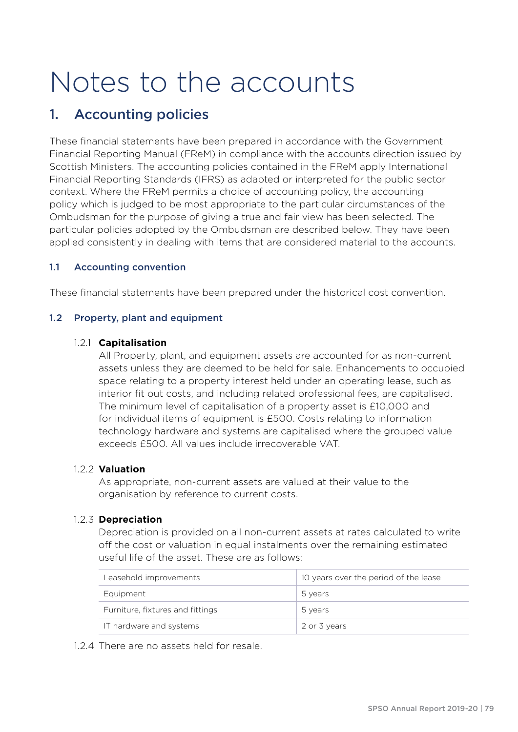# Notes to the accounts

## 1. Accounting policies

These financial statements have been prepared in accordance with the Government Financial Reporting Manual (FReM) in compliance with the accounts direction issued by Scottish Ministers. The accounting policies contained in the FReM apply International Financial Reporting Standards (IFRS) as adapted or interpreted for the public sector context. Where the FReM permits a choice of accounting policy, the accounting policy which is judged to be most appropriate to the particular circumstances of the Ombudsman for the purpose of giving a true and fair view has been selected. The particular policies adopted by the Ombudsman are described below. They have been applied consistently in dealing with items that are considered material to the accounts.

### 1.1 Accounting convention

These financial statements have been prepared under the historical cost convention.

### 1.2 Property, plant and equipment

1.2.1 **Capitalisation**

All Property, plant, and equipment assets are accounted for as non-current assets unless they are deemed to be held for sale. Enhancements to occupied space relating to a property interest held under an operating lease, such as interior fit out costs, and including related professional fees, are capitalised. The minimum level of capitalisation of a property asset is £10,000 and for individual items of equipment is £500. Costs relating to information technology hardware and systems are capitalised where the grouped value exceeds £500. All values include irrecoverable VAT.

1.2.2 **Valuation**

As appropriate, non-current assets are valued at their value to the organisation by reference to current costs.

1.2.3 **Depreciation**

Depreciation is provided on all non-current assets at rates calculated to write off the cost or valuation in equal instalments over the remaining estimated useful life of the asset. These are as follows:

| | |
|---|---|
| Leasehold improvements | 10 years over the period of the lease |
| Equipment | 5 years |
| Furniture, fixtures and fittings | 5 years |
| IT hardware and systems | 2 or 3 years |

1.2.4 There are no assets held for resale.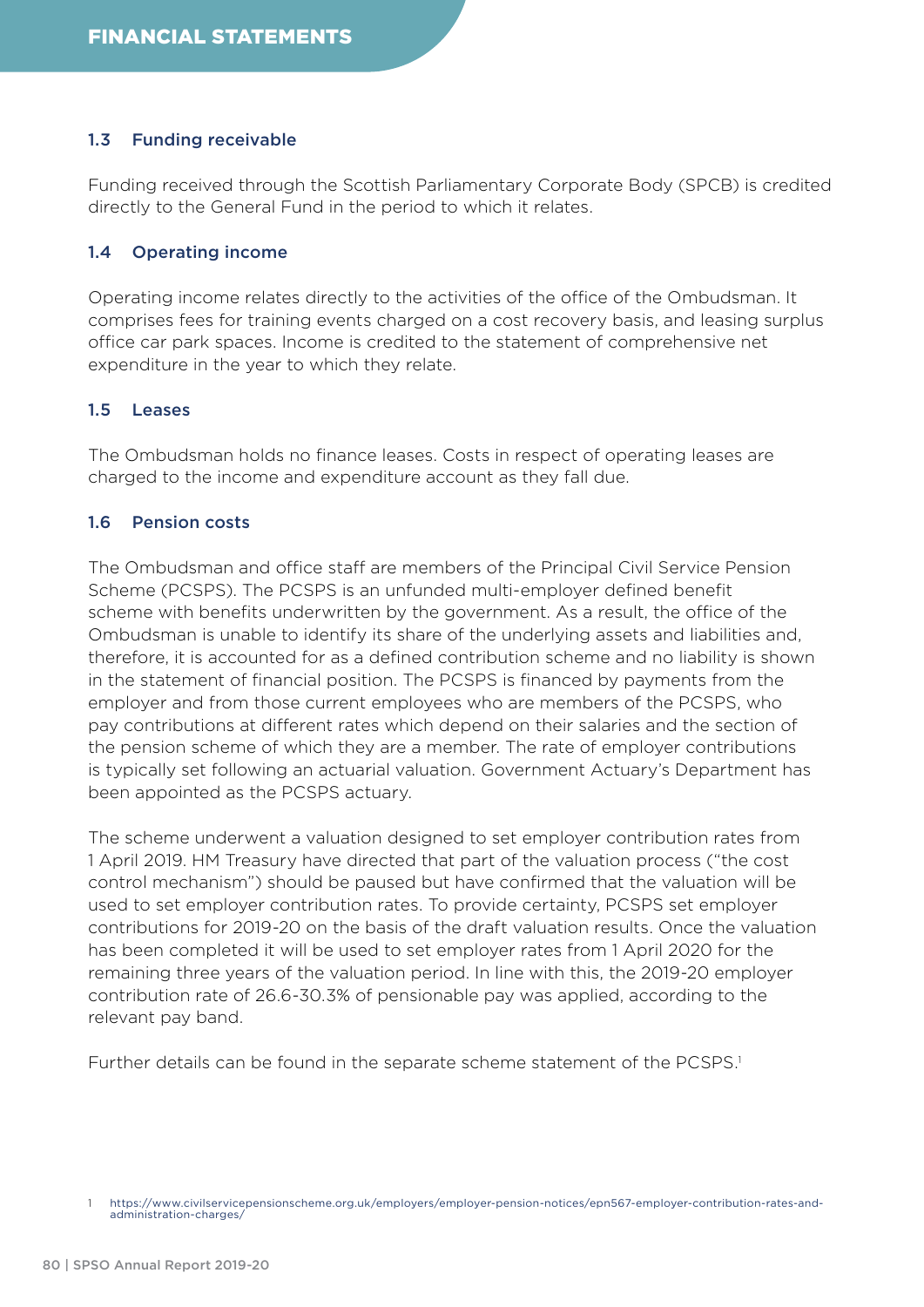### 1.3 Funding receivable

Funding received through the Scottish Parliamentary Corporate Body (SPCB) is credited directly to the General Fund in the period to which it relates.

### 1.4 Operating income

Operating income relates directly to the activities of the office of the Ombudsman. It comprises fees for training events charged on a cost recovery basis, and leasing surplus office car park spaces. Income is credited to the statement of comprehensive net expenditure in the year to which they relate.

### 1.5 Leases

The Ombudsman holds no finance leases. Costs in respect of operating leases are charged to the income and expenditure account as they fall due.

### 1.6 Pension costs

The Ombudsman and office staff are members of the Principal Civil Service Pension Scheme (PCSPS). The PCSPS is an unfunded multi-employer defined benefit scheme with benefits underwritten by the government. As a result, the office of the Ombudsman is unable to identify its share of the underlying assets and liabilities and, therefore, it is accounted for as a defined contribution scheme and no liability is shown in the statement of financial position. The PCSPS is financed by payments from the employer and from those current employees who are members of the PCSPS, who pay contributions at different rates which depend on their salaries and the section of the pension scheme of which they are a member. The rate of employer contributions is typically set following an actuarial valuation. Government Actuary's Department has been appointed as the PCSPS actuary.

The scheme underwent a valuation designed to set employer contribution rates from 1 April 2019. HM Treasury have directed that part of the valuation process ("the cost control mechanism") should be paused but have confirmed that the valuation will be used to set employer contribution rates. To provide certainty, PCSPS set employer contributions for 2019-20 on the basis of the draft valuation results. Once the valuation has been completed it will be used to set employer rates from 1 April 2020 for the remaining three years of the valuation period. In line with this, the 2019-20 employer contribution rate of 26.6-30.3% of pensionable pay was applied, according to the relevant pay band.

Further details can be found in the separate scheme statement of the PCSPS.[1]

[1] https://www.civilservicepensionscheme.org.uk/employers/employer-pension-notices/epn567-employer-contribution-rates-and-administration-charges/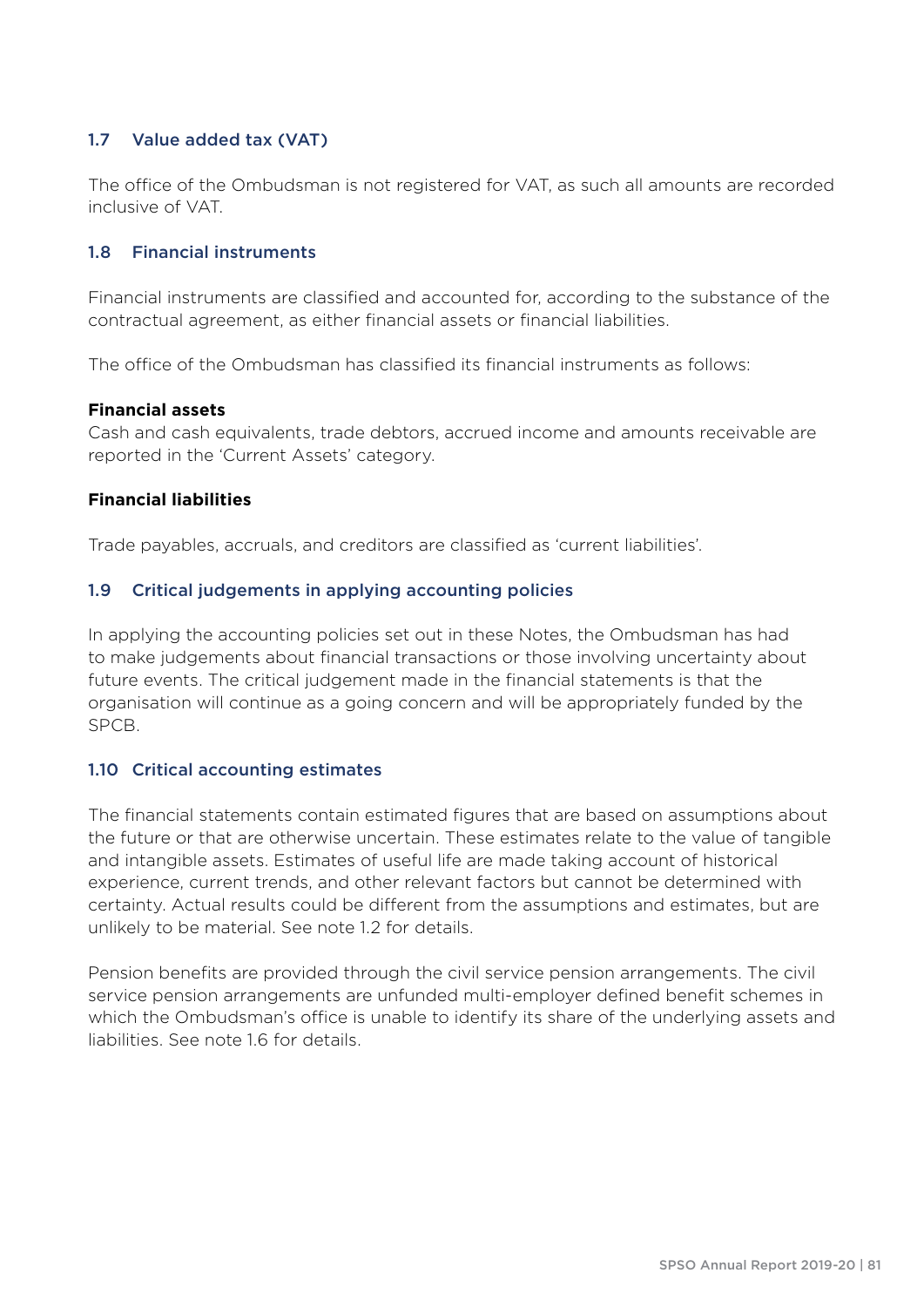### 1.7 Value added tax (VAT)

The office of the Ombudsman is not registered for VAT, as such all amounts are recorded inclusive of VAT.

### 1.8 Financial instruments

Financial instruments are classified and accounted for, according to the substance of the contractual agreement, as either financial assets or financial liabilities.

The office of the Ombudsman has classified its financial instruments as follows:

**Financial assets**
Cash and cash equivalents, trade debtors, accrued income and amounts receivable are reported in the 'Current Assets' category.

**Financial liabilities**

Trade payables, accruals, and creditors are classified as 'current liabilities'.

### 1.9 Critical judgements in applying accounting policies

In applying the accounting policies set out in these Notes, the Ombudsman has had to make judgements about financial transactions or those involving uncertainty about future events. The critical judgement made in the financial statements is that the organisation will continue as a going concern and will be appropriately funded by the SPCB.

### 1.10 Critical accounting estimates

The financial statements contain estimated figures that are based on assumptions about the future or that are otherwise uncertain. These estimates relate to the value of tangible and intangible assets. Estimates of useful life are made taking account of historical experience, current trends, and other relevant factors but cannot be determined with certainty. Actual results could be different from the assumptions and estimates, but are unlikely to be material. See note 1.2 for details.

Pension benefits are provided through the civil service pension arrangements. The civil service pension arrangements are unfunded multi-employer defined benefit schemes in which the Ombudsman's office is unable to identify its share of the underlying assets and liabilities. See note 1.6 for details.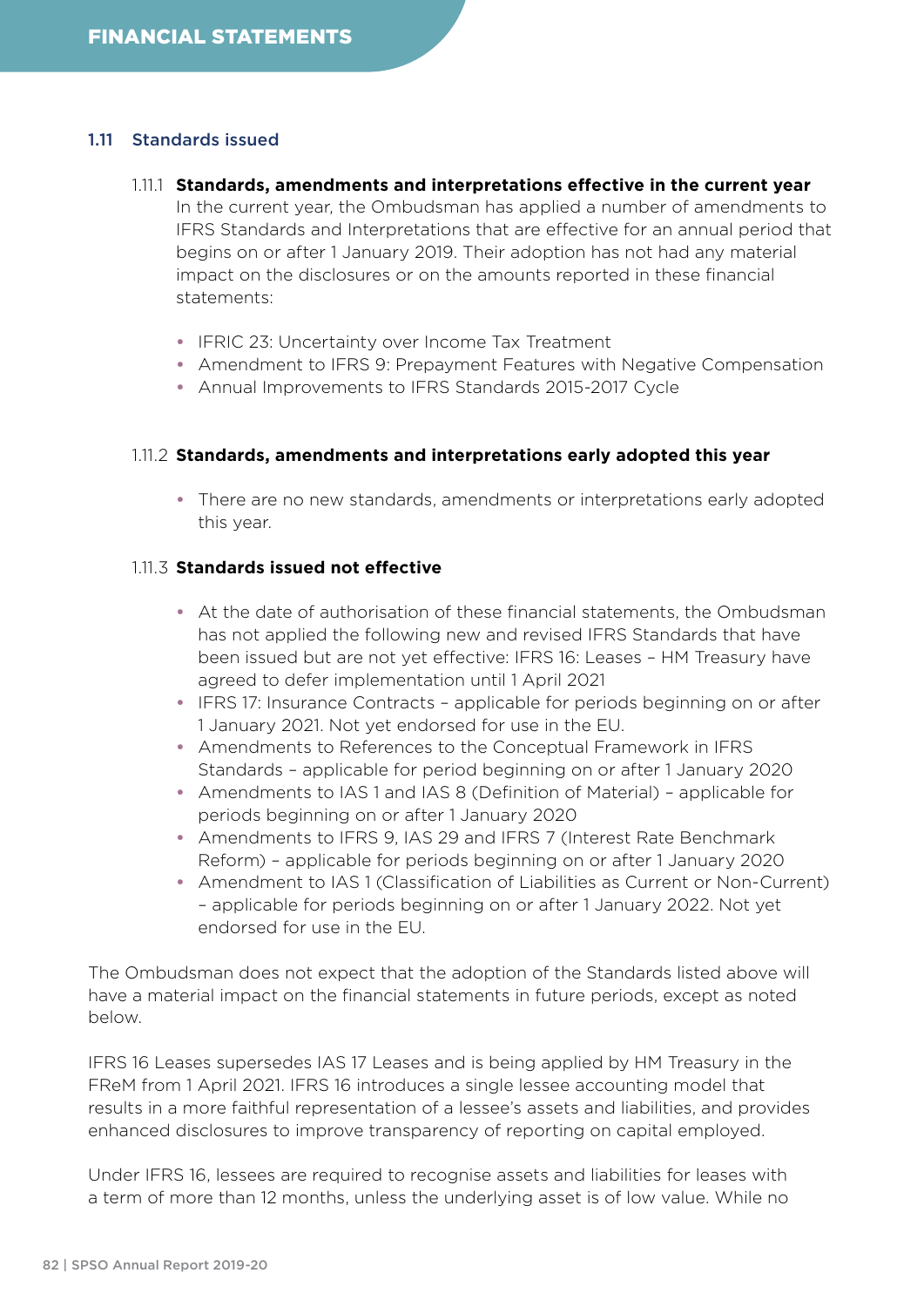### 1.11 Standards issued

#### 1.11.1 Standards, amendments and interpretations effective in the current year

In the current year, the Ombudsman has applied a number of amendments to IFRS Standards and Interpretations that are effective for an annual period that begins on or after 1 January 2019. Their adoption has not had any material impact on the disclosures or on the amounts reported in these financial statements:

- IFRIC 23: Uncertainty over Income Tax Treatment
- Amendment to IFRS 9: Prepayment Features with Negative Compensation
- Annual Improvements to IFRS Standards 2015-2017 Cycle

#### 1.11.2 Standards, amendments and interpretations early adopted this year

- There are no new standards, amendments or interpretations early adopted this year.

#### 1.11.3 Standards issued not effective

- At the date of authorisation of these financial statements, the Ombudsman has not applied the following new and revised IFRS Standards that have been issued but are not yet effective: IFRS 16: Leases – HM Treasury have agreed to defer implementation until 1 April 2021
- IFRS 17: Insurance Contracts – applicable for periods beginning on or after 1 January 2021. Not yet endorsed for use in the EU.
- Amendments to References to the Conceptual Framework in IFRS Standards – applicable for period beginning on or after 1 January 2020
- Amendments to IAS 1 and IAS 8 (Definition of Material) – applicable for periods beginning on or after 1 January 2020
- Amendments to IFRS 9, IAS 29 and IFRS 7 (Interest Rate Benchmark Reform) – applicable for periods beginning on or after 1 January 2020
- Amendment to IAS 1 (Classification of Liabilities as Current or Non-Current) – applicable for periods beginning on or after 1 January 2022. Not yet endorsed for use in the EU.

The Ombudsman does not expect that the adoption of the Standards listed above will have a material impact on the financial statements in future periods, except as noted below.

IFRS 16 Leases supersedes IAS 17 Leases and is being applied by HM Treasury in the FReM from 1 April 2021. IFRS 16 introduces a single lessee accounting model that results in a more faithful representation of a lessee's assets and liabilities, and provides enhanced disclosures to improve transparency of reporting on capital employed.

Under IFRS 16, lessees are required to recognise assets and liabilities for leases with a term of more than 12 months, unless the underlying asset is of low value. While no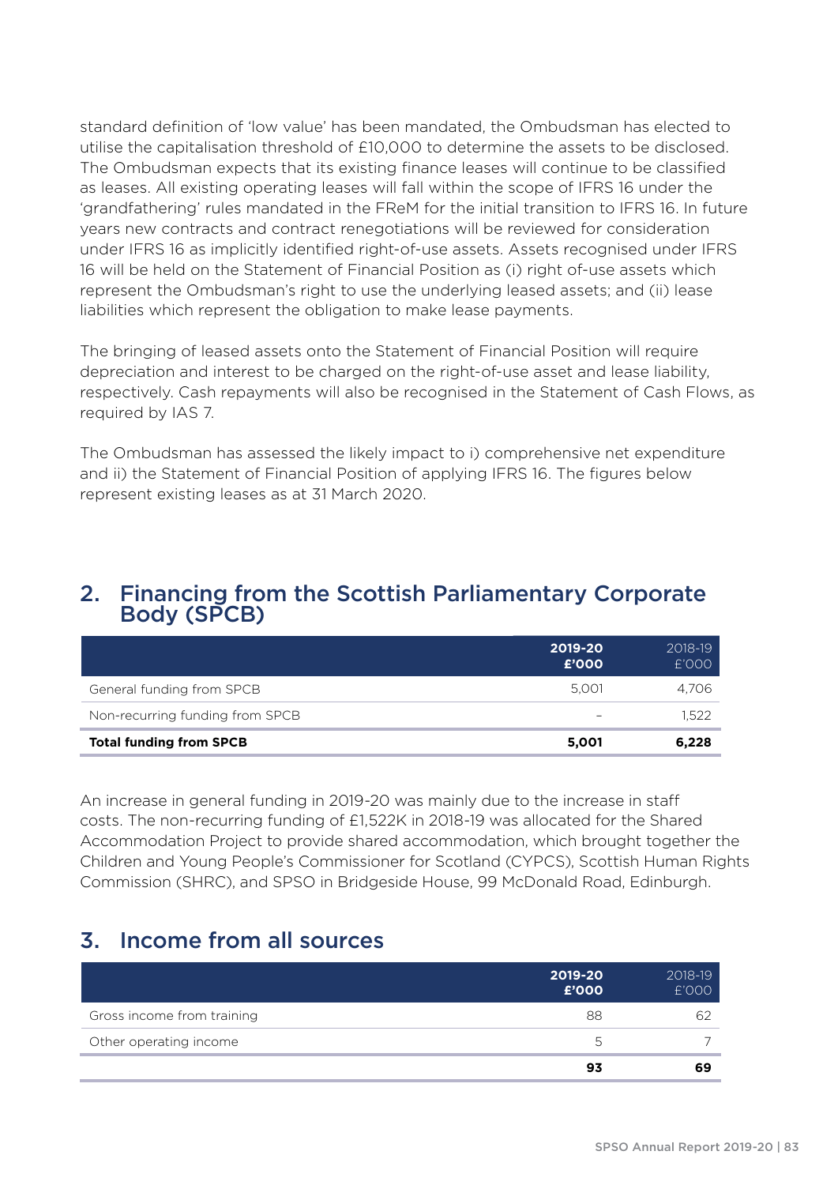standard definition of 'low value' has been mandated, the Ombudsman has elected to utilise the capitalisation threshold of £10,000 to determine the assets to be disclosed. The Ombudsman expects that its existing finance leases will continue to be classified as leases. All existing operating leases will fall within the scope of IFRS 16 under the 'grandfathering' rules mandated in the FReM for the initial transition to IFRS 16. In future years new contracts and contract renegotiations will be reviewed for consideration under IFRS 16 as implicitly identified right-of-use assets. Assets recognised under IFRS 16 will be held on the Statement of Financial Position as (i) right of-use assets which represent the Ombudsman's right to use the underlying leased assets; and (ii) lease liabilities which represent the obligation to make lease payments.

The bringing of leased assets onto the Statement of Financial Position will require depreciation and interest to be charged on the right-of-use asset and lease liability, respectively. Cash repayments will also be recognised in the Statement of Cash Flows, as required by IAS 7.

The Ombudsman has assessed the likely impact to i) comprehensive net expenditure and ii) the Statement of Financial Position of applying IFRS 16. The figures below represent existing leases as at 31 March 2020.

## 2. Financing from the Scottish Parliamentary Corporate Body (SPCB)

| | 2019-20 £'000 | 2018-19 £'000 |
|---|---|---|
| General funding from SPCB | 5,001 | 4,706 |
| Non-recurring funding from SPCB | – | 1,522 |
| **Total funding from SPCB** | **5,001** | **6,228** |

An increase in general funding in 2019-20 was mainly due to the increase in staff costs. The non-recurring funding of £1,522K in 2018-19 was allocated for the Shared Accommodation Project to provide shared accommodation, which brought together the Children and Young People's Commissioner for Scotland (CYPCS), Scottish Human Rights Commission (SHRC), and SPSO in Bridgeside House, 99 McDonald Road, Edinburgh.

## 3. Income from all sources

| | 2019-20 £'000 | 2018-19 £'000 |
|---|---|---|
| Gross income from training | 88 | 62 |
| Other operating income | 5 | 7 |
| | **93** | **69** |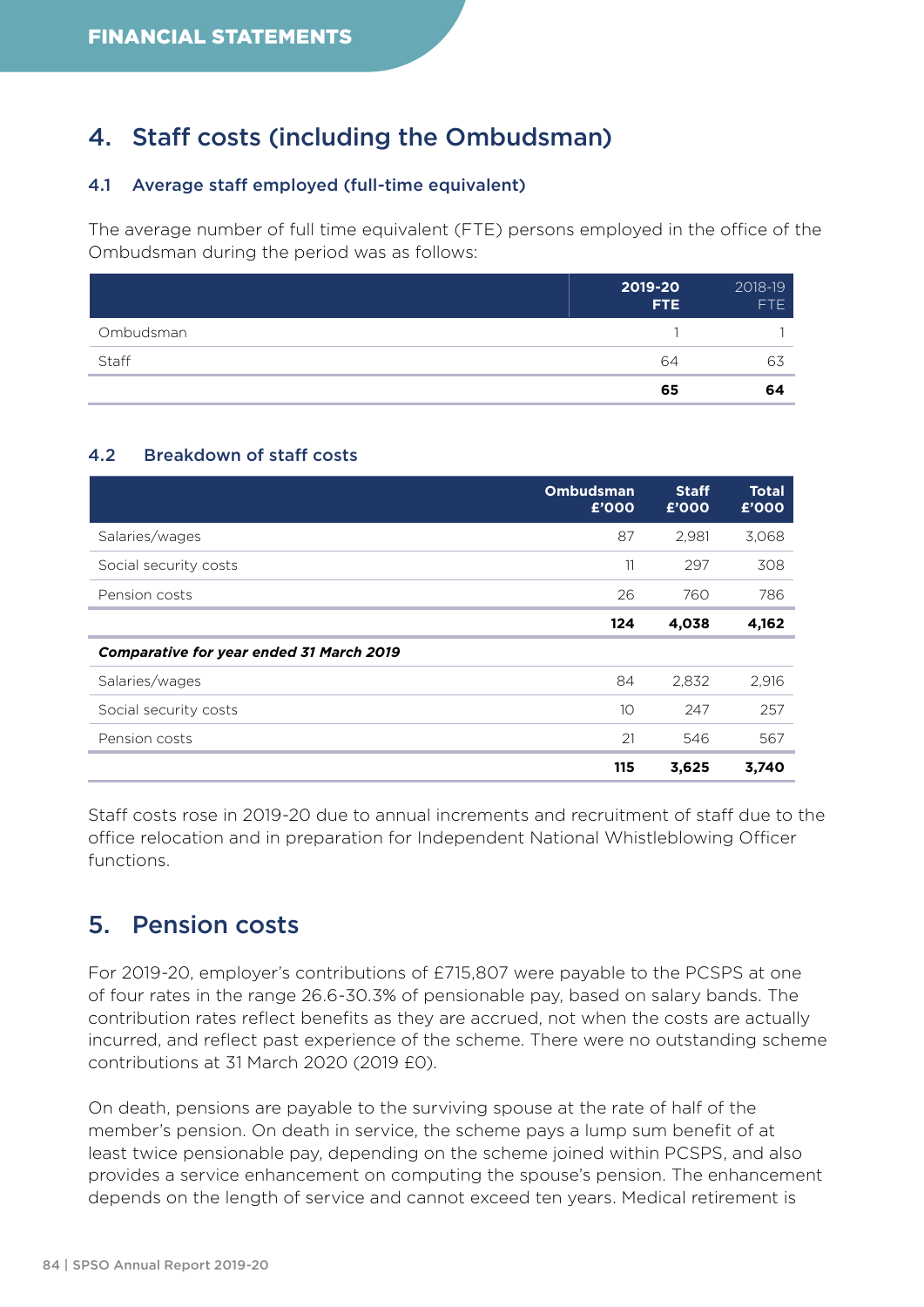## 4. Staff costs (including the Ombudsman)

### 4.1 Average staff employed (full-time equivalent)

The average number of full time equivalent (FTE) persons employed in the office of the Ombudsman during the period was as follows:

| | 2019-20 FTE | 2018-19 FTE |
|---|---|---|
| Ombudsman | 1 | 1 |
| Staff | 64 | 63 |
| | **65** | **64** |

### 4.2 Breakdown of staff costs

| | Ombudsman £'000 | Staff £'000 | Total £'000 |
|---|---|---|---|
| Salaries/wages | 87 | 2,981 | 3,068 |
| Social security costs | 11 | 297 | 308 |
| Pension costs | 26 | 760 | 786 |
| | **124** | **4,038** | **4,162** |
| ***Comparative for year ended 31 March 2019*** | | | |
| Salaries/wages | 84 | 2,832 | 2,916 |
| Social security costs | 10 | 247 | 257 |
| Pension costs | 21 | 546 | 567 |
| | **115** | **3,625** | **3,740** |

Staff costs rose in 2019-20 due to annual increments and recruitment of staff due to the office relocation and in preparation for Independent National Whistleblowing Officer functions.

## 5. Pension costs

For 2019-20, employer's contributions of £715,807 were payable to the PCSPS at one of four rates in the range 26.6-30.3% of pensionable pay, based on salary bands. The contribution rates reflect benefits as they are accrued, not when the costs are actually incurred, and reflect past experience of the scheme. There were no outstanding scheme contributions at 31 March 2020 (2019 £0).

On death, pensions are payable to the surviving spouse at the rate of half of the member's pension. On death in service, the scheme pays a lump sum benefit of at least twice pensionable pay, depending on the scheme joined within PCSPS, and also provides a service enhancement on computing the spouse's pension. The enhancement depends on the length of service and cannot exceed ten years. Medical retirement is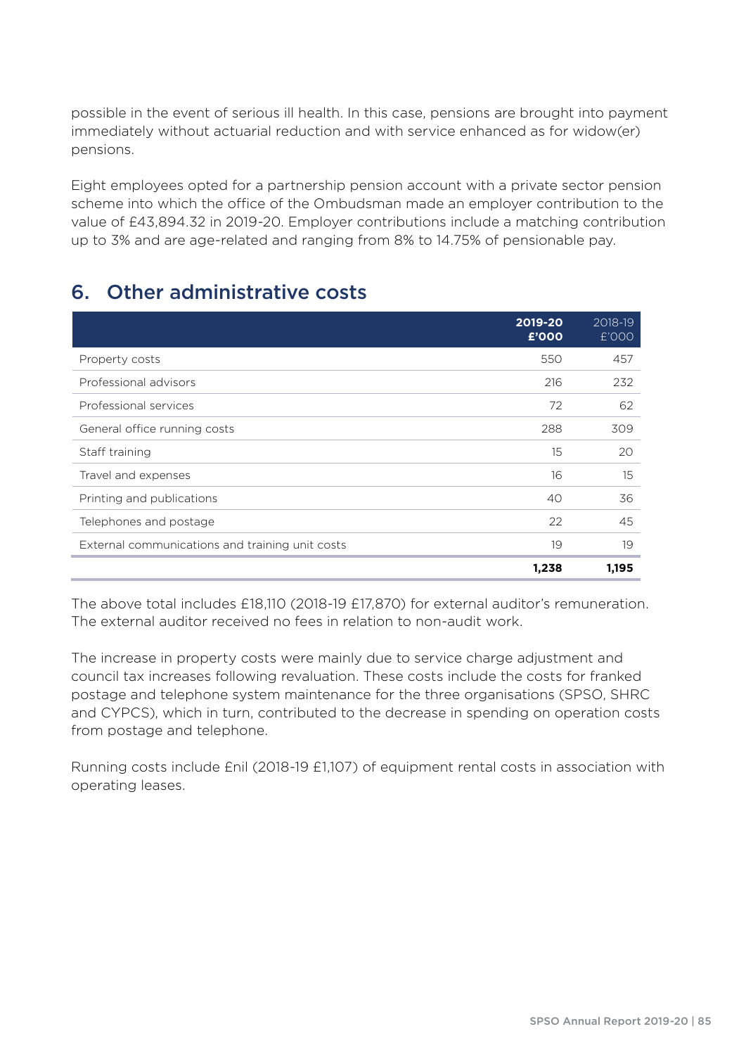possible in the event of serious ill health. In this case, pensions are brought into payment immediately without actuarial reduction and with service enhanced as for widow(er) pensions.

Eight employees opted for a partnership pension account with a private sector pension scheme into which the office of the Ombudsman made an employer contribution to the value of £43,894.32 in 2019-20. Employer contributions include a matching contribution up to 3% and are age-related and ranging from 8% to 14.75% of pensionable pay.

## 6. Other administrative costs

| | **2019-20 £'000** | 2018-19 £'000 |
|---|---|---|
| Property costs | 550 | 457 |
| Professional advisors | 216 | 232 |
| Professional services | 72 | 62 |
| General office running costs | 288 | 309 |
| Staff training | 15 | 20 |
| Travel and expenses | 16 | 15 |
| Printing and publications | 40 | 36 |
| Telephones and postage | 22 | 45 |
| External communications and training unit costs | 19 | 19 |
| | **1,238** | **1,195** |

The above total includes £18,110 (2018-19 £17,870) for external auditor's remuneration. The external auditor received no fees in relation to non-audit work.

The increase in property costs were mainly due to service charge adjustment and council tax increases following revaluation. These costs include the costs for franked postage and telephone system maintenance for the three organisations (SPSO, SHRC and CYPCS), which in turn, contributed to the decrease in spending on operation costs from postage and telephone.

Running costs include £nil (2018-19 £1,107) of equipment rental costs in association with operating leases.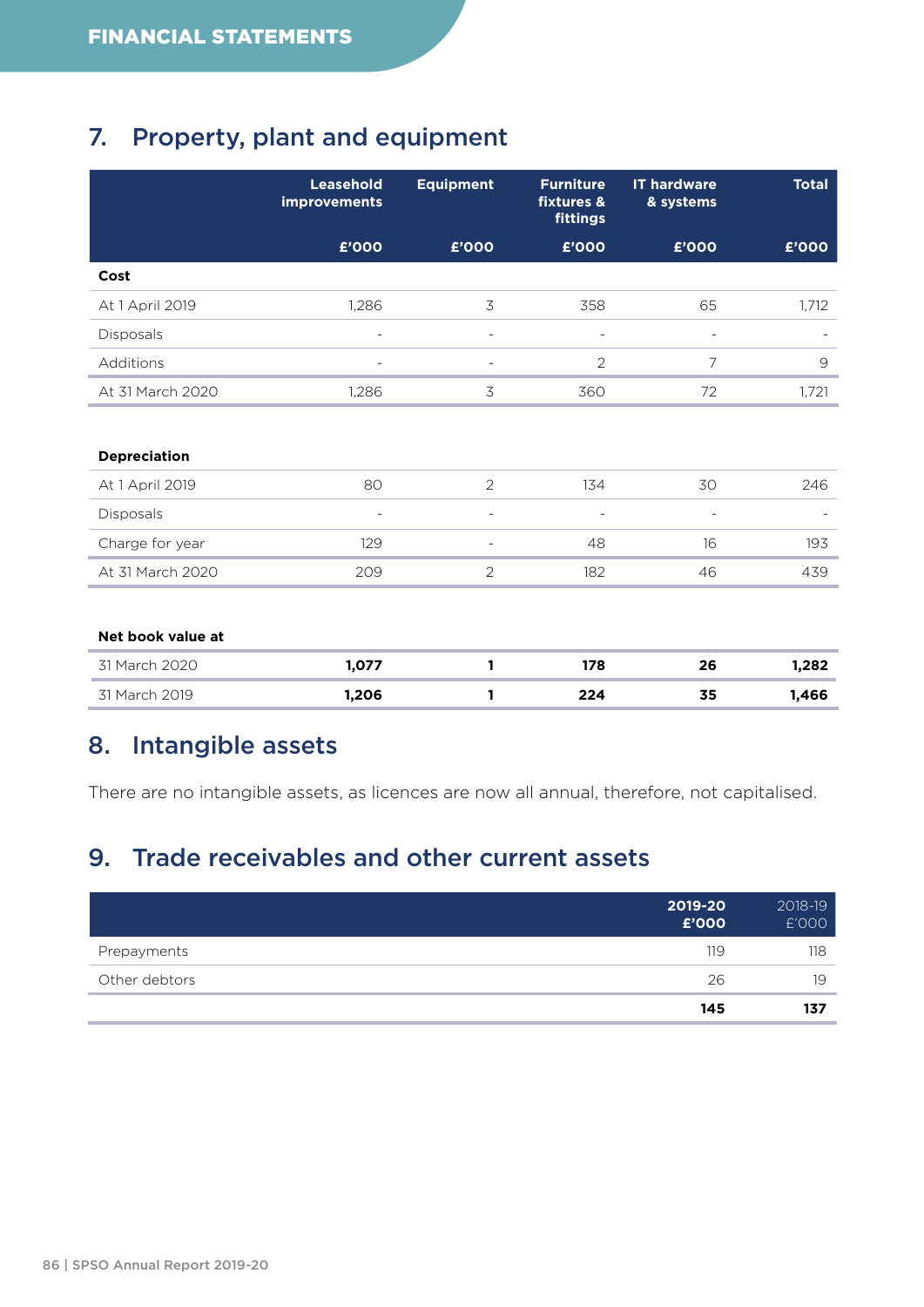## 7. Property, plant and equipment

| | Leasehold improvements | Equipment | Furniture fixtures & fittings | IT hardware & systems | Total |
|---|---|---|---|---|---|
| | £'000 | £'000 | £'000 | £'000 | £'000 |
| **Cost** | | | | | |
| At 1 April 2019 | 1,286 | 3 | 358 | 65 | 1,712 |
| Disposals | - | - | - | - | - |
| Additions | - | - | 2 | 7 | 9 |
| At 31 March 2020 | 1,286 | 3 | 360 | 72 | 1,721 |
| | | | | | |
| **Depreciation** | | | | | |
| At 1 April 2019 | 80 | 2 | 134 | 30 | 246 |
| Disposals | - | - | - | - | - |
| Charge for year | 129 | - | 48 | 16 | 193 |
| At 31 March 2020 | 209 | 2 | 182 | 46 | 439 |
| | | | | | |
| **Net book value at** | | | | | |
| 31 March 2020 | **1,077** | **1** | **178** | **26** | **1,282** |
| 31 March 2019 | **1,206** | **1** | **224** | **35** | **1,466** |

## 8. Intangible assets

There are no intangible assets, as licences are now all annual, therefore, not capitalised.

## 9. Trade receivables and other current assets

| | **2019-20 £'000** | 2018-19 £'000 |
|---|---|---|
| Prepayments | 119 | 118 |
| Other debtors | 26 | 19 |
| | **145** | **137** |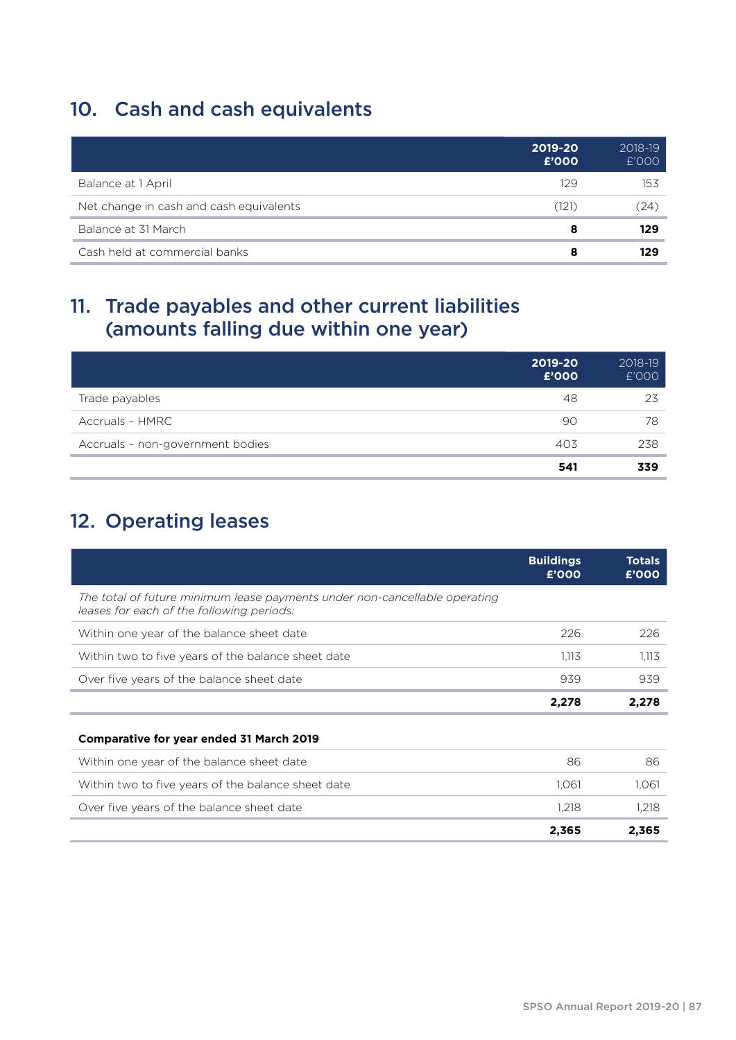## 10. Cash and cash equivalents

| | **2019-20 £'000** | 2018-19 £'000 |
|---|---|---|
| Balance at 1 April | 129 | 153 |
| Net change in cash and cash equivalents | (121) | (24) |
| Balance at 31 March | **8** | **129** |
| Cash held at commercial banks | **8** | **129** |

## 11. Trade payables and other current liabilities (amounts falling due within one year)

| | **2019-20 £'000** | 2018-19 £'000 |
|---|---|---|
| Trade payables | 48 | 23 |
| Accruals – HMRC | 90 | 78 |
| Accruals – non-government bodies | 403 | 238 |
| | **541** | **339** |

## 12. Operating leases

| | **Buildings £'000** | **Totals £'000** |
|---|---|---|
| *The total of future minimum lease payments under non-cancellable operating leases for each of the following periods:* | | |
| Within one year of the balance sheet date | 226 | 226 |
| Within two to five years of the balance sheet date | 1,113 | 1,113 |
| Over five years of the balance sheet date | 939 | 939 |
| | **2,278** | **2,278** |
| **Comparative for year ended 31 March 2019** | | |
| Within one year of the balance sheet date | 86 | 86 |
| Within two to five years of the balance sheet date | 1,061 | 1,061 |
| Over five years of the balance sheet date | 1,218 | 1,218 |
| | **2,365** | **2,365** |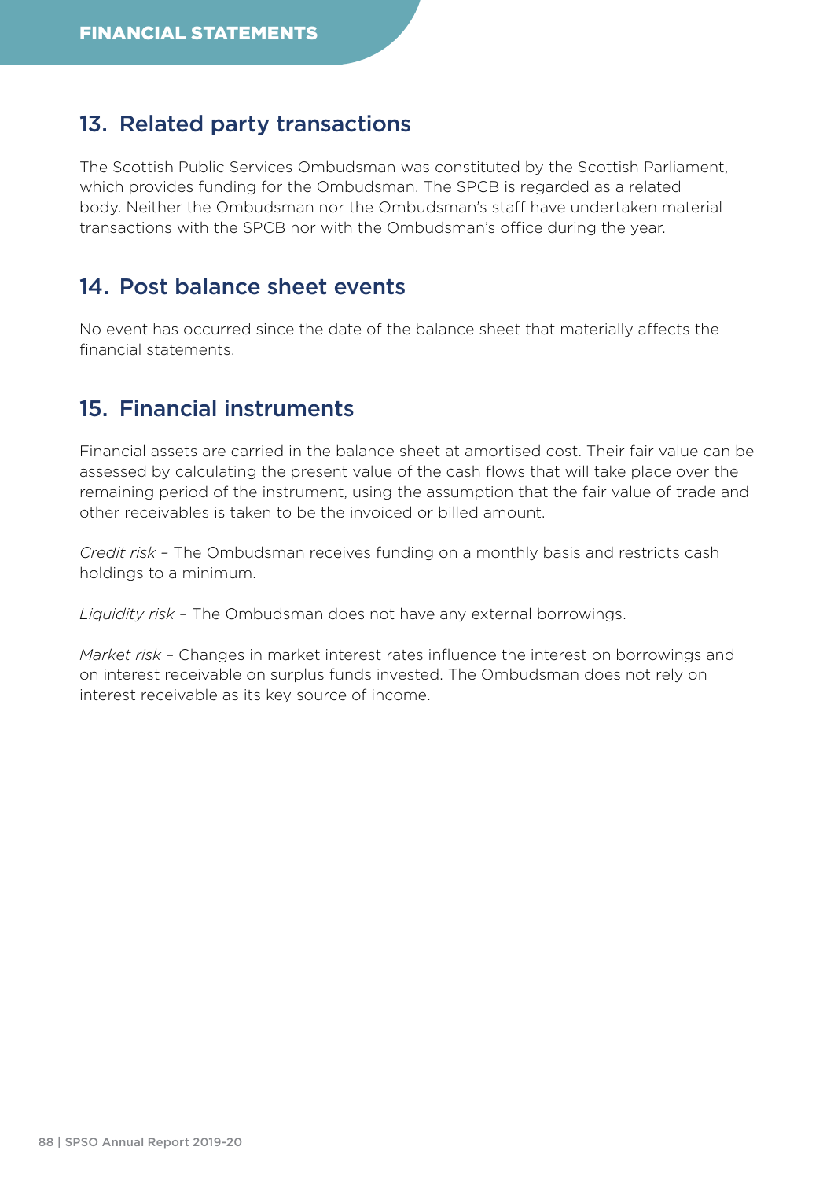## 13. Related party transactions

The Scottish Public Services Ombudsman was constituted by the Scottish Parliament, which provides funding for the Ombudsman. The SPCB is regarded as a related body. Neither the Ombudsman nor the Ombudsman's staff have undertaken material transactions with the SPCB nor with the Ombudsman's office during the year.

## 14. Post balance sheet events

No event has occurred since the date of the balance sheet that materially affects the financial statements.

## 15. Financial instruments

Financial assets are carried in the balance sheet at amortised cost. Their fair value can be assessed by calculating the present value of the cash flows that will take place over the remaining period of the instrument, using the assumption that the fair value of trade and other receivables is taken to be the invoiced or billed amount.

*Credit risk* – The Ombudsman receives funding on a monthly basis and restricts cash holdings to a minimum.

*Liquidity risk* – The Ombudsman does not have any external borrowings.

*Market risk* – Changes in market interest rates influence the interest on borrowings and on interest receivable on surplus funds invested. The Ombudsman does not rely on interest receivable as its key source of income.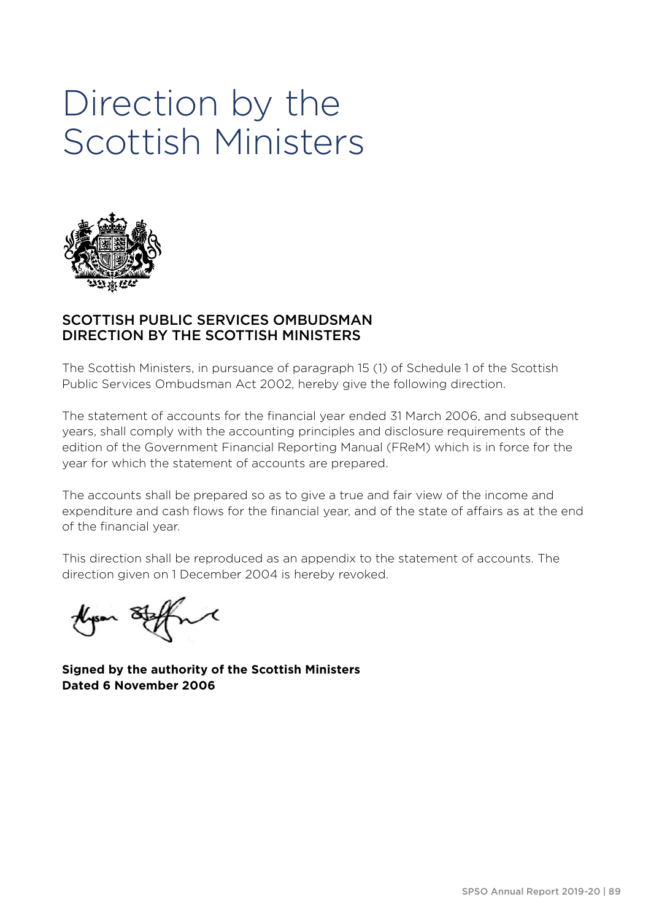# Direction by the Scottish Ministers

## SCOTTISH PUBLIC SERVICES OMBUDSMAN DIRECTION BY THE SCOTTISH MINISTERS

The Scottish Ministers, in pursuance of paragraph 15 (1) of Schedule 1 of the Scottish Public Services Ombudsman Act 2002, hereby give the following direction.

The statement of accounts for the financial year ended 31 March 2006, and subsequent years, shall comply with the accounting principles and disclosure requirements of the edition of the Government Financial Reporting Manual (FReM) which is in force for the year for which the statement of accounts are prepared.

The accounts shall be prepared so as to give a true and fair view of the income and expenditure and cash flows for the financial year, and of the state of affairs as at the end of the financial year.

This direction shall be reproduced as an appendix to the statement of accounts. The direction given on 1 December 2004 is hereby revoked.

**Signed by the authority of the Scottish Ministers**
**Dated 6 November 2006**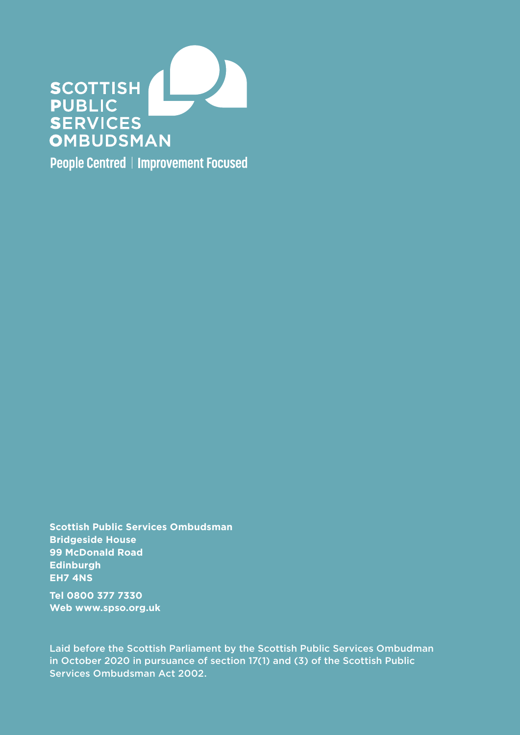SCOTTISH
PUBLIC
SERVICES
OMBUDSMAN

People Centred | Improvement Focused

**Scottish Public Services Ombudsman**
**Bridgeside House**
**99 McDonald Road**
**Edinburgh**
**EH7 4NS**

**Tel 0800 377 7330**
**Web www.spso.org.uk**

Laid before the Scottish Parliament by the Scottish Public Services Ombudman in October 2020 in pursuance of section 17(1) and (3) of the Scottish Public Services Ombudsman Act 2002.